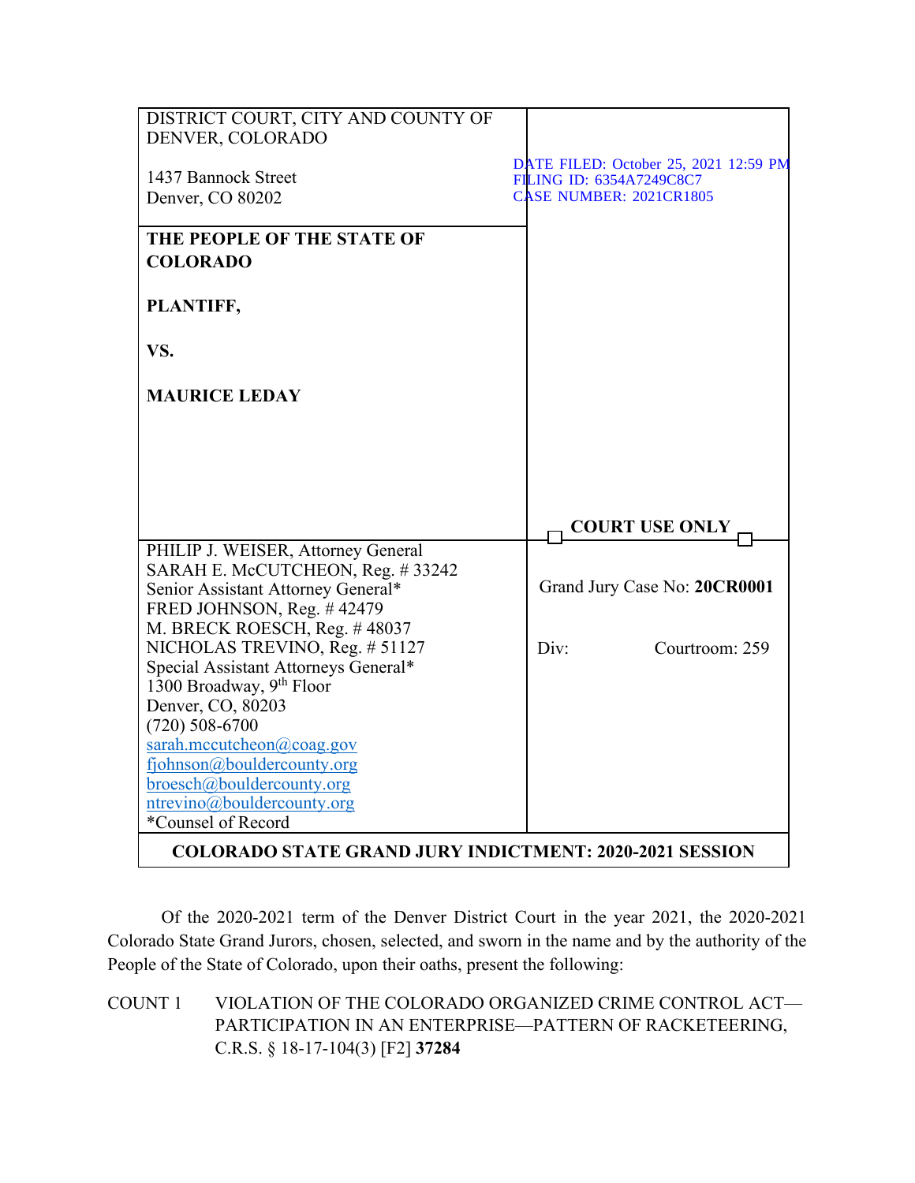| DISTRICT COURT, CITY AND COUNTY OF DENVER, COLORADO<br><br>1437 Bannock Street<br>Denver, CO 80202 | DATE FILED: October 25, 2021 12:59 PM<br>FILING ID: 6354A7249C8C7<br>CASE NUMBER: 2021CR1805 |
|---|---|
| **THE PEOPLE OF THE STATE OF COLORADO**<br><br>**PLANTIFF,**<br><br>**VS.**<br><br>**MAURICE LEDAY** | **COURT USE ONLY** |
| PHILIP J. WEISER, Attorney General<br>SARAH E. McCUTCHEON, Reg. # 33242<br>Senior Assistant Attorney General*<br>FRED JOHNSON, Reg. # 42479<br>M. BRECK ROESCH, Reg. # 48037<br>NICHOLAS TREVINO, Reg. # 51127<br>Special Assistant Attorneys General*<br>1300 Broadway, 9th Floor<br>Denver, CO, 80203<br>(720) 508-6700<br>sarah.mccutcheon@coag.gov<br>fjohnson@bouldercounty.org<br>broesch@bouldercounty.org<br>ntrevino@bouldercounty.org<br>*Counsel of Record | Grand Jury Case No: **20CR0001**<br><br>Div: Courtroom: 259 |
| **COLORADO STATE GRAND JURY INDICTMENT: 2020-2021 SESSION** | |

Of the 2020-2021 term of the Denver District Court in the year 2021, the 2020-2021 Colorado State Grand Jurors, chosen, selected, and sworn in the name and by the authority of the People of the State of Colorado, upon their oaths, present the following:

COUNT 1 VIOLATION OF THE COLORADO ORGANIZED CRIME CONTROL ACT—PARTICIPATION IN AN ENTERPRISE—PATTERN OF RACKETEERING, C.R.S. § 18-17-104(3) [F2] **37284**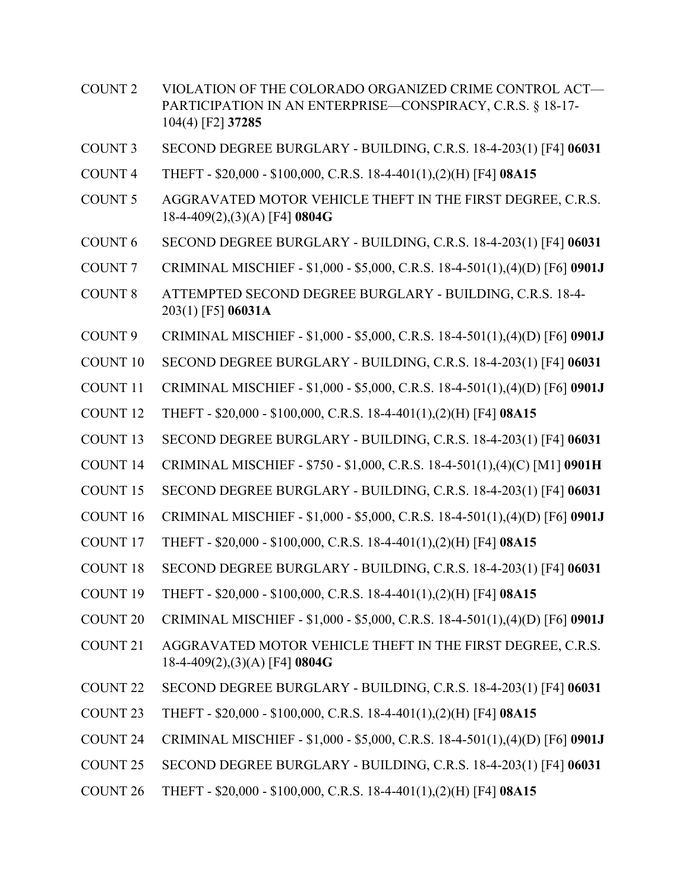COUNT 2 VIOLATION OF THE COLORADO ORGANIZED CRIME CONTROL ACT—PARTICIPATION IN AN ENTERPRISE—CONSPIRACY, C.R.S. § 18-17-104(4) [F2] **37285**

COUNT 3 SECOND DEGREE BURGLARY - BUILDING, C.R.S. 18-4-203(1) [F4] **06031**

COUNT 4 THEFT - $20,000 - $100,000, C.R.S. 18-4-401(1),(2)(H) [F4] **08A15**

COUNT 5 AGGRAVATED MOTOR VEHICLE THEFT IN THE FIRST DEGREE, C.R.S. 18-4-409(2),(3)(A) [F4] **0804G**

COUNT 6 SECOND DEGREE BURGLARY - BUILDING, C.R.S. 18-4-203(1) [F4] **06031**

COUNT 7 CRIMINAL MISCHIEF - $1,000 - $5,000, C.R.S. 18-4-501(1),(4)(D) [F6] **0901J**

COUNT 8 ATTEMPTED SECOND DEGREE BURGLARY - BUILDING, C.R.S. 18-4-203(1) [F5] **06031A**

COUNT 9 CRIMINAL MISCHIEF - $1,000 - $5,000, C.R.S. 18-4-501(1),(4)(D) [F6] **0901J**

COUNT 10 SECOND DEGREE BURGLARY - BUILDING, C.R.S. 18-4-203(1) [F4] **06031**

COUNT 11 CRIMINAL MISCHIEF - $1,000 - $5,000, C.R.S. 18-4-501(1),(4)(D) [F6] **0901J**

COUNT 12 THEFT - $20,000 - $100,000, C.R.S. 18-4-401(1),(2)(H) [F4] **08A15**

COUNT 13 SECOND DEGREE BURGLARY - BUILDING, C.R.S. 18-4-203(1) [F4] **06031**

COUNT 14 CRIMINAL MISCHIEF - $750 - $1,000, C.R.S. 18-4-501(1),(4)(C) [M1] **0901H**

COUNT 15 SECOND DEGREE BURGLARY - BUILDING, C.R.S. 18-4-203(1) [F4] **06031**

COUNT 16 CRIMINAL MISCHIEF - $1,000 - $5,000, C.R.S. 18-4-501(1),(4)(D) [F6] **0901J**

COUNT 17 THEFT - $20,000 - $100,000, C.R.S. 18-4-401(1),(2)(H) [F4] **08A15**

COUNT 18 SECOND DEGREE BURGLARY - BUILDING, C.R.S. 18-4-203(1) [F4] **06031**

COUNT 19 THEFT - $20,000 - $100,000, C.R.S. 18-4-401(1),(2)(H) [F4] **08A15**

COUNT 20 CRIMINAL MISCHIEF - $1,000 - $5,000, C.R.S. 18-4-501(1),(4)(D) [F6] **0901J**

COUNT 21 AGGRAVATED MOTOR VEHICLE THEFT IN THE FIRST DEGREE, C.R.S. 18-4-409(2),(3)(A) [F4] **0804G**

COUNT 22 SECOND DEGREE BURGLARY - BUILDING, C.R.S. 18-4-203(1) [F4] **06031**

COUNT 23 THEFT - $20,000 - $100,000, C.R.S. 18-4-401(1),(2)(H) [F4] **08A15**

COUNT 24 CRIMINAL MISCHIEF - $1,000 - $5,000, C.R.S. 18-4-501(1),(4)(D) [F6] **0901J**

COUNT 25 SECOND DEGREE BURGLARY - BUILDING, C.R.S. 18-4-203(1) [F4] **06031**

COUNT 26 THEFT - $20,000 - $100,000, C.R.S. 18-4-401(1),(2)(H) [F4] **08A15**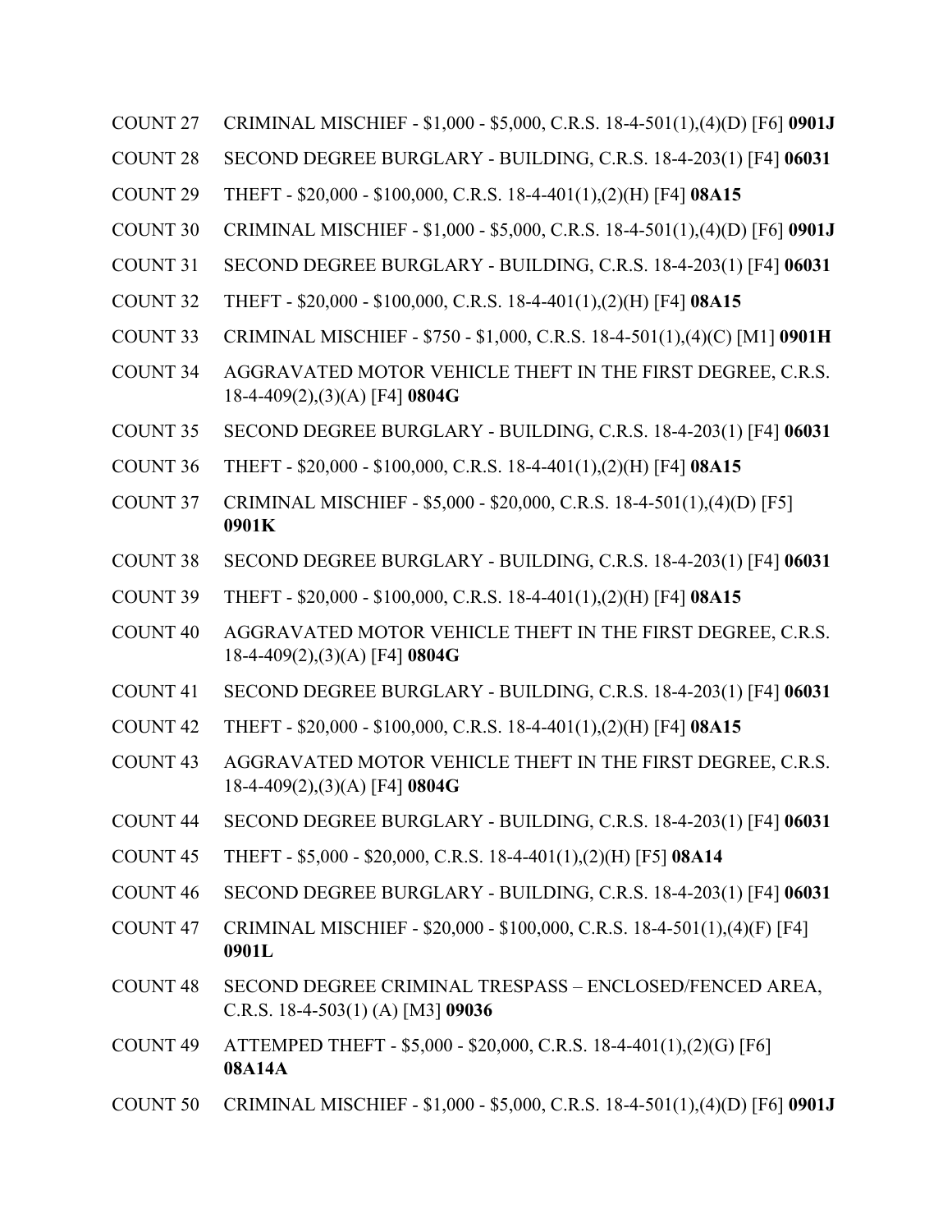COUNT 27 CRIMINAL MISCHIEF - $1,000 - $5,000, C.R.S. 18-4-501(1),(4)(D) [F6] **0901J**

COUNT 28 SECOND DEGREE BURGLARY - BUILDING, C.R.S. 18-4-203(1) [F4] **06031**

COUNT 29 THEFT - $20,000 - $100,000, C.R.S. 18-4-401(1),(2)(H) [F4] **08A15**

COUNT 30 CRIMINAL MISCHIEF - $1,000 - $5,000, C.R.S. 18-4-501(1),(4)(D) [F6] **0901J**

COUNT 31 SECOND DEGREE BURGLARY - BUILDING, C.R.S. 18-4-203(1) [F4] **06031**

COUNT 32 THEFT - $20,000 - $100,000, C.R.S. 18-4-401(1),(2)(H) [F4] **08A15**

COUNT 33 CRIMINAL MISCHIEF - $750 - $1,000, C.R.S. 18-4-501(1),(4)(C) [M1] **0901H**

COUNT 34 AGGRAVATED MOTOR VEHICLE THEFT IN THE FIRST DEGREE, C.R.S. 18-4-409(2),(3)(A) [F4] **0804G**

COUNT 35 SECOND DEGREE BURGLARY - BUILDING, C.R.S. 18-4-203(1) [F4] **06031**

COUNT 36 THEFT - $20,000 - $100,000, C.R.S. 18-4-401(1),(2)(H) [F4] **08A15**

COUNT 37 CRIMINAL MISCHIEF - $5,000 - $20,000, C.R.S. 18-4-501(1),(4)(D) [F5] **0901K**

COUNT 38 SECOND DEGREE BURGLARY - BUILDING, C.R.S. 18-4-203(1) [F4] **06031**

COUNT 39 THEFT - $20,000 - $100,000, C.R.S. 18-4-401(1),(2)(H) [F4] **08A15**

COUNT 40 AGGRAVATED MOTOR VEHICLE THEFT IN THE FIRST DEGREE, C.R.S. 18-4-409(2),(3)(A) [F4] **0804G**

COUNT 41 SECOND DEGREE BURGLARY - BUILDING, C.R.S. 18-4-203(1) [F4] **06031**

COUNT 42 THEFT - $20,000 - $100,000, C.R.S. 18-4-401(1),(2)(H) [F4] **08A15**

COUNT 43 AGGRAVATED MOTOR VEHICLE THEFT IN THE FIRST DEGREE, C.R.S. 18-4-409(2),(3)(A) [F4] **0804G**

COUNT 44 SECOND DEGREE BURGLARY - BUILDING, C.R.S. 18-4-203(1) [F4] **06031**

COUNT 45 THEFT - $5,000 - $20,000, C.R.S. 18-4-401(1),(2)(H) [F5] **08A14**

COUNT 46 SECOND DEGREE BURGLARY - BUILDING, C.R.S. 18-4-203(1) [F4] **06031**

COUNT 47 CRIMINAL MISCHIEF - $20,000 - $100,000, C.R.S. 18-4-501(1),(4)(F) [F4] **0901L**

COUNT 48 SECOND DEGREE CRIMINAL TRESPASS – ENCLOSED/FENCED AREA, C.R.S. 18-4-503(1) (A) [M3] **09036**

COUNT 49 ATTEMPED THEFT - $5,000 - $20,000, C.R.S. 18-4-401(1),(2)(G) [F6] **08A14A**

COUNT 50 CRIMINAL MISCHIEF - $1,000 - $5,000, C.R.S. 18-4-501(1),(4)(D) [F6] **0901J**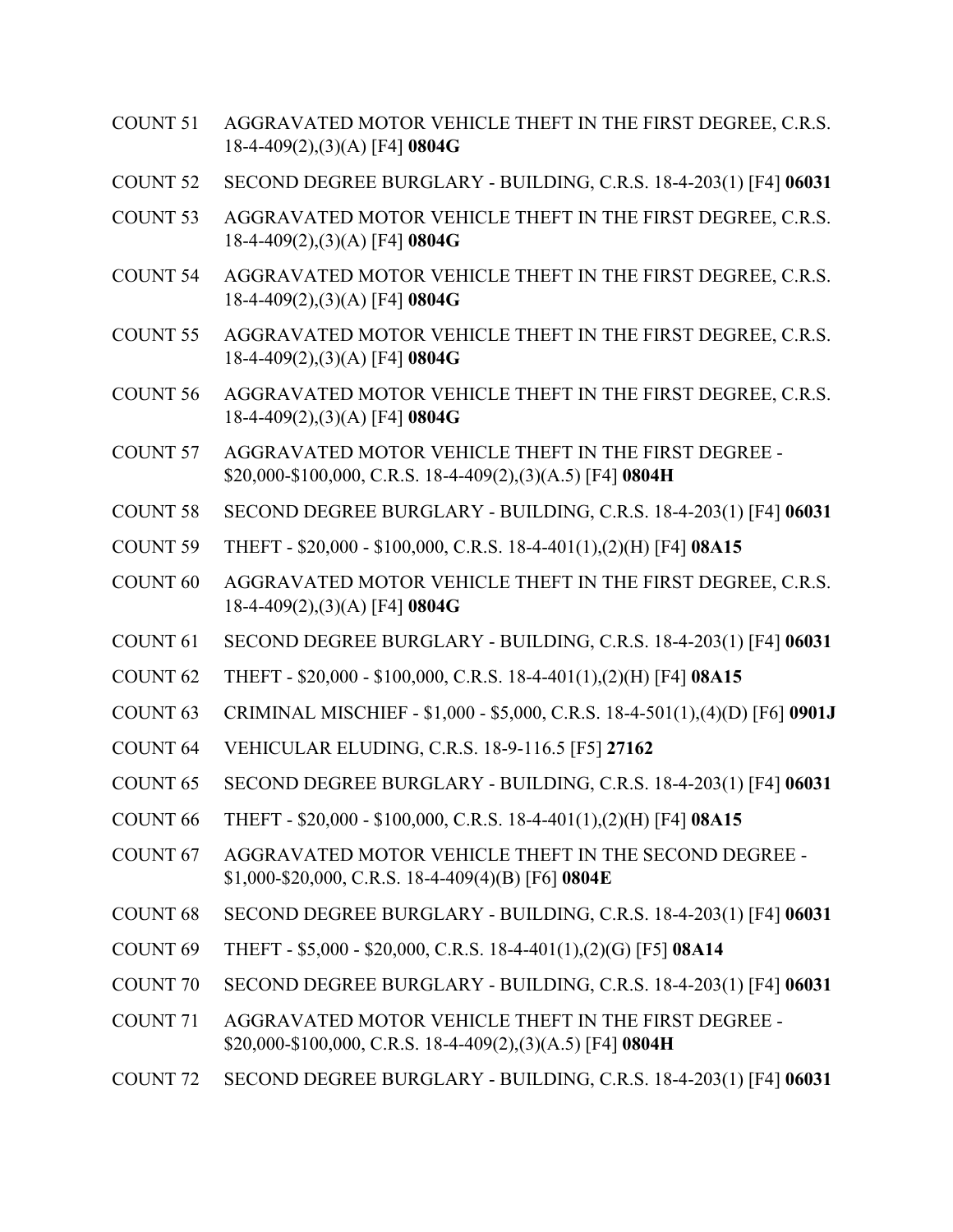COUNT 51 AGGRAVATED MOTOR VEHICLE THEFT IN THE FIRST DEGREE, C.R.S. 18-4-409(2),(3)(A) [F4] **0804G**

COUNT 52 SECOND DEGREE BURGLARY - BUILDING, C.R.S. 18-4-203(1) [F4] **06031**

COUNT 53 AGGRAVATED MOTOR VEHICLE THEFT IN THE FIRST DEGREE, C.R.S. 18-4-409(2),(3)(A) [F4] **0804G**

COUNT 54 AGGRAVATED MOTOR VEHICLE THEFT IN THE FIRST DEGREE, C.R.S. 18-4-409(2),(3)(A) [F4] **0804G**

COUNT 55 AGGRAVATED MOTOR VEHICLE THEFT IN THE FIRST DEGREE, C.R.S. 18-4-409(2),(3)(A) [F4] **0804G**

COUNT 56 AGGRAVATED MOTOR VEHICLE THEFT IN THE FIRST DEGREE, C.R.S. 18-4-409(2),(3)(A) [F4] **0804G**

COUNT 57 AGGRAVATED MOTOR VEHICLE THEFT IN THE FIRST DEGREE - $20,000-$100,000, C.R.S. 18-4-409(2),(3)(A.5) [F4] **0804H**

COUNT 58 SECOND DEGREE BURGLARY - BUILDING, C.R.S. 18-4-203(1) [F4] **06031**

COUNT 59 THEFT - $20,000 - $100,000, C.R.S. 18-4-401(1),(2)(H) [F4] **08A15**

COUNT 60 AGGRAVATED MOTOR VEHICLE THEFT IN THE FIRST DEGREE, C.R.S. 18-4-409(2),(3)(A) [F4] **0804G**

COUNT 61 SECOND DEGREE BURGLARY - BUILDING, C.R.S. 18-4-203(1) [F4] **06031**

COUNT 62 THEFT - $20,000 - $100,000, C.R.S. 18-4-401(1),(2)(H) [F4] **08A15**

COUNT 63 CRIMINAL MISCHIEF - $1,000 - $5,000, C.R.S. 18-4-501(1),(4)(D) [F6] **0901J**

COUNT 64 VEHICULAR ELUDING, C.R.S. 18-9-116.5 [F5] **27162**

COUNT 65 SECOND DEGREE BURGLARY - BUILDING, C.R.S. 18-4-203(1) [F4] **06031**

COUNT 66 THEFT - $20,000 - $100,000, C.R.S. 18-4-401(1),(2)(H) [F4] **08A15**

COUNT 67 AGGRAVATED MOTOR VEHICLE THEFT IN THE SECOND DEGREE - $1,000-$20,000, C.R.S. 18-4-409(4)(B) [F6] **0804E**

COUNT 68 SECOND DEGREE BURGLARY - BUILDING, C.R.S. 18-4-203(1) [F4] **06031**

COUNT 69 THEFT - $5,000 - $20,000, C.R.S. 18-4-401(1),(2)(G) [F5] **08A14**

COUNT 70 SECOND DEGREE BURGLARY - BUILDING, C.R.S. 18-4-203(1) [F4] **06031**

COUNT 71 AGGRAVATED MOTOR VEHICLE THEFT IN THE FIRST DEGREE - $20,000-$100,000, C.R.S. 18-4-409(2),(3)(A.5) [F4] **0804H**

COUNT 72 SECOND DEGREE BURGLARY - BUILDING, C.R.S. 18-4-203(1) [F4] **06031**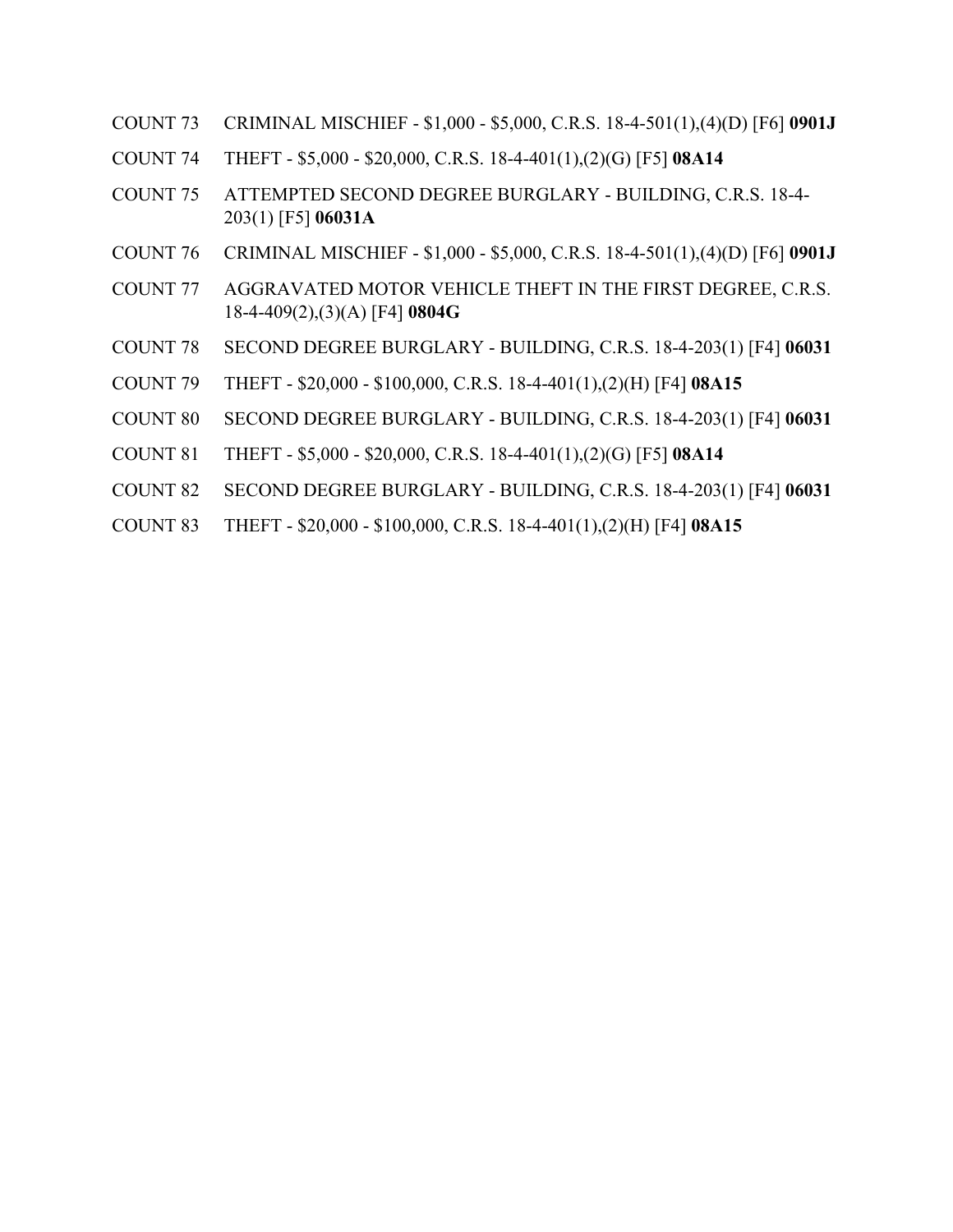COUNT 73 CRIMINAL MISCHIEF - $1,000 - $5,000, C.R.S. 18-4-501(1),(4)(D) [F6] **0901J**

COUNT 74 THEFT - $5,000 - $20,000, C.R.S. 18-4-401(1),(2)(G) [F5] **08A14**

COUNT 75 ATTEMPTED SECOND DEGREE BURGLARY - BUILDING, C.R.S. 18-4-203(1) [F5] **06031A**

COUNT 76 CRIMINAL MISCHIEF - $1,000 - $5,000, C.R.S. 18-4-501(1),(4)(D) [F6] **0901J**

COUNT 77 AGGRAVATED MOTOR VEHICLE THEFT IN THE FIRST DEGREE, C.R.S. 18-4-409(2),(3)(A) [F4] **0804G**

COUNT 78 SECOND DEGREE BURGLARY - BUILDING, C.R.S. 18-4-203(1) [F4] **06031**

COUNT 79 THEFT - $20,000 - $100,000, C.R.S. 18-4-401(1),(2)(H) [F4] **08A15**

COUNT 80 SECOND DEGREE BURGLARY - BUILDING, C.R.S. 18-4-203(1) [F4] **06031**

COUNT 81 THEFT - $5,000 - $20,000, C.R.S. 18-4-401(1),(2)(G) [F5] **08A14**

COUNT 82 SECOND DEGREE BURGLARY - BUILDING, C.R.S. 18-4-203(1) [F4] **06031**

COUNT 83 THEFT - $20,000 - $100,000, C.R.S. 18-4-401(1),(2)(H) [F4] **08A15**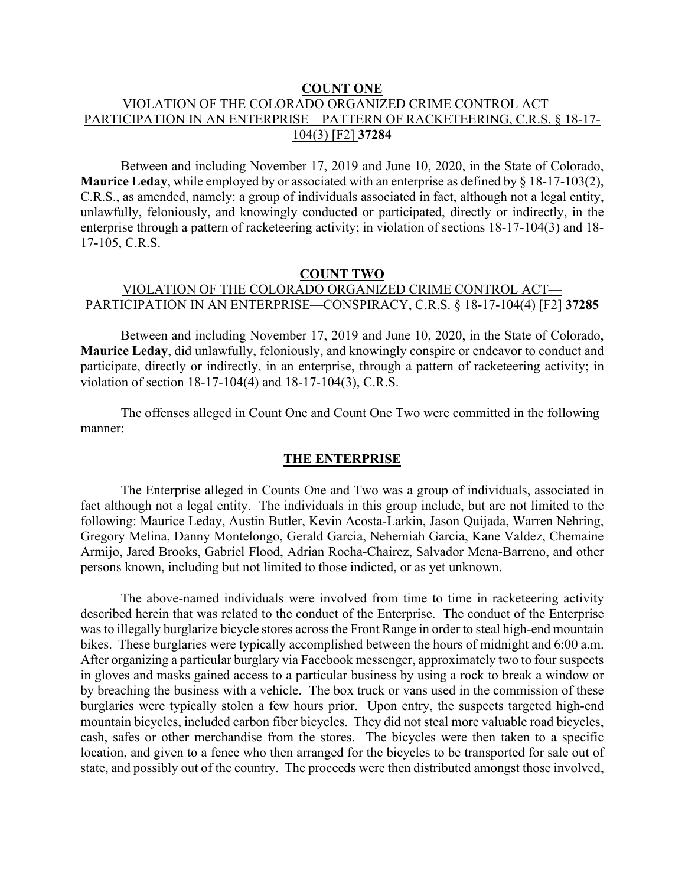**COUNT ONE**

VIOLATION OF THE COLORADO ORGANIZED CRIME CONTROL ACT—PARTICIPATION IN AN ENTERPRISE—PATTERN OF RACKETEERING, C.R.S. § 18-17-104(3) [F2] **37284**

Between and including November 17, 2019 and June 10, 2020, in the State of Colorado, **Maurice Leday**, while employed by or associated with an enterprise as defined by § 18-17-103(2), C.R.S., as amended, namely: a group of individuals associated in fact, although not a legal entity, unlawfully, feloniously, and knowingly conducted or participated, directly or indirectly, in the enterprise through a pattern of racketeering activity; in violation of sections 18-17-104(3) and 18-17-105, C.R.S.

**COUNT TWO**

VIOLATION OF THE COLORADO ORGANIZED CRIME CONTROL ACT—PARTICIPATION IN AN ENTERPRISE—CONSPIRACY, C.R.S. § 18-17-104(4) [F2] **37285**

Between and including November 17, 2019 and June 10, 2020, in the State of Colorado, **Maurice Leday**, did unlawfully, feloniously, and knowingly conspire or endeavor to conduct and participate, directly or indirectly, in an enterprise, through a pattern of racketeering activity; in violation of section 18-17-104(4) and 18-17-104(3), C.R.S.

The offenses alleged in Count One and Count One Two were committed in the following manner:

**THE ENTERPRISE**

The Enterprise alleged in Counts One and Two was a group of individuals, associated in fact although not a legal entity. The individuals in this group include, but are not limited to the following: Maurice Leday, Austin Butler, Kevin Acosta-Larkin, Jason Quijada, Warren Nehring, Gregory Melina, Danny Montelongo, Gerald Garcia, Nehemiah Garcia, Kane Valdez, Chemaine Armijo, Jared Brooks, Gabriel Flood, Adrian Rocha-Chairez, Salvador Mena-Barreno, and other persons known, including but not limited to those indicted, or as yet unknown.

The above-named individuals were involved from time to time in racketeering activity described herein that was related to the conduct of the Enterprise. The conduct of the Enterprise was to illegally burglarize bicycle stores across the Front Range in order to steal high-end mountain bikes. These burglaries were typically accomplished between the hours of midnight and 6:00 a.m. After organizing a particular burglary via Facebook messenger, approximately two to four suspects in gloves and masks gained access to a particular business by using a rock to break a window or by breaching the business with a vehicle. The box truck or vans used in the commission of these burglaries were typically stolen a few hours prior. Upon entry, the suspects targeted high-end mountain bicycles, included carbon fiber bicycles. They did not steal more valuable road bicycles, cash, safes or other merchandise from the stores. The bicycles were then taken to a specific location, and given to a fence who then arranged for the bicycles to be transported for sale out of state, and possibly out of the country. The proceeds were then distributed amongst those involved,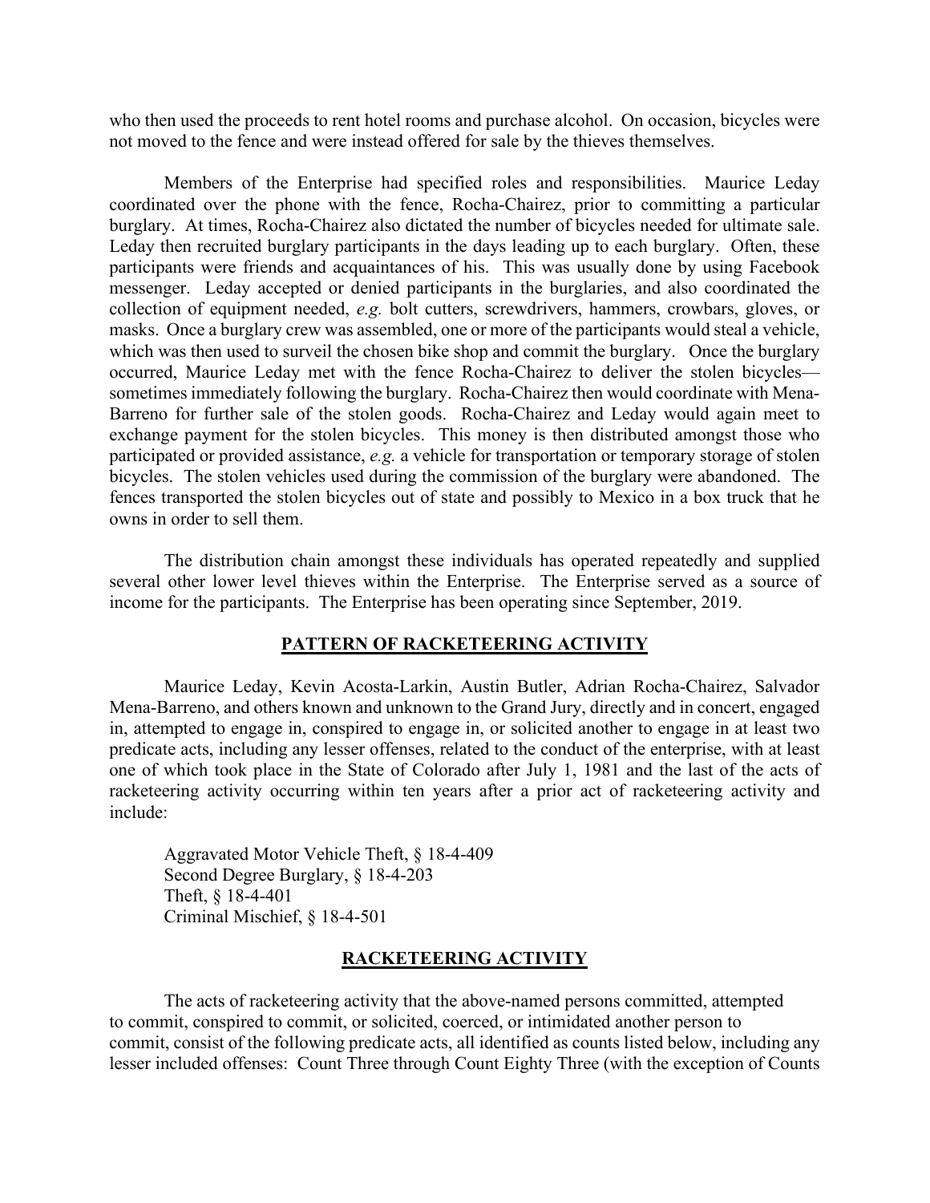who then used the proceeds to rent hotel rooms and purchase alcohol. On occasion, bicycles were not moved to the fence and were instead offered for sale by the thieves themselves.

Members of the Enterprise had specified roles and responsibilities. Maurice Leday coordinated over the phone with the fence, Rocha-Chairez, prior to committing a particular burglary. At times, Rocha-Chairez also dictated the number of bicycles needed for ultimate sale. Leday then recruited burglary participants in the days leading up to each burglary. Often, these participants were friends and acquaintances of his. This was usually done by using Facebook messenger. Leday accepted or denied participants in the burglaries, and also coordinated the collection of equipment needed, *e.g.* bolt cutters, screwdrivers, hammers, crowbars, gloves, or masks. Once a burglary crew was assembled, one or more of the participants would steal a vehicle, which was then used to surveil the chosen bike shop and commit the burglary. Once the burglary occurred, Maurice Leday met with the fence Rocha-Chairez to deliver the stolen bicycles—sometimes immediately following the burglary. Rocha-Chairez then would coordinate with Mena-Barreno for further sale of the stolen goods. Rocha-Chairez and Leday would again meet to exchange payment for the stolen bicycles. This money is then distributed amongst those who participated or provided assistance, *e.g.* a vehicle for transportation or temporary storage of stolen bicycles. The stolen vehicles used during the commission of the burglary were abandoned. The fences transported the stolen bicycles out of state and possibly to Mexico in a box truck that he owns in order to sell them.

The distribution chain amongst these individuals has operated repeatedly and supplied several other lower level thieves within the Enterprise. The Enterprise served as a source of income for the participants. The Enterprise has been operating since September, 2019.

## PATTERN OF RACKETEERING ACTIVITY

Maurice Leday, Kevin Acosta-Larkin, Austin Butler, Adrian Rocha-Chairez, Salvador Mena-Barreno, and others known and unknown to the Grand Jury, directly and in concert, engaged in, attempted to engage in, conspired to engage in, or solicited another to engage in at least two predicate acts, including any lesser offenses, related to the conduct of the enterprise, with at least one of which took place in the State of Colorado after July 1, 1981 and the last of the acts of racketeering activity occurring within ten years after a prior act of racketeering activity and include:

Aggravated Motor Vehicle Theft, § 18-4-409
Second Degree Burglary, § 18-4-203
Theft, § 18-4-401
Criminal Mischief, § 18-4-501

## RACKETEERING ACTIVITY

The acts of racketeering activity that the above-named persons committed, attempted to commit, conspired to commit, or solicited, coerced, or intimidated another person to commit, consist of the following predicate acts, all identified as counts listed below, including any lesser included offenses: Count Three through Count Eighty Three (with the exception of Counts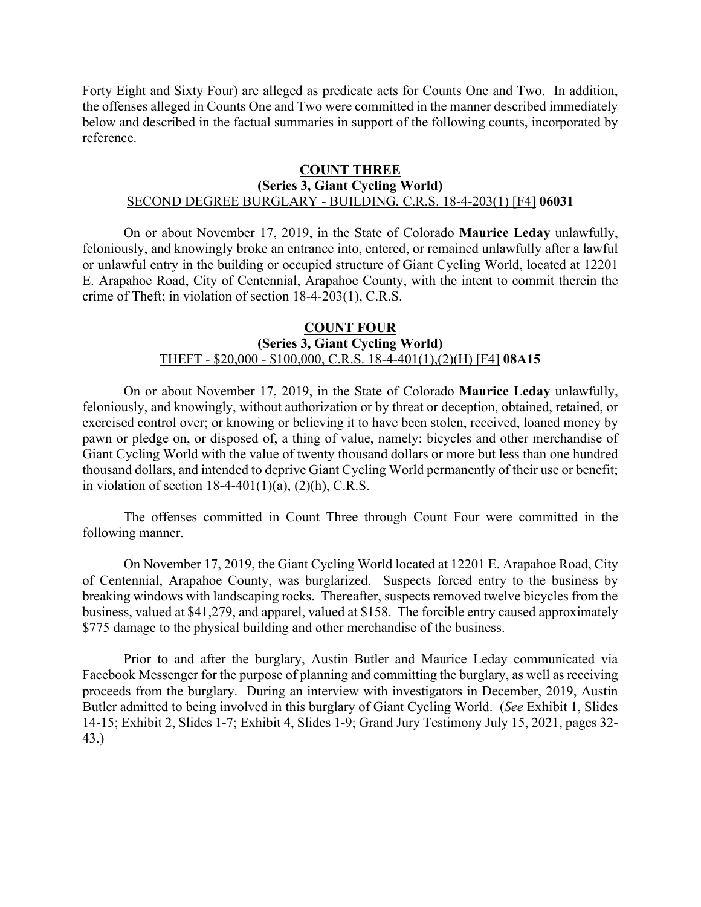Forty Eight and Sixty Four) are alleged as predicate acts for Counts One and Two. In addition, the offenses alleged in Counts One and Two were committed in the manner described immediately below and described in the factual summaries in support of the following counts, incorporated by reference.

## COUNT THREE

**(Series 3, Giant Cycling World)**

SECOND DEGREE BURGLARY - BUILDING, C.R.S. 18-4-203(1) [F4] **06031**

On or about November 17, 2019, in the State of Colorado **Maurice Leday** unlawfully, feloniously, and knowingly broke an entrance into, entered, or remained unlawfully after a lawful or unlawful entry in the building or occupied structure of Giant Cycling World, located at 12201 E. Arapahoe Road, City of Centennial, Arapahoe County, with the intent to commit therein the crime of Theft; in violation of section 18-4-203(1), C.R.S.

## COUNT FOUR

**(Series 3, Giant Cycling World)**

THEFT - $20,000 - $100,000, C.R.S. 18-4-401(1),(2)(H) [F4] **08A15**

On or about November 17, 2019, in the State of Colorado **Maurice Leday** unlawfully, feloniously, and knowingly, without authorization or by threat or deception, obtained, retained, or exercised control over; or knowing or believing it to have been stolen, received, loaned money by pawn or pledge on, or disposed of, a thing of value, namely: bicycles and other merchandise of Giant Cycling World with the value of twenty thousand dollars or more but less than one hundred thousand dollars, and intended to deprive Giant Cycling World permanently of their use or benefit; in violation of section 18-4-401(1)(a), (2)(h), C.R.S.

The offenses committed in Count Three through Count Four were committed in the following manner.

On November 17, 2019, the Giant Cycling World located at 12201 E. Arapahoe Road, City of Centennial, Arapahoe County, was burglarized. Suspects forced entry to the business by breaking windows with landscaping rocks. Thereafter, suspects removed twelve bicycles from the business, valued at $41,279, and apparel, valued at $158. The forcible entry caused approximately $775 damage to the physical building and other merchandise of the business.

Prior to and after the burglary, Austin Butler and Maurice Leday communicated via Facebook Messenger for the purpose of planning and committing the burglary, as well as receiving proceeds from the burglary. During an interview with investigators in December, 2019, Austin Butler admitted to being involved in this burglary of Giant Cycling World. (*See* Exhibit 1, Slides 14-15; Exhibit 2, Slides 1-7; Exhibit 4, Slides 1-9; Grand Jury Testimony July 15, 2021, pages 32-43.)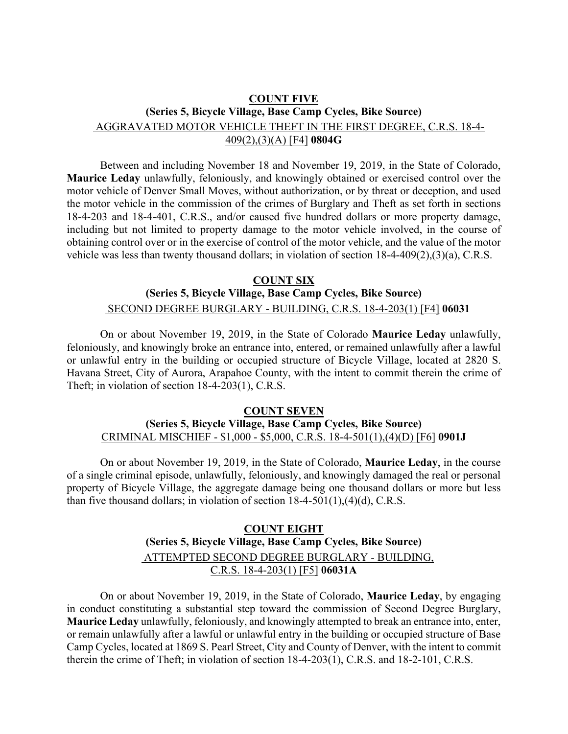**COUNT FIVE**

**(Series 5, Bicycle Village, Base Camp Cycles, Bike Source)**

AGGRAVATED MOTOR VEHICLE THEFT IN THE FIRST DEGREE, C.R.S. 18-4-409(2),(3)(A) [F4] **0804G**

Between and including November 18 and November 19, 2019, in the State of Colorado, **Maurice Leday** unlawfully, feloniously, and knowingly obtained or exercised control over the motor vehicle of Denver Small Moves, without authorization, or by threat or deception, and used the motor vehicle in the commission of the crimes of Burglary and Theft as set forth in sections 18-4-203 and 18-4-401, C.R.S., and/or caused five hundred dollars or more property damage, including but not limited to property damage to the motor vehicle involved, in the course of obtaining control over or in the exercise of control of the motor vehicle, and the value of the motor vehicle was less than twenty thousand dollars; in violation of section 18-4-409(2),(3)(a), C.R.S.

**COUNT SIX**

**(Series 5, Bicycle Village, Base Camp Cycles, Bike Source)**

SECOND DEGREE BURGLARY - BUILDING, C.R.S. 18-4-203(1) [F4] **06031**

On or about November 19, 2019, in the State of Colorado **Maurice Leday** unlawfully, feloniously, and knowingly broke an entrance into, entered, or remained unlawfully after a lawful or unlawful entry in the building or occupied structure of Bicycle Village, located at 2820 S. Havana Street, City of Aurora, Arapahoe County, with the intent to commit therein the crime of Theft; in violation of section 18-4-203(1), C.R.S.

**COUNT SEVEN**

**(Series 5, Bicycle Village, Base Camp Cycles, Bike Source)**

CRIMINAL MISCHIEF - $1,000 - $5,000, C.R.S. 18-4-501(1),(4)(D) [F6] **0901J**

On or about November 19, 2019, in the State of Colorado, **Maurice Leday**, in the course of a single criminal episode, unlawfully, feloniously, and knowingly damaged the real or personal property of Bicycle Village, the aggregate damage being one thousand dollars or more but less than five thousand dollars; in violation of section 18-4-501(1),(4)(d), C.R.S.

**COUNT EIGHT**

**(Series 5, Bicycle Village, Base Camp Cycles, Bike Source)**

ATTEMPTED SECOND DEGREE BURGLARY - BUILDING, C.R.S. 18-4-203(1) [F5] **06031A**

On or about November 19, 2019, in the State of Colorado, **Maurice Leday**, by engaging in conduct constituting a substantial step toward the commission of Second Degree Burglary, **Maurice Leday** unlawfully, feloniously, and knowingly attempted to break an entrance into, enter, or remain unlawfully after a lawful or unlawful entry in the building or occupied structure of Base Camp Cycles, located at 1869 S. Pearl Street, City and County of Denver, with the intent to commit therein the crime of Theft; in violation of section 18-4-203(1), C.R.S. and 18-2-101, C.R.S.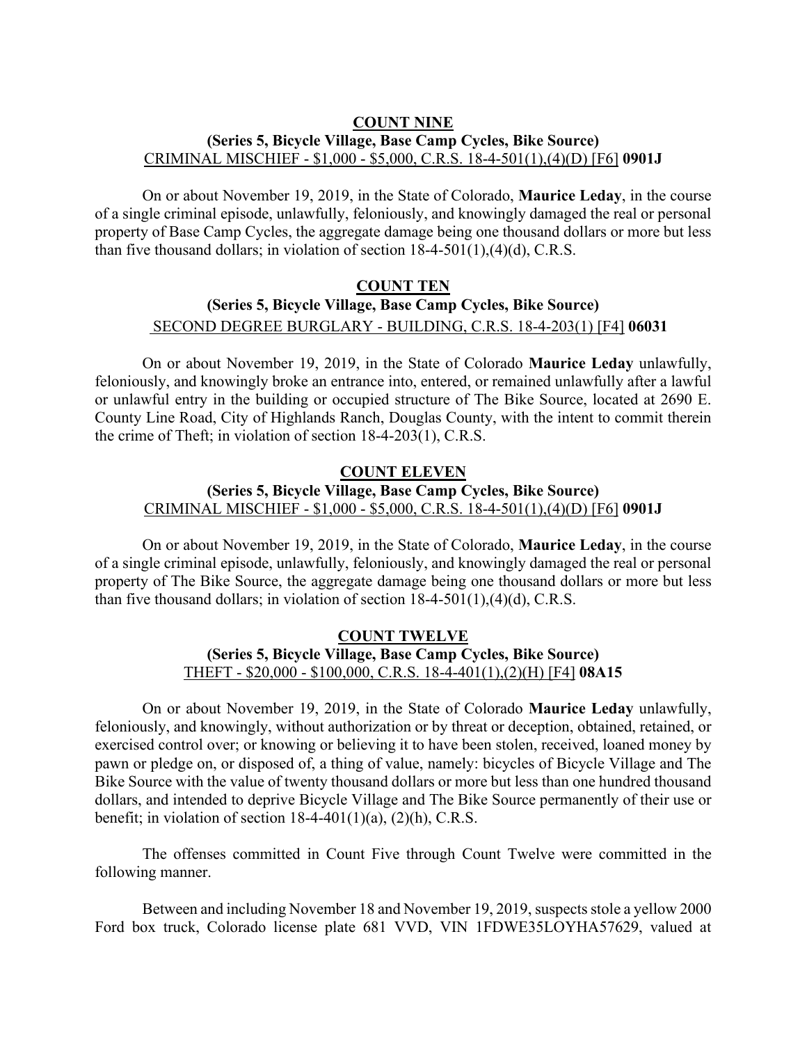**COUNT NINE**

**(Series 5, Bicycle Village, Base Camp Cycles, Bike Source)**

CRIMINAL MISCHIEF - $1,000 - $5,000, C.R.S. 18-4-501(1),(4)(D) [F6] **0901J**

On or about November 19, 2019, in the State of Colorado, **Maurice Leday**, in the course of a single criminal episode, unlawfully, feloniously, and knowingly damaged the real or personal property of Base Camp Cycles, the aggregate damage being one thousand dollars or more but less than five thousand dollars; in violation of section 18-4-501(1),(4)(d), C.R.S.

**COUNT TEN**

**(Series 5, Bicycle Village, Base Camp Cycles, Bike Source)**

SECOND DEGREE BURGLARY - BUILDING, C.R.S. 18-4-203(1) [F4] **06031**

On or about November 19, 2019, in the State of Colorado **Maurice Leday** unlawfully, feloniously, and knowingly broke an entrance into, entered, or remained unlawfully after a lawful or unlawful entry in the building or occupied structure of The Bike Source, located at 2690 E. County Line Road, City of Highlands Ranch, Douglas County, with the intent to commit therein the crime of Theft; in violation of section 18-4-203(1), C.R.S.

**COUNT ELEVEN**

**(Series 5, Bicycle Village, Base Camp Cycles, Bike Source)**

CRIMINAL MISCHIEF - $1,000 - $5,000, C.R.S. 18-4-501(1),(4)(D) [F6] **0901J**

On or about November 19, 2019, in the State of Colorado, **Maurice Leday**, in the course of a single criminal episode, unlawfully, feloniously, and knowingly damaged the real or personal property of The Bike Source, the aggregate damage being one thousand dollars or more but less than five thousand dollars; in violation of section 18-4-501(1),(4)(d), C.R.S.

**COUNT TWELVE**

**(Series 5, Bicycle Village, Base Camp Cycles, Bike Source)**

THEFT - $20,000 - $100,000, C.R.S. 18-4-401(1),(2)(H) [F4] **08A15**

On or about November 19, 2019, in the State of Colorado **Maurice Leday** unlawfully, feloniously, and knowingly, without authorization or by threat or deception, obtained, retained, or exercised control over; or knowing or believing it to have been stolen, received, loaned money by pawn or pledge on, or disposed of, a thing of value, namely: bicycles of Bicycle Village and The Bike Source with the value of twenty thousand dollars or more but less than one hundred thousand dollars, and intended to deprive Bicycle Village and The Bike Source permanently of their use or benefit; in violation of section 18-4-401(1)(a), (2)(h), C.R.S.

The offenses committed in Count Five through Count Twelve were committed in the following manner.

Between and including November 18 and November 19, 2019, suspects stole a yellow 2000 Ford box truck, Colorado license plate 681 VVD, VIN 1FDWE35LOYHA57629, valued at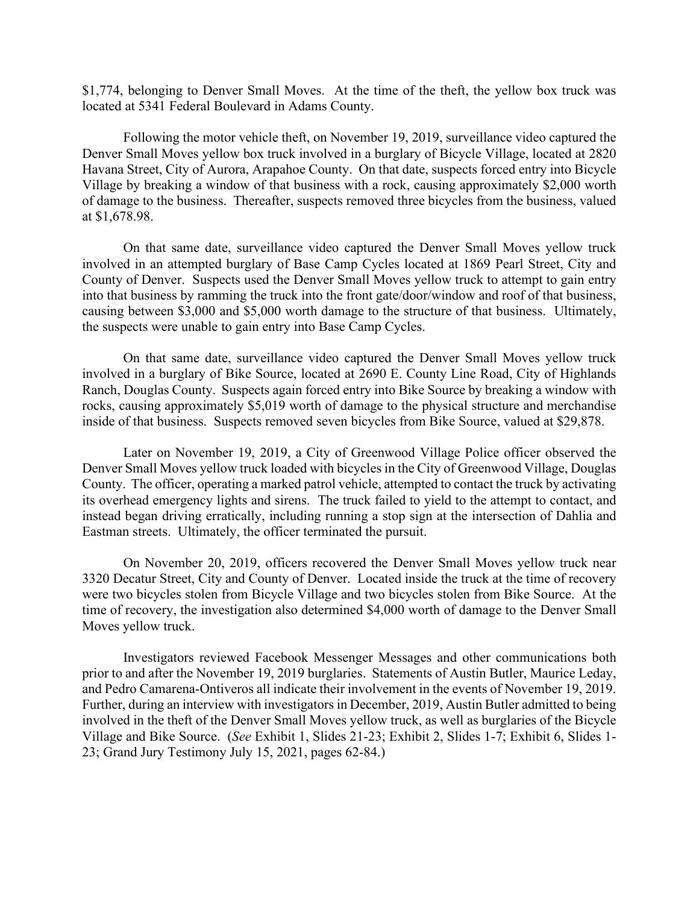$1,774, belonging to Denver Small Moves. At the time of the theft, the yellow box truck was located at 5341 Federal Boulevard in Adams County.

Following the motor vehicle theft, on November 19, 2019, surveillance video captured the Denver Small Moves yellow box truck involved in a burglary of Bicycle Village, located at 2820 Havana Street, City of Aurora, Arapahoe County. On that date, suspects forced entry into Bicycle Village by breaking a window of that business with a rock, causing approximately $2,000 worth of damage to the business. Thereafter, suspects removed three bicycles from the business, valued at $1,678.98.

On that same date, surveillance video captured the Denver Small Moves yellow truck involved in an attempted burglary of Base Camp Cycles located at 1869 Pearl Street, City and County of Denver. Suspects used the Denver Small Moves yellow truck to attempt to gain entry into that business by ramming the truck into the front gate/door/window and roof of that business, causing between $3,000 and $5,000 worth damage to the structure of that business. Ultimately, the suspects were unable to gain entry into Base Camp Cycles.

On that same date, surveillance video captured the Denver Small Moves yellow truck involved in a burglary of Bike Source, located at 2690 E. County Line Road, City of Highlands Ranch, Douglas County. Suspects again forced entry into Bike Source by breaking a window with rocks, causing approximately $5,019 worth of damage to the physical structure and merchandise inside of that business. Suspects removed seven bicycles from Bike Source, valued at $29,878.

Later on November 19, 2019, a City of Greenwood Village Police officer observed the Denver Small Moves yellow truck loaded with bicycles in the City of Greenwood Village, Douglas County. The officer, operating a marked patrol vehicle, attempted to contact the truck by activating its overhead emergency lights and sirens. The truck failed to yield to the attempt to contact, and instead began driving erratically, including running a stop sign at the intersection of Dahlia and Eastman streets. Ultimately, the officer terminated the pursuit.

On November 20, 2019, officers recovered the Denver Small Moves yellow truck near 3320 Decatur Street, City and County of Denver. Located inside the truck at the time of recovery were two bicycles stolen from Bicycle Village and two bicycles stolen from Bike Source. At the time of recovery, the investigation also determined $4,000 worth of damage to the Denver Small Moves yellow truck.

Investigators reviewed Facebook Messenger Messages and other communications both prior to and after the November 19, 2019 burglaries. Statements of Austin Butler, Maurice Leday, and Pedro Camarena-Ontiveros all indicate their involvement in the events of November 19, 2019. Further, during an interview with investigators in December, 2019, Austin Butler admitted to being involved in the theft of the Denver Small Moves yellow truck, as well as burglaries of the Bicycle Village and Bike Source. (*See* Exhibit 1, Slides 21-23; Exhibit 2, Slides 1-7; Exhibit 6, Slides 1-23; Grand Jury Testimony July 15, 2021, pages 62-84.)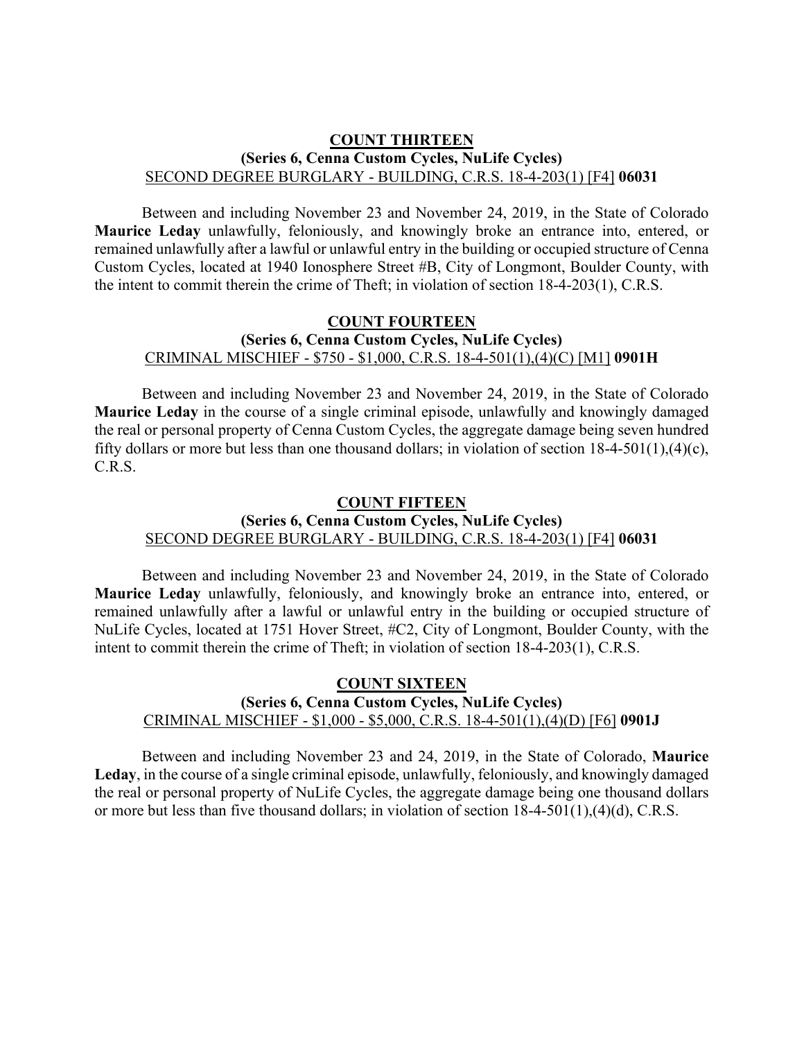**COUNT THIRTEEN**

**(Series 6, Cenna Custom Cycles, NuLife Cycles)**

SECOND DEGREE BURGLARY - BUILDING, C.R.S. 18-4-203(1) [F4] **06031**

Between and including November 23 and November 24, 2019, in the State of Colorado **Maurice Leday** unlawfully, feloniously, and knowingly broke an entrance into, entered, or remained unlawfully after a lawful or unlawful entry in the building or occupied structure of Cenna Custom Cycles, located at 1940 Ionosphere Street #B, City of Longmont, Boulder County, with the intent to commit therein the crime of Theft; in violation of section 18-4-203(1), C.R.S.

**COUNT FOURTEEN**

**(Series 6, Cenna Custom Cycles, NuLife Cycles)**

CRIMINAL MISCHIEF - $750 - $1,000, C.R.S. 18-4-501(1),(4)(C) [M1] **0901H**

Between and including November 23 and November 24, 2019, in the State of Colorado **Maurice Leday** in the course of a single criminal episode, unlawfully and knowingly damaged the real or personal property of Cenna Custom Cycles, the aggregate damage being seven hundred fifty dollars or more but less than one thousand dollars; in violation of section 18-4-501(1),(4)(c), C.R.S.

**COUNT FIFTEEN**

**(Series 6, Cenna Custom Cycles, NuLife Cycles)**

SECOND DEGREE BURGLARY - BUILDING, C.R.S. 18-4-203(1) [F4] **06031**

Between and including November 23 and November 24, 2019, in the State of Colorado **Maurice Leday** unlawfully, feloniously, and knowingly broke an entrance into, entered, or remained unlawfully after a lawful or unlawful entry in the building or occupied structure of NuLife Cycles, located at 1751 Hover Street, #C2, City of Longmont, Boulder County, with the intent to commit therein the crime of Theft; in violation of section 18-4-203(1), C.R.S.

**COUNT SIXTEEN**

**(Series 6, Cenna Custom Cycles, NuLife Cycles)**

CRIMINAL MISCHIEF - $1,000 - $5,000, C.R.S. 18-4-501(1),(4)(D) [F6] **0901J**

Between and including November 23 and 24, 2019, in the State of Colorado, **Maurice Leday**, in the course of a single criminal episode, unlawfully, feloniously, and knowingly damaged the real or personal property of NuLife Cycles, the aggregate damage being one thousand dollars or more but less than five thousand dollars; in violation of section 18-4-501(1),(4)(d), C.R.S.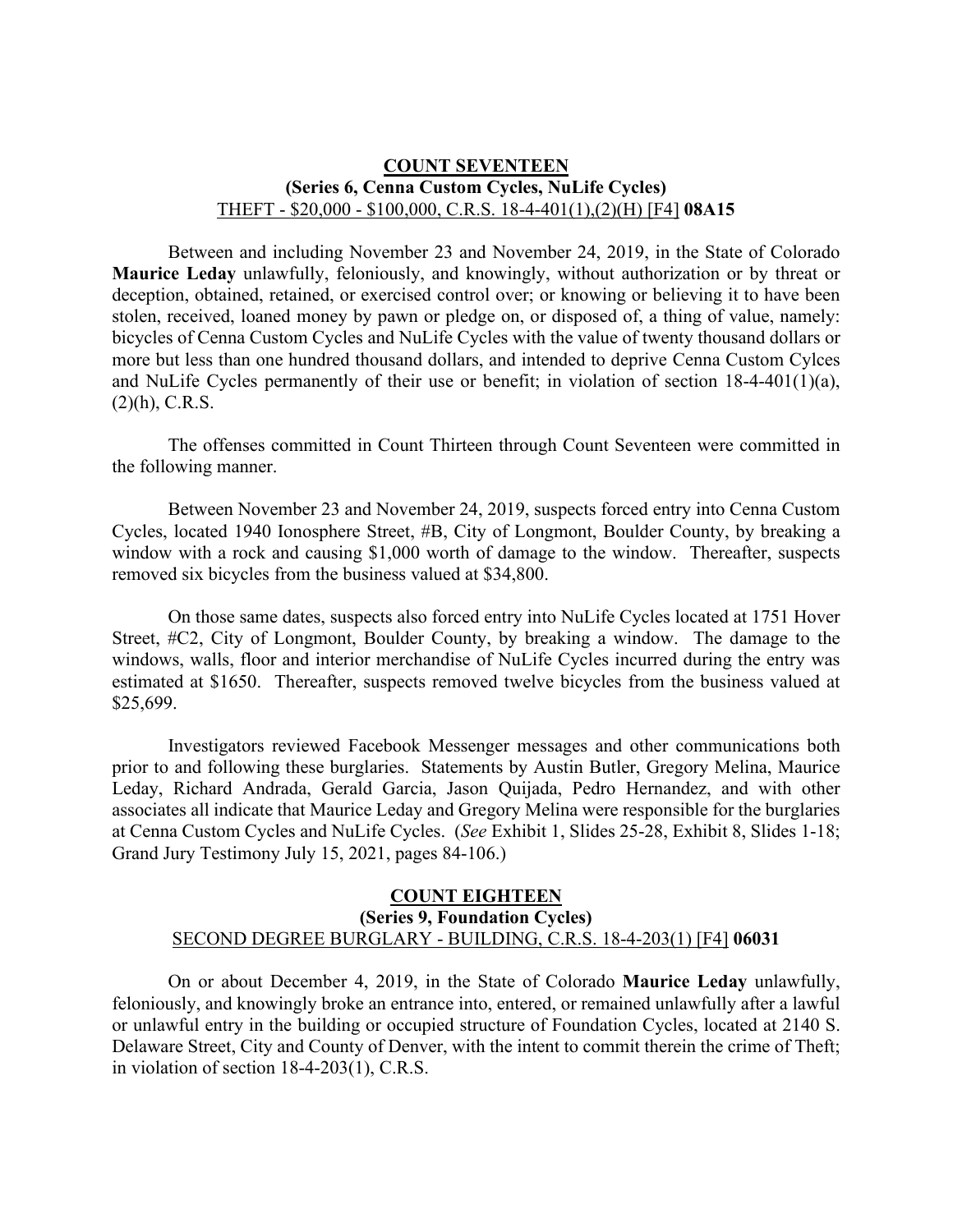**COUNT SEVENTEEN**
**(Series 6, Cenna Custom Cycles, NuLife Cycles)**
THEFT - $20,000 - $100,000, C.R.S. 18-4-401(1),(2)(H) [F4] **08A15**

Between and including November 23 and November 24, 2019, in the State of Colorado **Maurice Leday** unlawfully, feloniously, and knowingly, without authorization or by threat or deception, obtained, retained, or exercised control over; or knowing or believing it to have been stolen, received, loaned money by pawn or pledge on, or disposed of, a thing of value, namely: bicycles of Cenna Custom Cycles and NuLife Cycles with the value of twenty thousand dollars or more but less than one hundred thousand dollars, and intended to deprive Cenna Custom Cylces and NuLife Cycles permanently of their use or benefit; in violation of section 18-4-401(1)(a), (2)(h), C.R.S.

The offenses committed in Count Thirteen through Count Seventeen were committed in the following manner.

Between November 23 and November 24, 2019, suspects forced entry into Cenna Custom Cycles, located 1940 Ionosphere Street, #B, City of Longmont, Boulder County, by breaking a window with a rock and causing $1,000 worth of damage to the window. Thereafter, suspects removed six bicycles from the business valued at $34,800.

On those same dates, suspects also forced entry into NuLife Cycles located at 1751 Hover Street, #C2, City of Longmont, Boulder County, by breaking a window. The damage to the windows, walls, floor and interior merchandise of NuLife Cycles incurred during the entry was estimated at $1650. Thereafter, suspects removed twelve bicycles from the business valued at $25,699.

Investigators reviewed Facebook Messenger messages and other communications both prior to and following these burglaries. Statements by Austin Butler, Gregory Melina, Maurice Leday, Richard Andrada, Gerald Garcia, Jason Quijada, Pedro Hernandez, and with other associates all indicate that Maurice Leday and Gregory Melina were responsible for the burglaries at Cenna Custom Cycles and NuLife Cycles. (*See* Exhibit 1, Slides 25-28, Exhibit 8, Slides 1-18; Grand Jury Testimony July 15, 2021, pages 84-106.)

**COUNT EIGHTEEN**
**(Series 9, Foundation Cycles)**
SECOND DEGREE BURGLARY - BUILDING, C.R.S. 18-4-203(1) [F4] **06031**

On or about December 4, 2019, in the State of Colorado **Maurice Leday** unlawfully, feloniously, and knowingly broke an entrance into, entered, or remained unlawfully after a lawful or unlawful entry in the building or occupied structure of Foundation Cycles, located at 2140 S. Delaware Street, City and County of Denver, with the intent to commit therein the crime of Theft; in violation of section 18-4-203(1), C.R.S.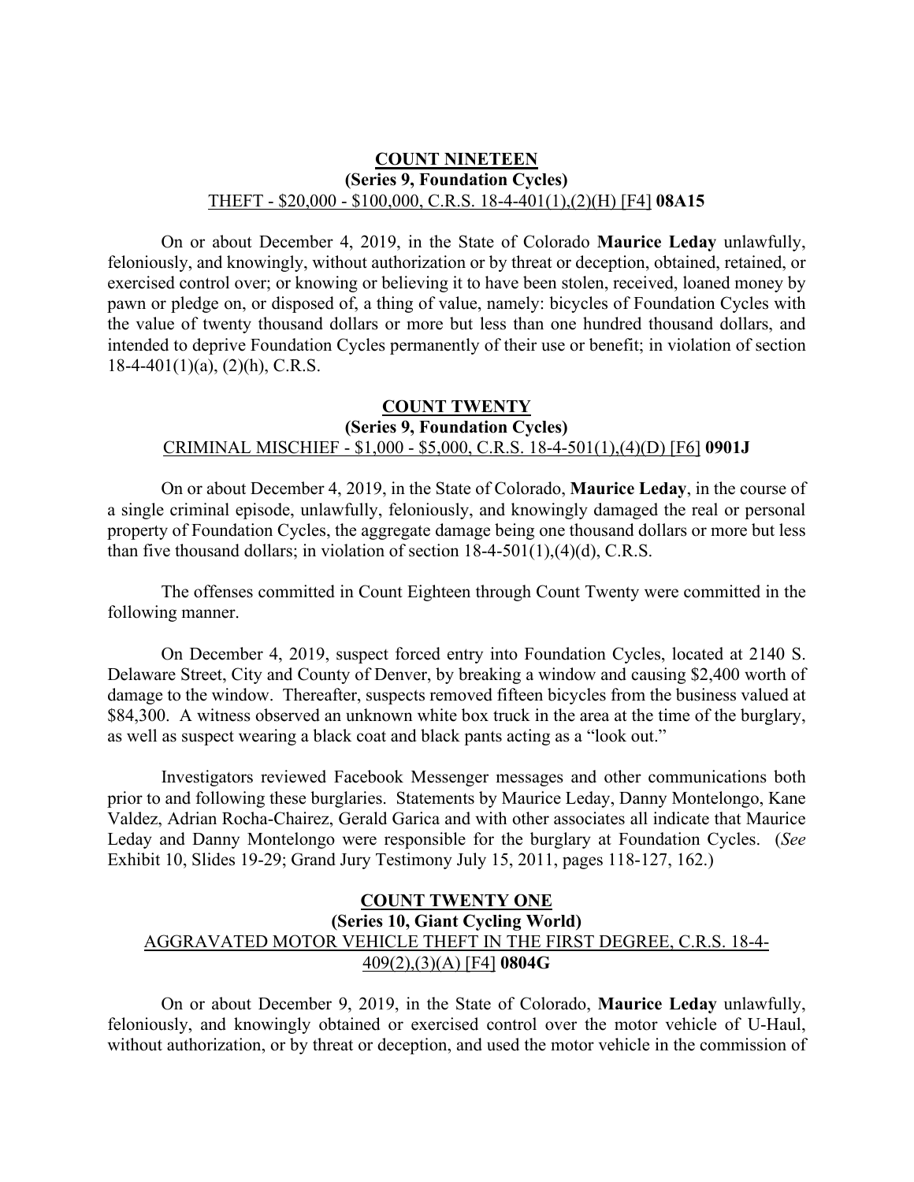**COUNT NINETEEN**
**(Series 9, Foundation Cycles)**
THEFT - $20,000 - $100,000, C.R.S. 18-4-401(1),(2)(H) [F4] **08A15**

On or about December 4, 2019, in the State of Colorado **Maurice Leday** unlawfully, feloniously, and knowingly, without authorization or by threat or deception, obtained, retained, or exercised control over; or knowing or believing it to have been stolen, received, loaned money by pawn or pledge on, or disposed of, a thing of value, namely: bicycles of Foundation Cycles with the value of twenty thousand dollars or more but less than one hundred thousand dollars, and intended to deprive Foundation Cycles permanently of their use or benefit; in violation of section 18-4-401(1)(a), (2)(h), C.R.S.

**COUNT TWENTY**
**(Series 9, Foundation Cycles)**
CRIMINAL MISCHIEF - $1,000 - $5,000, C.R.S. 18-4-501(1),(4)(D) [F6] **0901J**

On or about December 4, 2019, in the State of Colorado, **Maurice Leday**, in the course of a single criminal episode, unlawfully, feloniously, and knowingly damaged the real or personal property of Foundation Cycles, the aggregate damage being one thousand dollars or more but less than five thousand dollars; in violation of section 18-4-501(1),(4)(d), C.R.S.

The offenses committed in Count Eighteen through Count Twenty were committed in the following manner.

On December 4, 2019, suspect forced entry into Foundation Cycles, located at 2140 S. Delaware Street, City and County of Denver, by breaking a window and causing $2,400 worth of damage to the window. Thereafter, suspects removed fifteen bicycles from the business valued at $84,300. A witness observed an unknown white box truck in the area at the time of the burglary, as well as suspect wearing a black coat and black pants acting as a "look out."

Investigators reviewed Facebook Messenger messages and other communications both prior to and following these burglaries. Statements by Maurice Leday, Danny Montelongo, Kane Valdez, Adrian Rocha-Chairez, Gerald Garica and with other associates all indicate that Maurice Leday and Danny Montelongo were responsible for the burglary at Foundation Cycles. (*See* Exhibit 10, Slides 19-29; Grand Jury Testimony July 15, 2011, pages 118-127, 162.)

**COUNT TWENTY ONE**
**(Series 10, Giant Cycling World)**
AGGRAVATED MOTOR VEHICLE THEFT IN THE FIRST DEGREE, C.R.S. 18-4-409(2),(3)(A) [F4] **0804G**

On or about December 9, 2019, in the State of Colorado, **Maurice Leday** unlawfully, feloniously, and knowingly obtained or exercised control over the motor vehicle of U-Haul, without authorization, or by threat or deception, and used the motor vehicle in the commission of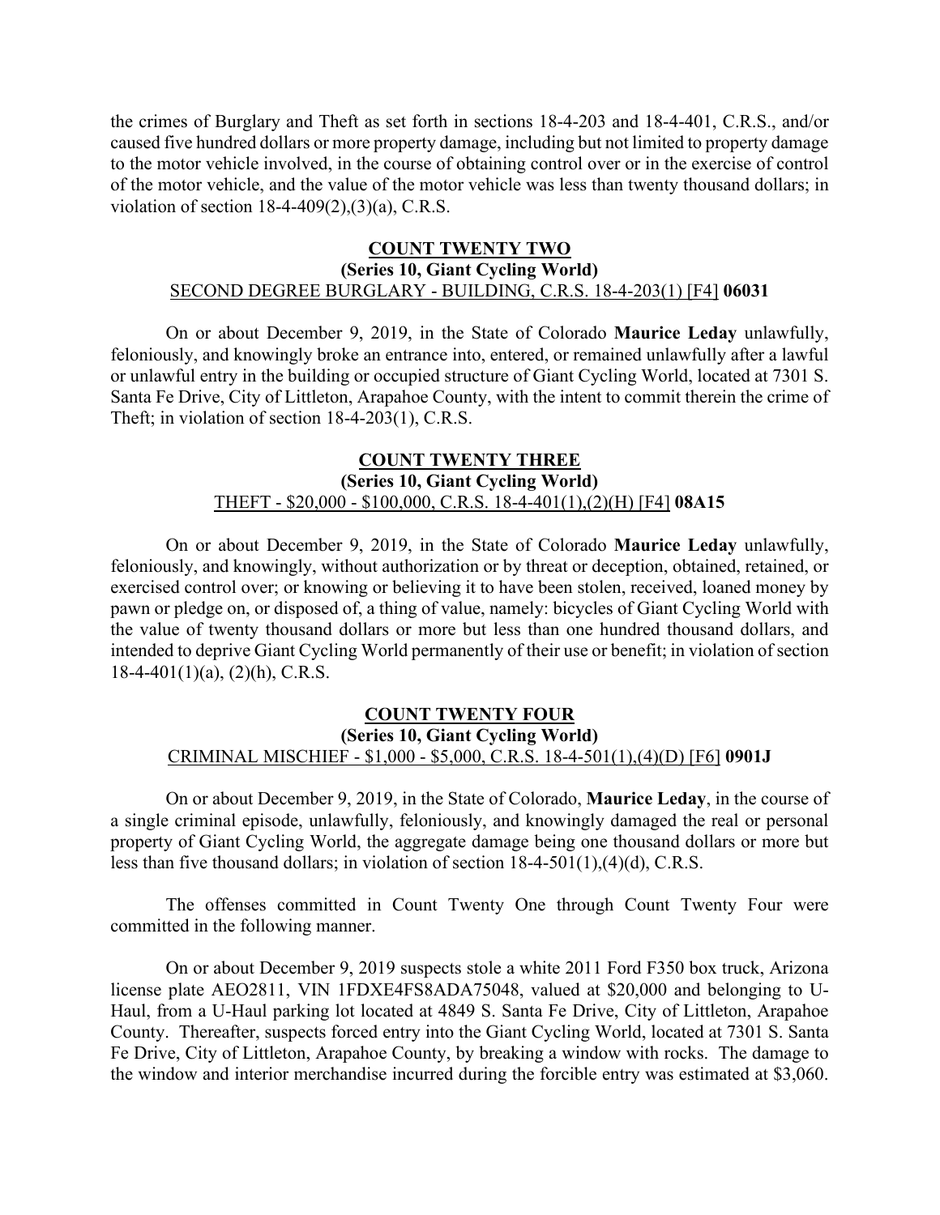the crimes of Burglary and Theft as set forth in sections 18-4-203 and 18-4-401, C.R.S., and/or caused five hundred dollars or more property damage, including but not limited to property damage to the motor vehicle involved, in the course of obtaining control over or in the exercise of control of the motor vehicle, and the value of the motor vehicle was less than twenty thousand dollars; in violation of section 18-4-409(2),(3)(a), C.R.S.

**COUNT TWENTY TWO**
**(Series 10, Giant Cycling World)**
SECOND DEGREE BURGLARY - BUILDING, C.R.S. 18-4-203(1) [F4] **06031**

On or about December 9, 2019, in the State of Colorado **Maurice Leday** unlawfully, feloniously, and knowingly broke an entrance into, entered, or remained unlawfully after a lawful or unlawful entry in the building or occupied structure of Giant Cycling World, located at 7301 S. Santa Fe Drive, City of Littleton, Arapahoe County, with the intent to commit therein the crime of Theft; in violation of section 18-4-203(1), C.R.S.

**COUNT TWENTY THREE**
**(Series 10, Giant Cycling World)**
THEFT - $20,000 - $100,000, C.R.S. 18-4-401(1),(2)(H) [F4] **08A15**

On or about December 9, 2019, in the State of Colorado **Maurice Leday** unlawfully, feloniously, and knowingly, without authorization or by threat or deception, obtained, retained, or exercised control over; or knowing or believing it to have been stolen, received, loaned money by pawn or pledge on, or disposed of, a thing of value, namely: bicycles of Giant Cycling World with the value of twenty thousand dollars or more but less than one hundred thousand dollars, and intended to deprive Giant Cycling World permanently of their use or benefit; in violation of section 18-4-401(1)(a), (2)(h), C.R.S.

**COUNT TWENTY FOUR**
**(Series 10, Giant Cycling World)**
CRIMINAL MISCHIEF - $1,000 - $5,000, C.R.S. 18-4-501(1),(4)(D) [F6] **0901J**

On or about December 9, 2019, in the State of Colorado, **Maurice Leday**, in the course of a single criminal episode, unlawfully, feloniously, and knowingly damaged the real or personal property of Giant Cycling World, the aggregate damage being one thousand dollars or more but less than five thousand dollars; in violation of section 18-4-501(1),(4)(d), C.R.S.

The offenses committed in Count Twenty One through Count Twenty Four were committed in the following manner.

On or about December 9, 2019 suspects stole a white 2011 Ford F350 box truck, Arizona license plate AEO2811, VIN 1FDXE4FS8ADA75048, valued at $20,000 and belonging to U-Haul, from a U-Haul parking lot located at 4849 S. Santa Fe Drive, City of Littleton, Arapahoe County. Thereafter, suspects forced entry into the Giant Cycling World, located at 7301 S. Santa Fe Drive, City of Littleton, Arapahoe County, by breaking a window with rocks. The damage to the window and interior merchandise incurred during the forcible entry was estimated at $3,060.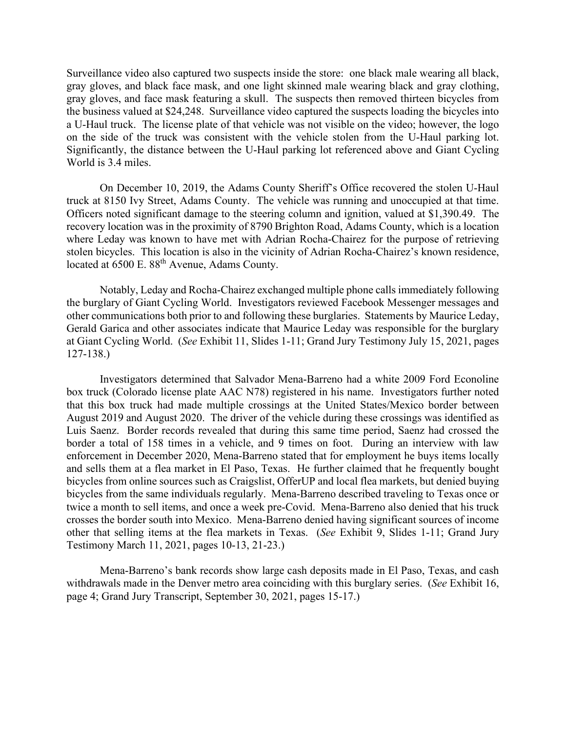Surveillance video also captured two suspects inside the store: one black male wearing all black, gray gloves, and black face mask, and one light skinned male wearing black and gray clothing, gray gloves, and face mask featuring a skull. The suspects then removed thirteen bicycles from the business valued at $24,248. Surveillance video captured the suspects loading the bicycles into a U-Haul truck. The license plate of that vehicle was not visible on the video; however, the logo on the side of the truck was consistent with the vehicle stolen from the U-Haul parking lot. Significantly, the distance between the U-Haul parking lot referenced above and Giant Cycling World is 3.4 miles.

On December 10, 2019, the Adams County Sheriff's Office recovered the stolen U-Haul truck at 8150 Ivy Street, Adams County. The vehicle was running and unoccupied at that time. Officers noted significant damage to the steering column and ignition, valued at $1,390.49. The recovery location was in the proximity of 8790 Brighton Road, Adams County, which is a location where Leday was known to have met with Adrian Rocha-Chairez for the purpose of retrieving stolen bicycles. This location is also in the vicinity of Adrian Rocha-Chairez's known residence, located at 6500 E. 88th Avenue, Adams County.

Notably, Leday and Rocha-Chairez exchanged multiple phone calls immediately following the burglary of Giant Cycling World. Investigators reviewed Facebook Messenger messages and other communications both prior to and following these burglaries. Statements by Maurice Leday, Gerald Garica and other associates indicate that Maurice Leday was responsible for the burglary at Giant Cycling World. (*See* Exhibit 11, Slides 1-11; Grand Jury Testimony July 15, 2021, pages 127-138.)

Investigators determined that Salvador Mena-Barreno had a white 2009 Ford Econoline box truck (Colorado license plate AAC N78) registered in his name. Investigators further noted that this box truck had made multiple crossings at the United States/Mexico border between August 2019 and August 2020. The driver of the vehicle during these crossings was identified as Luis Saenz. Border records revealed that during this same time period, Saenz had crossed the border a total of 158 times in a vehicle, and 9 times on foot. During an interview with law enforcement in December 2020, Mena-Barreno stated that for employment he buys items locally and sells them at a flea market in El Paso, Texas. He further claimed that he frequently bought bicycles from online sources such as Craigslist, OfferUP and local flea markets, but denied buying bicycles from the same individuals regularly. Mena-Barreno described traveling to Texas once or twice a month to sell items, and once a week pre-Covid. Mena-Barreno also denied that his truck crosses the border south into Mexico. Mena-Barreno denied having significant sources of income other that selling items at the flea markets in Texas. (*See* Exhibit 9, Slides 1-11; Grand Jury Testimony March 11, 2021, pages 10-13, 21-23.)

Mena-Barreno's bank records show large cash deposits made in El Paso, Texas, and cash withdrawals made in the Denver metro area coinciding with this burglary series. (*See* Exhibit 16, page 4; Grand Jury Transcript, September 30, 2021, pages 15-17.)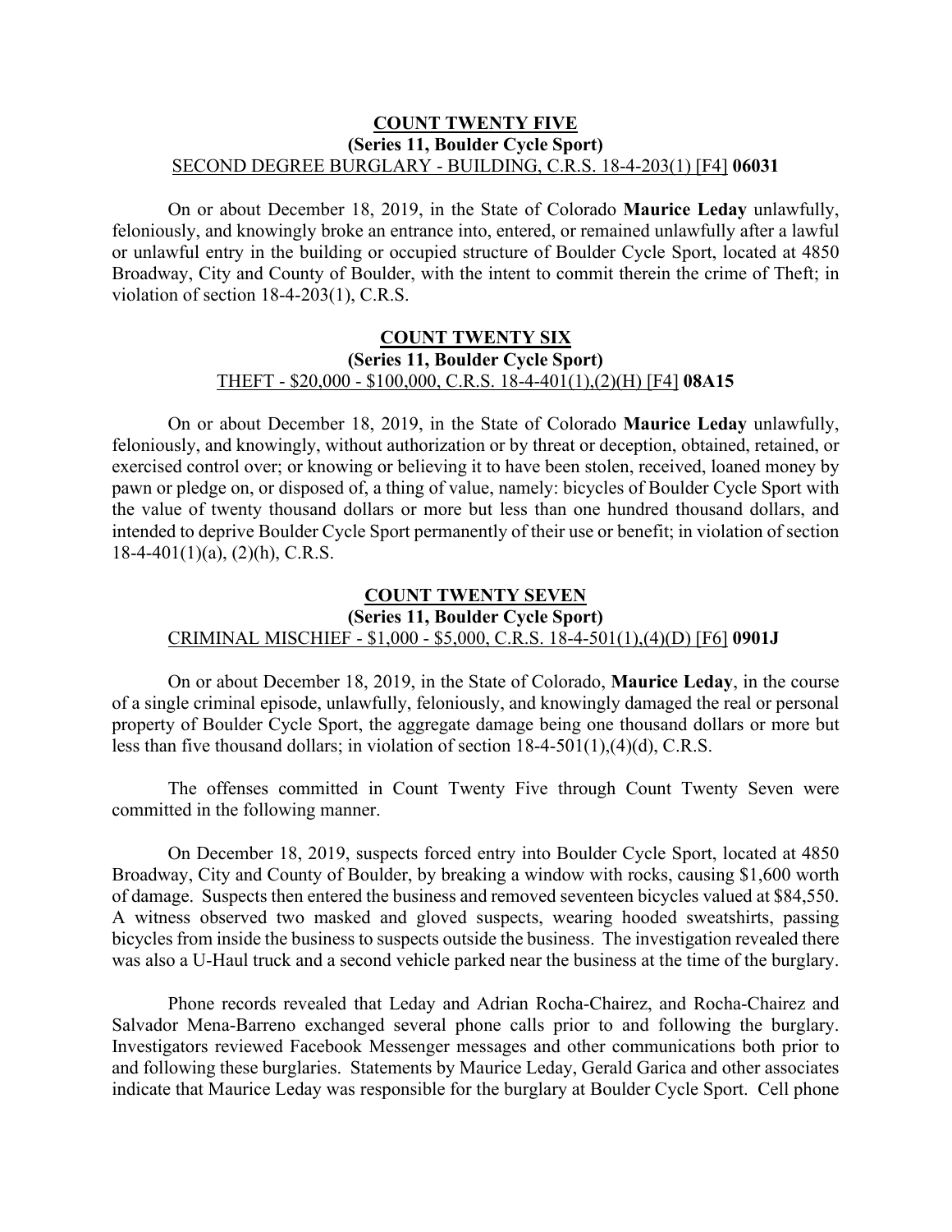**COUNT TWENTY FIVE**
**(Series 11, Boulder Cycle Sport)**
SECOND DEGREE BURGLARY - BUILDING, C.R.S. 18-4-203(1) [F4] **06031**

On or about December 18, 2019, in the State of Colorado **Maurice Leday** unlawfully, feloniously, and knowingly broke an entrance into, entered, or remained unlawfully after a lawful or unlawful entry in the building or occupied structure of Boulder Cycle Sport, located at 4850 Broadway, City and County of Boulder, with the intent to commit therein the crime of Theft; in violation of section 18-4-203(1), C.R.S.

**COUNT TWENTY SIX**
**(Series 11, Boulder Cycle Sport)**
THEFT - $20,000 - $100,000, C.R.S. 18-4-401(1),(2)(H) [F4] **08A15**

On or about December 18, 2019, in the State of Colorado **Maurice Leday** unlawfully, feloniously, and knowingly, without authorization or by threat or deception, obtained, retained, or exercised control over; or knowing or believing it to have been stolen, received, loaned money by pawn or pledge on, or disposed of, a thing of value, namely: bicycles of Boulder Cycle Sport with the value of twenty thousand dollars or more but less than one hundred thousand dollars, and intended to deprive Boulder Cycle Sport permanently of their use or benefit; in violation of section 18-4-401(1)(a), (2)(h), C.R.S.

**COUNT TWENTY SEVEN**
**(Series 11, Boulder Cycle Sport)**
CRIMINAL MISCHIEF - $1,000 - $5,000, C.R.S. 18-4-501(1),(4)(D) [F6] **0901J**

On or about December 18, 2019, in the State of Colorado, **Maurice Leday**, in the course of a single criminal episode, unlawfully, feloniously, and knowingly damaged the real or personal property of Boulder Cycle Sport, the aggregate damage being one thousand dollars or more but less than five thousand dollars; in violation of section 18-4-501(1),(4)(d), C.R.S.

The offenses committed in Count Twenty Five through Count Twenty Seven were committed in the following manner.

On December 18, 2019, suspects forced entry into Boulder Cycle Sport, located at 4850 Broadway, City and County of Boulder, by breaking a window with rocks, causing $1,600 worth of damage. Suspects then entered the business and removed seventeen bicycles valued at $84,550. A witness observed two masked and gloved suspects, wearing hooded sweatshirts, passing bicycles from inside the business to suspects outside the business. The investigation revealed there was also a U-Haul truck and a second vehicle parked near the business at the time of the burglary.

Phone records revealed that Leday and Adrian Rocha-Chairez, and Rocha-Chairez and Salvador Mena-Barreno exchanged several phone calls prior to and following the burglary. Investigators reviewed Facebook Messenger messages and other communications both prior to and following these burglaries. Statements by Maurice Leday, Gerald Garica and other associates indicate that Maurice Leday was responsible for the burglary at Boulder Cycle Sport. Cell phone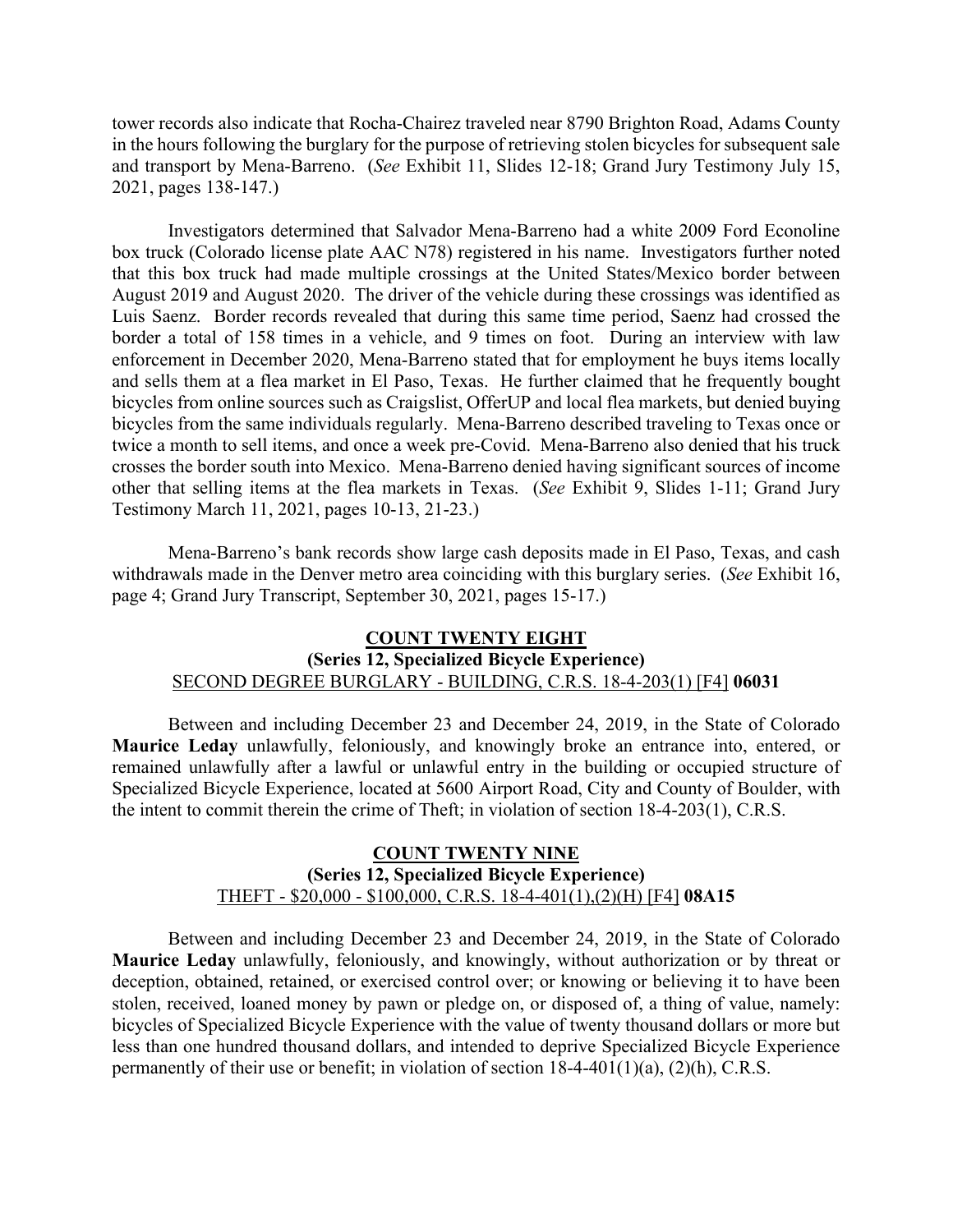tower records also indicate that Rocha-Chairez traveled near 8790 Brighton Road, Adams County in the hours following the burglary for the purpose of retrieving stolen bicycles for subsequent sale and transport by Mena-Barreno. (*See* Exhibit 11, Slides 12-18; Grand Jury Testimony July 15, 2021, pages 138-147.)

Investigators determined that Salvador Mena-Barreno had a white 2009 Ford Econoline box truck (Colorado license plate AAC N78) registered in his name. Investigators further noted that this box truck had made multiple crossings at the United States/Mexico border between August 2019 and August 2020. The driver of the vehicle during these crossings was identified as Luis Saenz. Border records revealed that during this same time period, Saenz had crossed the border a total of 158 times in a vehicle, and 9 times on foot. During an interview with law enforcement in December 2020, Mena-Barreno stated that for employment he buys items locally and sells them at a flea market in El Paso, Texas. He further claimed that he frequently bought bicycles from online sources such as Craigslist, OfferUP and local flea markets, but denied buying bicycles from the same individuals regularly. Mena-Barreno described traveling to Texas once or twice a month to sell items, and once a week pre-Covid. Mena-Barreno also denied that his truck crosses the border south into Mexico. Mena-Barreno denied having significant sources of income other that selling items at the flea markets in Texas. (*See* Exhibit 9, Slides 1-11; Grand Jury Testimony March 11, 2021, pages 10-13, 21-23.)

Mena-Barreno's bank records show large cash deposits made in El Paso, Texas, and cash withdrawals made in the Denver metro area coinciding with this burglary series. (*See* Exhibit 16, page 4; Grand Jury Transcript, September 30, 2021, pages 15-17.)

**COUNT TWENTY EIGHT**
**(Series 12, Specialized Bicycle Experience)**
SECOND DEGREE BURGLARY - BUILDING, C.R.S. 18-4-203(1) [F4] **06031**

Between and including December 23 and December 24, 2019, in the State of Colorado **Maurice Leday** unlawfully, feloniously, and knowingly broke an entrance into, entered, or remained unlawfully after a lawful or unlawful entry in the building or occupied structure of Specialized Bicycle Experience, located at 5600 Airport Road, City and County of Boulder, with the intent to commit therein the crime of Theft; in violation of section 18-4-203(1), C.R.S.

**COUNT TWENTY NINE**
**(Series 12, Specialized Bicycle Experience)**
THEFT - $20,000 - $100,000, C.R.S. 18-4-401(1),(2)(H) [F4] **08A15**

Between and including December 23 and December 24, 2019, in the State of Colorado **Maurice Leday** unlawfully, feloniously, and knowingly, without authorization or by threat or deception, obtained, retained, or exercised control over; or knowing or believing it to have been stolen, received, loaned money by pawn or pledge on, or disposed of, a thing of value, namely: bicycles of Specialized Bicycle Experience with the value of twenty thousand dollars or more but less than one hundred thousand dollars, and intended to deprive Specialized Bicycle Experience permanently of their use or benefit; in violation of section 18-4-401(1)(a), (2)(h), C.R.S.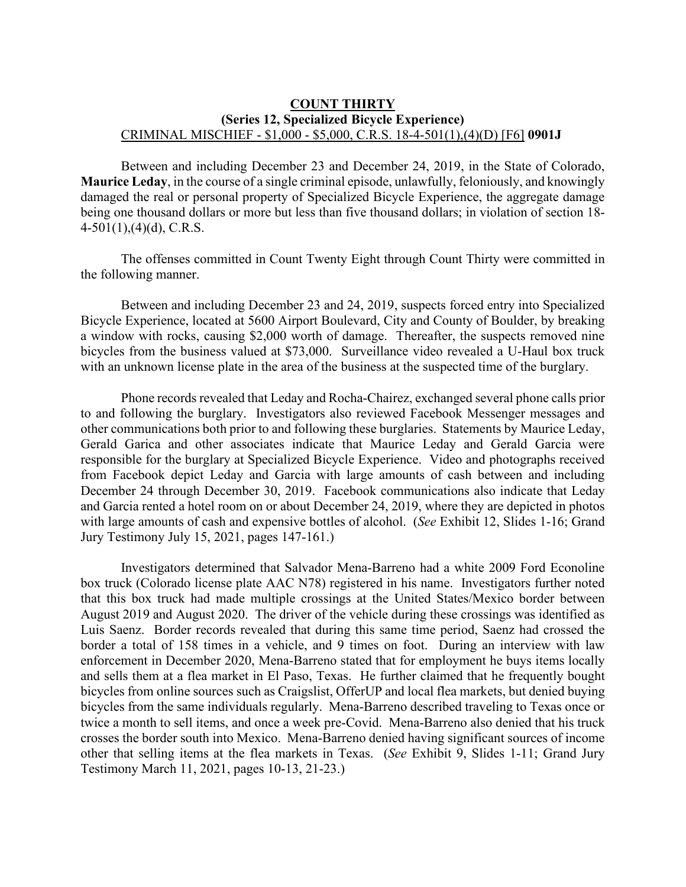**<u>COUNT THIRTY</u>**
**(Series 12, Specialized Bicycle Experience)**
<u>CRIMINAL MISCHIEF - $1,000 - $5,000, C.R.S. 18-4-501(1),(4)(D) [F6]</u> **0901J**

Between and including December 23 and December 24, 2019, in the State of Colorado, **Maurice Leday**, in the course of a single criminal episode, unlawfully, feloniously, and knowingly damaged the real or personal property of Specialized Bicycle Experience, the aggregate damage being one thousand dollars or more but less than five thousand dollars; in violation of section 18-4-501(1),(4)(d), C.R.S.

The offenses committed in Count Twenty Eight through Count Thirty were committed in the following manner.

Between and including December 23 and 24, 2019, suspects forced entry into Specialized Bicycle Experience, located at 5600 Airport Boulevard, City and County of Boulder, by breaking a window with rocks, causing $2,000 worth of damage. Thereafter, the suspects removed nine bicycles from the business valued at $73,000. Surveillance video revealed a U-Haul box truck with an unknown license plate in the area of the business at the suspected time of the burglary.

Phone records revealed that Leday and Rocha-Chairez, exchanged several phone calls prior to and following the burglary. Investigators also reviewed Facebook Messenger messages and other communications both prior to and following these burglaries. Statements by Maurice Leday, Gerald Garica and other associates indicate that Maurice Leday and Gerald Garcia were responsible for the burglary at Specialized Bicycle Experience. Video and photographs received from Facebook depict Leday and Garcia with large amounts of cash between and including December 24 through December 30, 2019. Facebook communications also indicate that Leday and Garcia rented a hotel room on or about December 24, 2019, where they are depicted in photos with large amounts of cash and expensive bottles of alcohol. (*See* Exhibit 12, Slides 1-16; Grand Jury Testimony July 15, 2021, pages 147-161.)

Investigators determined that Salvador Mena-Barreno had a white 2009 Ford Econoline box truck (Colorado license plate AAC N78) registered in his name. Investigators further noted that this box truck had made multiple crossings at the United States/Mexico border between August 2019 and August 2020. The driver of the vehicle during these crossings was identified as Luis Saenz. Border records revealed that during this same time period, Saenz had crossed the border a total of 158 times in a vehicle, and 9 times on foot. During an interview with law enforcement in December 2020, Mena-Barreno stated that for employment he buys items locally and sells them at a flea market in El Paso, Texas. He further claimed that he frequently bought bicycles from online sources such as Craigslist, OfferUP and local flea markets, but denied buying bicycles from the same individuals regularly. Mena-Barreno described traveling to Texas once or twice a month to sell items, and once a week pre-Covid. Mena-Barreno also denied that his truck crosses the border south into Mexico. Mena-Barreno denied having significant sources of income other that selling items at the flea markets in Texas. (*See* Exhibit 9, Slides 1-11; Grand Jury Testimony March 11, 2021, pages 10-13, 21-23.)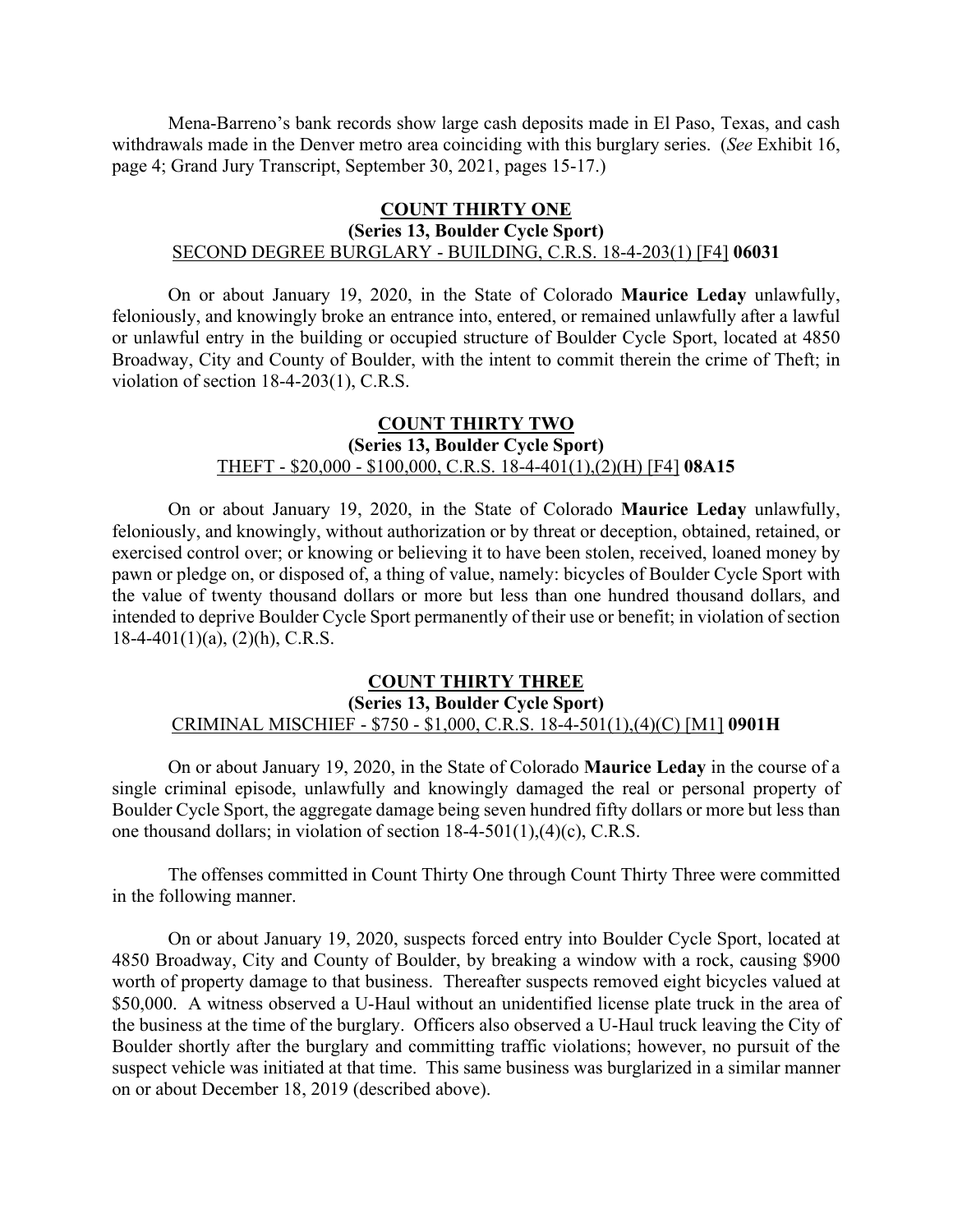Mena-Barreno's bank records show large cash deposits made in El Paso, Texas, and cash withdrawals made in the Denver metro area coinciding with this burglary series. (*See* Exhibit 16, page 4; Grand Jury Transcript, September 30, 2021, pages 15-17.)

**COUNT THIRTY ONE**

**(Series 13, Boulder Cycle Sport)**

SECOND DEGREE BURGLARY - BUILDING, C.R.S. 18-4-203(1) [F4] **06031**

On or about January 19, 2020, in the State of Colorado **Maurice Leday** unlawfully, feloniously, and knowingly broke an entrance into, entered, or remained unlawfully after a lawful or unlawful entry in the building or occupied structure of Boulder Cycle Sport, located at 4850 Broadway, City and County of Boulder, with the intent to commit therein the crime of Theft; in violation of section 18-4-203(1), C.R.S.

**COUNT THIRTY TWO**

**(Series 13, Boulder Cycle Sport)**

THEFT - $20,000 - $100,000, C.R.S. 18-4-401(1),(2)(H) [F4] **08A15**

On or about January 19, 2020, in the State of Colorado **Maurice Leday** unlawfully, feloniously, and knowingly, without authorization or by threat or deception, obtained, retained, or exercised control over; or knowing or believing it to have been stolen, received, loaned money by pawn or pledge on, or disposed of, a thing of value, namely: bicycles of Boulder Cycle Sport with the value of twenty thousand dollars or more but less than one hundred thousand dollars, and intended to deprive Boulder Cycle Sport permanently of their use or benefit; in violation of section 18-4-401(1)(a), (2)(h), C.R.S.

**COUNT THIRTY THREE**

**(Series 13, Boulder Cycle Sport)**

CRIMINAL MISCHIEF - $750 - $1,000, C.R.S. 18-4-501(1),(4)(C) [M1] **0901H**

On or about January 19, 2020, in the State of Colorado **Maurice Leday** in the course of a single criminal episode, unlawfully and knowingly damaged the real or personal property of Boulder Cycle Sport, the aggregate damage being seven hundred fifty dollars or more but less than one thousand dollars; in violation of section 18-4-501(1),(4)(c), C.R.S.

The offenses committed in Count Thirty One through Count Thirty Three were committed in the following manner.

On or about January 19, 2020, suspects forced entry into Boulder Cycle Sport, located at 4850 Broadway, City and County of Boulder, by breaking a window with a rock, causing $900 worth of property damage to that business. Thereafter suspects removed eight bicycles valued at $50,000. A witness observed a U-Haul without an unidentified license plate truck in the area of the business at the time of the burglary. Officers also observed a U-Haul truck leaving the City of Boulder shortly after the burglary and committing traffic violations; however, no pursuit of the suspect vehicle was initiated at that time. This same business was burglarized in a similar manner on or about December 18, 2019 (described above).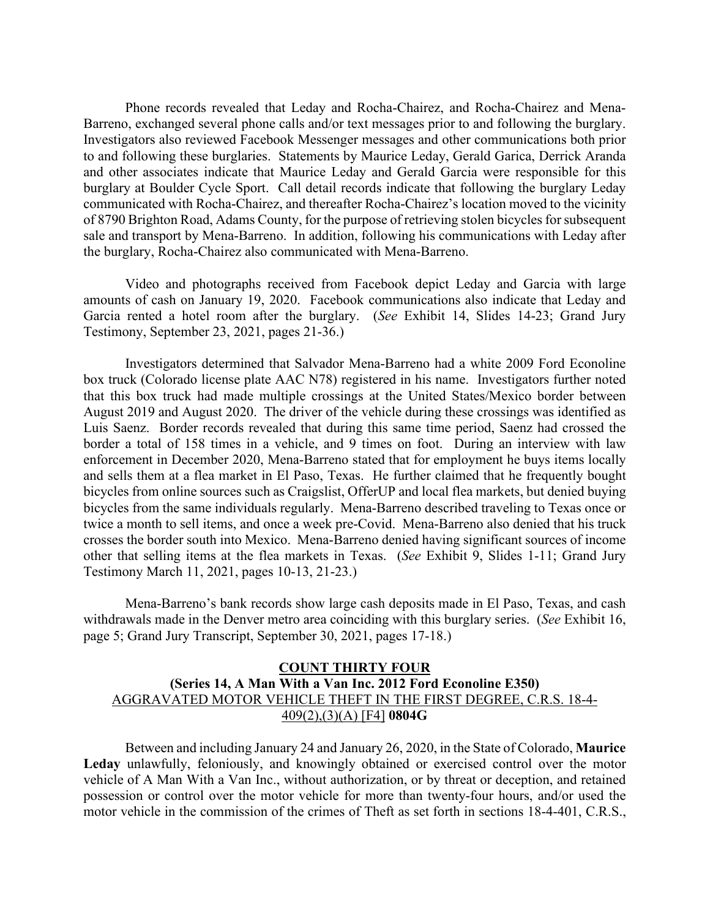Phone records revealed that Leday and Rocha-Chairez, and Rocha-Chairez and Mena-Barreno, exchanged several phone calls and/or text messages prior to and following the burglary. Investigators also reviewed Facebook Messenger messages and other communications both prior to and following these burglaries. Statements by Maurice Leday, Gerald Garica, Derrick Aranda and other associates indicate that Maurice Leday and Gerald Garcia were responsible for this burglary at Boulder Cycle Sport. Call detail records indicate that following the burglary Leday communicated with Rocha-Chairez, and thereafter Rocha-Chairez's location moved to the vicinity of 8790 Brighton Road, Adams County, for the purpose of retrieving stolen bicycles for subsequent sale and transport by Mena-Barreno. In addition, following his communications with Leday after the burglary, Rocha-Chairez also communicated with Mena-Barreno.

Video and photographs received from Facebook depict Leday and Garcia with large amounts of cash on January 19, 2020. Facebook communications also indicate that Leday and Garcia rented a hotel room after the burglary. (*See* Exhibit 14, Slides 14-23; Grand Jury Testimony, September 23, 2021, pages 21-36.)

Investigators determined that Salvador Mena-Barreno had a white 2009 Ford Econoline box truck (Colorado license plate AAC N78) registered in his name. Investigators further noted that this box truck had made multiple crossings at the United States/Mexico border between August 2019 and August 2020. The driver of the vehicle during these crossings was identified as Luis Saenz. Border records revealed that during this same time period, Saenz had crossed the border a total of 158 times in a vehicle, and 9 times on foot. During an interview with law enforcement in December 2020, Mena-Barreno stated that for employment he buys items locally and sells them at a flea market in El Paso, Texas. He further claimed that he frequently bought bicycles from online sources such as Craigslist, OfferUP and local flea markets, but denied buying bicycles from the same individuals regularly. Mena-Barreno described traveling to Texas once or twice a month to sell items, and once a week pre-Covid. Mena-Barreno also denied that his truck crosses the border south into Mexico. Mena-Barreno denied having significant sources of income other that selling items at the flea markets in Texas. (*See* Exhibit 9, Slides 1-11; Grand Jury Testimony March 11, 2021, pages 10-13, 21-23.)

Mena-Barreno's bank records show large cash deposits made in El Paso, Texas, and cash withdrawals made in the Denver metro area coinciding with this burglary series. (*See* Exhibit 16, page 5; Grand Jury Transcript, September 30, 2021, pages 17-18.)

## COUNT THIRTY FOUR

**(Series 14, A Man With a Van Inc. 2012 Ford Econoline E350)**

AGGRAVATED MOTOR VEHICLE THEFT IN THE FIRST DEGREE, C.R.S. 18-4-409(2),(3)(A) [F4] **0804G**

Between and including January 24 and January 26, 2020, in the State of Colorado, **Maurice Leday** unlawfully, feloniously, and knowingly obtained or exercised control over the motor vehicle of A Man With a Van Inc., without authorization, or by threat or deception, and retained possession or control over the motor vehicle for more than twenty-four hours, and/or used the motor vehicle in the commission of the crimes of Theft as set forth in sections 18-4-401, C.R.S.,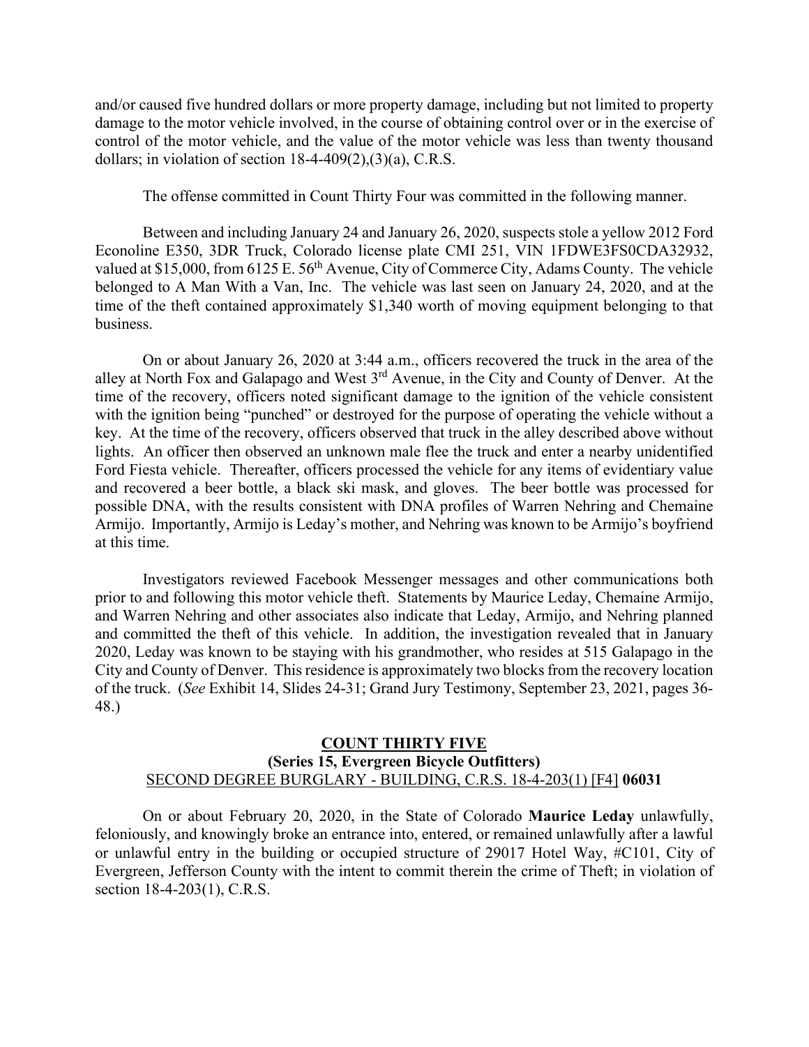and/or caused five hundred dollars or more property damage, including but not limited to property damage to the motor vehicle involved, in the course of obtaining control over or in the exercise of control of the motor vehicle, and the value of the motor vehicle was less than twenty thousand dollars; in violation of section 18-4-409(2),(3)(a), C.R.S.

The offense committed in Count Thirty Four was committed in the following manner.

Between and including January 24 and January 26, 2020, suspects stole a yellow 2012 Ford Econoline E350, 3DR Truck, Colorado license plate CMI 251, VIN 1FDWE3FS0CDA32932, valued at $15,000, from 6125 E. 56th Avenue, City of Commerce City, Adams County. The vehicle belonged to A Man With a Van, Inc. The vehicle was last seen on January 24, 2020, and at the time of the theft contained approximately $1,340 worth of moving equipment belonging to that business.

On or about January 26, 2020 at 3:44 a.m., officers recovered the truck in the area of the alley at North Fox and Galapago and West 3rd Avenue, in the City and County of Denver. At the time of the recovery, officers noted significant damage to the ignition of the vehicle consistent with the ignition being "punched" or destroyed for the purpose of operating the vehicle without a key. At the time of the recovery, officers observed that truck in the alley described above without lights. An officer then observed an unknown male flee the truck and enter a nearby unidentified Ford Fiesta vehicle. Thereafter, officers processed the vehicle for any items of evidentiary value and recovered a beer bottle, a black ski mask, and gloves. The beer bottle was processed for possible DNA, with the results consistent with DNA profiles of Warren Nehring and Chemaine Armijo. Importantly, Armijo is Leday's mother, and Nehring was known to be Armijo's boyfriend at this time.

Investigators reviewed Facebook Messenger messages and other communications both prior to and following this motor vehicle theft. Statements by Maurice Leday, Chemaine Armijo, and Warren Nehring and other associates also indicate that Leday, Armijo, and Nehring planned and committed the theft of this vehicle. In addition, the investigation revealed that in January 2020, Leday was known to be staying with his grandmother, who resides at 515 Galapago in the City and County of Denver. This residence is approximately two blocks from the recovery location of the truck. (*See* Exhibit 14, Slides 24-31; Grand Jury Testimony, September 23, 2021, pages 36-48.)

## COUNT THIRTY FIVE
### (Series 15, Evergreen Bicycle Outfitters)
SECOND DEGREE BURGLARY - BUILDING, C.R.S. 18-4-203(1) [F4] **06031**

On or about February 20, 2020, in the State of Colorado **Maurice Leday** unlawfully, feloniously, and knowingly broke an entrance into, entered, or remained unlawfully after a lawful or unlawful entry in the building or occupied structure of 29017 Hotel Way, #C101, City of Evergreen, Jefferson County with the intent to commit therein the crime of Theft; in violation of section 18-4-203(1), C.R.S.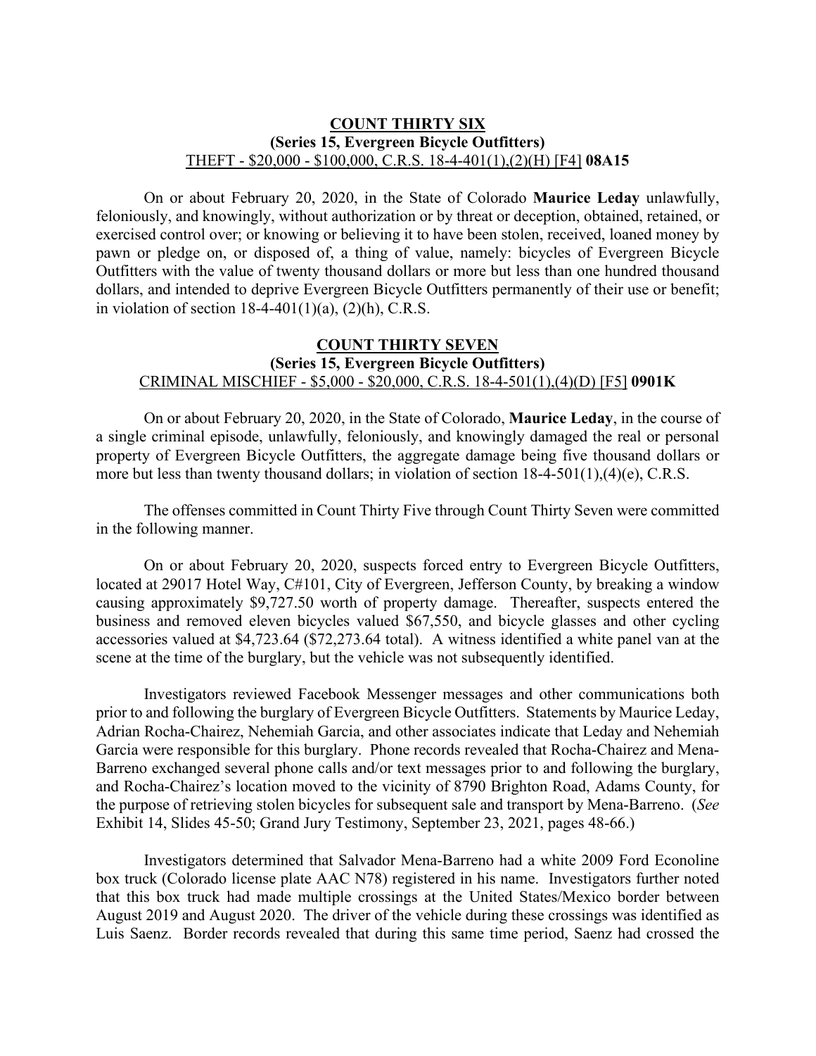**COUNT THIRTY SIX**
**(Series 15, Evergreen Bicycle Outfitters)**
THEFT - \$20,000 - \$100,000, C.R.S. 18-4-401(1),(2)(H) [F4] **08A15**

On or about February 20, 2020, in the State of Colorado **Maurice Leday** unlawfully, feloniously, and knowingly, without authorization or by threat or deception, obtained, retained, or exercised control over; or knowing or believing it to have been stolen, received, loaned money by pawn or pledge on, or disposed of, a thing of value, namely: bicycles of Evergreen Bicycle Outfitters with the value of twenty thousand dollars or more but less than one hundred thousand dollars, and intended to deprive Evergreen Bicycle Outfitters permanently of their use or benefit; in violation of section 18-4-401(1)(a), (2)(h), C.R.S.

**COUNT THIRTY SEVEN**
**(Series 15, Evergreen Bicycle Outfitters)**
CRIMINAL MISCHIEF - \$5,000 - \$20,000, C.R.S. 18-4-501(1),(4)(D) [F5] **0901K**

On or about February 20, 2020, in the State of Colorado, **Maurice Leday**, in the course of a single criminal episode, unlawfully, feloniously, and knowingly damaged the real or personal property of Evergreen Bicycle Outfitters, the aggregate damage being five thousand dollars or more but less than twenty thousand dollars; in violation of section 18-4-501(1),(4)(e), C.R.S.

The offenses committed in Count Thirty Five through Count Thirty Seven were committed in the following manner.

On or about February 20, 2020, suspects forced entry to Evergreen Bicycle Outfitters, located at 29017 Hotel Way, C#101, City of Evergreen, Jefferson County, by breaking a window causing approximately \$9,727.50 worth of property damage. Thereafter, suspects entered the business and removed eleven bicycles valued \$67,550, and bicycle glasses and other cycling accessories valued at \$4,723.64 (\$72,273.64 total). A witness identified a white panel van at the scene at the time of the burglary, but the vehicle was not subsequently identified.

Investigators reviewed Facebook Messenger messages and other communications both prior to and following the burglary of Evergreen Bicycle Outfitters. Statements by Maurice Leday, Adrian Rocha-Chairez, Nehemiah Garcia, and other associates indicate that Leday and Nehemiah Garcia were responsible for this burglary. Phone records revealed that Rocha-Chairez and Mena-Barreno exchanged several phone calls and/or text messages prior to and following the burglary, and Rocha-Chairez's location moved to the vicinity of 8790 Brighton Road, Adams County, for the purpose of retrieving stolen bicycles for subsequent sale and transport by Mena-Barreno. (*See* Exhibit 14, Slides 45-50; Grand Jury Testimony, September 23, 2021, pages 48-66.)

Investigators determined that Salvador Mena-Barreno had a white 2009 Ford Econoline box truck (Colorado license plate AAC N78) registered in his name. Investigators further noted that this box truck had made multiple crossings at the United States/Mexico border between August 2019 and August 2020. The driver of the vehicle during these crossings was identified as Luis Saenz. Border records revealed that during this same time period, Saenz had crossed the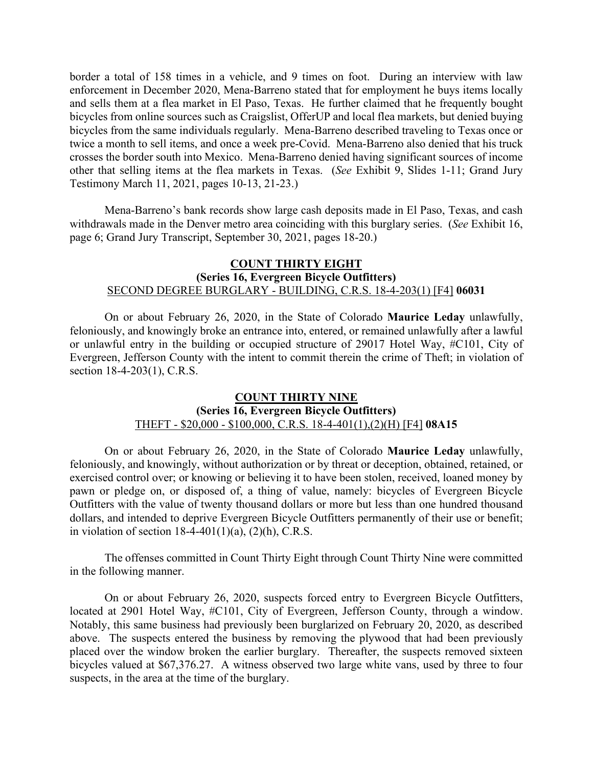border a total of 158 times in a vehicle, and 9 times on foot. During an interview with law enforcement in December 2020, Mena-Barreno stated that for employment he buys items locally and sells them at a flea market in El Paso, Texas. He further claimed that he frequently bought bicycles from online sources such as Craigslist, OfferUP and local flea markets, but denied buying bicycles from the same individuals regularly. Mena-Barreno described traveling to Texas once or twice a month to sell items, and once a week pre-Covid. Mena-Barreno also denied that his truck crosses the border south into Mexico. Mena-Barreno denied having significant sources of income other that selling items at the flea markets in Texas. (*See* Exhibit 9, Slides 1-11; Grand Jury Testimony March 11, 2021, pages 10-13, 21-23.)

Mena-Barreno's bank records show large cash deposits made in El Paso, Texas, and cash withdrawals made in the Denver metro area coinciding with this burglary series. (*See* Exhibit 16, page 6; Grand Jury Transcript, September 30, 2021, pages 18-20.)

**COUNT THIRTY EIGHT**
**(Series 16, Evergreen Bicycle Outfitters)**
SECOND DEGREE BURGLARY - BUILDING, C.R.S. 18-4-203(1) [F4] **06031**

On or about February 26, 2020, in the State of Colorado **Maurice Leday** unlawfully, feloniously, and knowingly broke an entrance into, entered, or remained unlawfully after a lawful or unlawful entry in the building or occupied structure of 29017 Hotel Way, #C101, City of Evergreen, Jefferson County with the intent to commit therein the crime of Theft; in violation of section 18-4-203(1), C.R.S.

**COUNT THIRTY NINE**
**(Series 16, Evergreen Bicycle Outfitters)**
THEFT - $20,000 - $100,000, C.R.S. 18-4-401(1),(2)(H) [F4] **08A15**

On or about February 26, 2020, in the State of Colorado **Maurice Leday** unlawfully, feloniously, and knowingly, without authorization or by threat or deception, obtained, retained, or exercised control over; or knowing or believing it to have been stolen, received, loaned money by pawn or pledge on, or disposed of, a thing of value, namely: bicycles of Evergreen Bicycle Outfitters with the value of twenty thousand dollars or more but less than one hundred thousand dollars, and intended to deprive Evergreen Bicycle Outfitters permanently of their use or benefit; in violation of section 18-4-401(1)(a), (2)(h), C.R.S.

The offenses committed in Count Thirty Eight through Count Thirty Nine were committed in the following manner.

On or about February 26, 2020, suspects forced entry to Evergreen Bicycle Outfitters, located at 2901 Hotel Way, #C101, City of Evergreen, Jefferson County, through a window. Notably, this same business had previously been burglarized on February 20, 2020, as described above. The suspects entered the business by removing the plywood that had been previously placed over the window broken the earlier burglary. Thereafter, the suspects removed sixteen bicycles valued at $67,376.27. A witness observed two large white vans, used by three to four suspects, in the area at the time of the burglary.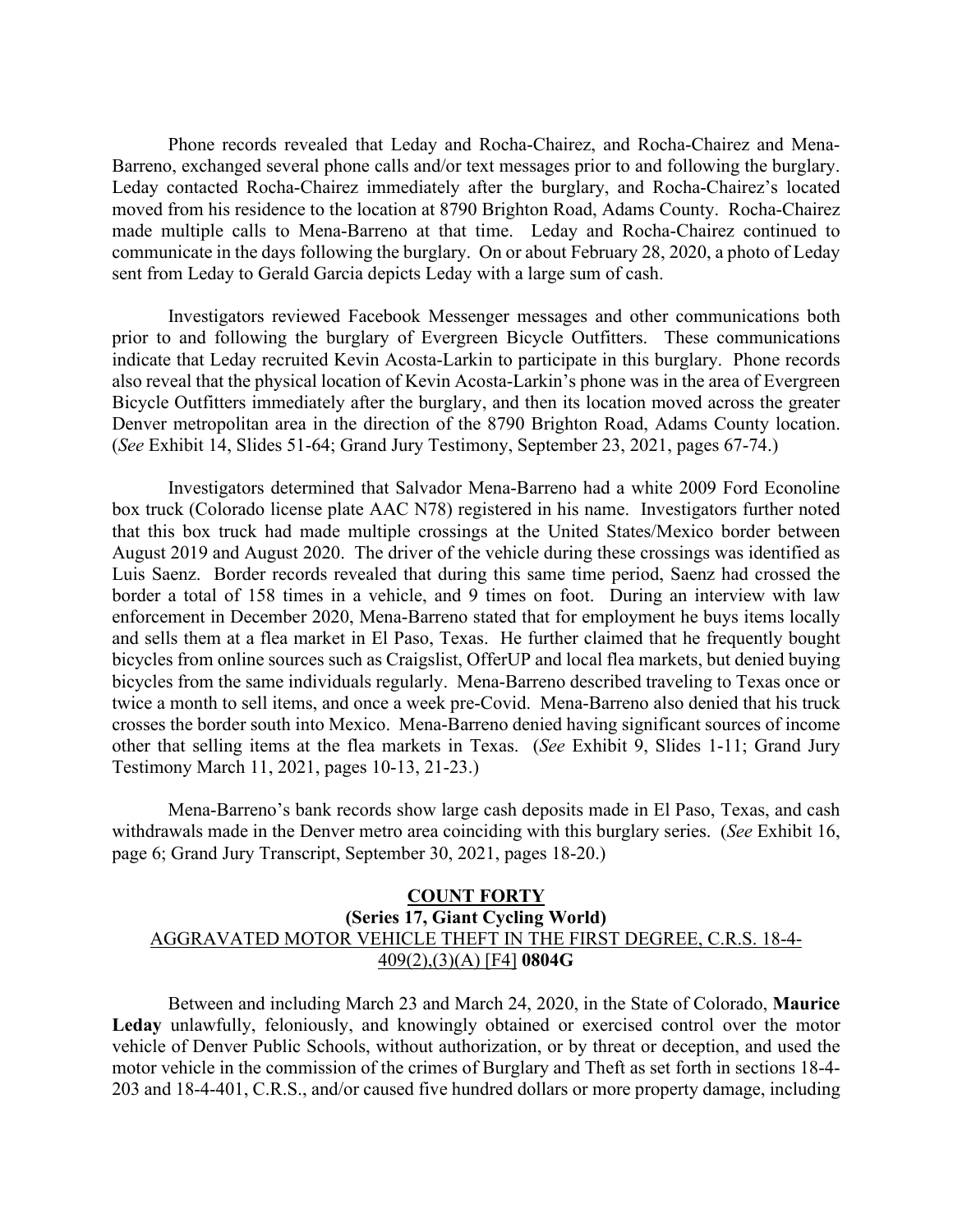Phone records revealed that Leday and Rocha-Chairez, and Rocha-Chairez and Mena-Barreno, exchanged several phone calls and/or text messages prior to and following the burglary. Leday contacted Rocha-Chairez immediately after the burglary, and Rocha-Chairez's located moved from his residence to the location at 8790 Brighton Road, Adams County. Rocha-Chairez made multiple calls to Mena-Barreno at that time. Leday and Rocha-Chairez continued to communicate in the days following the burglary. On or about February 28, 2020, a photo of Leday sent from Leday to Gerald Garcia depicts Leday with a large sum of cash.

Investigators reviewed Facebook Messenger messages and other communications both prior to and following the burglary of Evergreen Bicycle Outfitters. These communications indicate that Leday recruited Kevin Acosta-Larkin to participate in this burglary. Phone records also reveal that the physical location of Kevin Acosta-Larkin's phone was in the area of Evergreen Bicycle Outfitters immediately after the burglary, and then its location moved across the greater Denver metropolitan area in the direction of the 8790 Brighton Road, Adams County location. (*See* Exhibit 14, Slides 51-64; Grand Jury Testimony, September 23, 2021, pages 67-74.)

Investigators determined that Salvador Mena-Barreno had a white 2009 Ford Econoline box truck (Colorado license plate AAC N78) registered in his name. Investigators further noted that this box truck had made multiple crossings at the United States/Mexico border between August 2019 and August 2020. The driver of the vehicle during these crossings was identified as Luis Saenz. Border records revealed that during this same time period, Saenz had crossed the border a total of 158 times in a vehicle, and 9 times on foot. During an interview with law enforcement in December 2020, Mena-Barreno stated that for employment he buys items locally and sells them at a flea market in El Paso, Texas. He further claimed that he frequently bought bicycles from online sources such as Craigslist, OfferUP and local flea markets, but denied buying bicycles from the same individuals regularly. Mena-Barreno described traveling to Texas once or twice a month to sell items, and once a week pre-Covid. Mena-Barreno also denied that his truck crosses the border south into Mexico. Mena-Barreno denied having significant sources of income other that selling items at the flea markets in Texas. (*See* Exhibit 9, Slides 1-11; Grand Jury Testimony March 11, 2021, pages 10-13, 21-23.)

Mena-Barreno's bank records show large cash deposits made in El Paso, Texas, and cash withdrawals made in the Denver metro area coinciding with this burglary series. (*See* Exhibit 16, page 6; Grand Jury Transcript, September 30, 2021, pages 18-20.)

## COUNT FORTY

### (Series 17, Giant Cycling World)

AGGRAVATED MOTOR VEHICLE THEFT IN THE FIRST DEGREE, C.R.S. 18-4-409(2),(3)(A) [F4] **0804G**

Between and including March 23 and March 24, 2020, in the State of Colorado, **Maurice Leday** unlawfully, feloniously, and knowingly obtained or exercised control over the motor vehicle of Denver Public Schools, without authorization, or by threat or deception, and used the motor vehicle in the commission of the crimes of Burglary and Theft as set forth in sections 18-4-203 and 18-4-401, C.R.S., and/or caused five hundred dollars or more property damage, including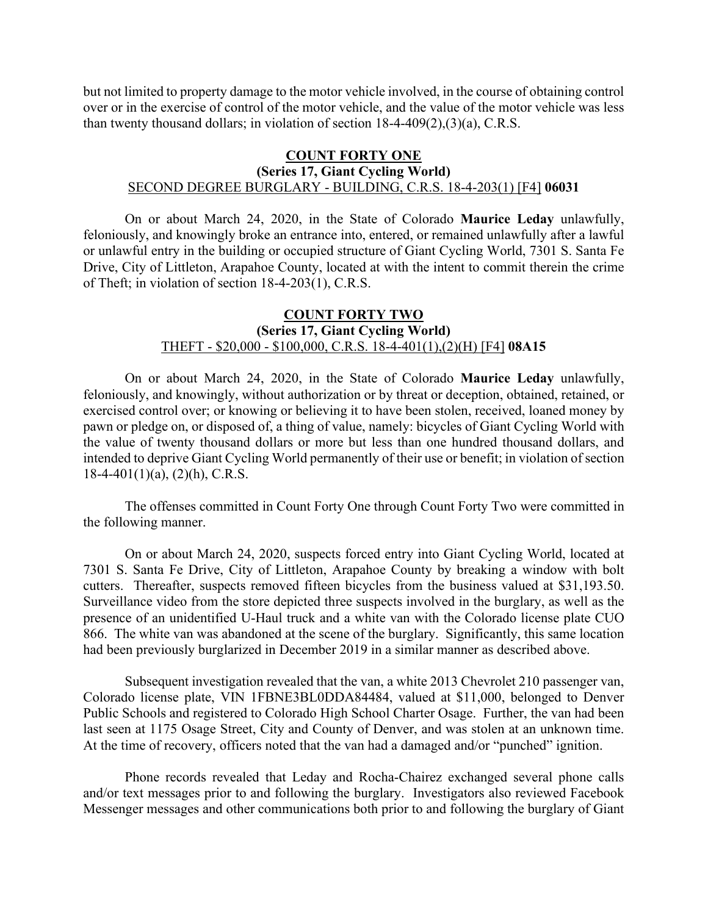but not limited to property damage to the motor vehicle involved, in the course of obtaining control over or in the exercise of control of the motor vehicle, and the value of the motor vehicle was less than twenty thousand dollars; in violation of section 18-4-409(2),(3)(a), C.R.S.

**COUNT FORTY ONE**
**(Series 17, Giant Cycling World)**
SECOND DEGREE BURGLARY - BUILDING, C.R.S. 18-4-203(1) [F4] **06031**

On or about March 24, 2020, in the State of Colorado **Maurice Leday** unlawfully, feloniously, and knowingly broke an entrance into, entered, or remained unlawfully after a lawful or unlawful entry in the building or occupied structure of Giant Cycling World, 7301 S. Santa Fe Drive, City of Littleton, Arapahoe County, located at with the intent to commit therein the crime of Theft; in violation of section 18-4-203(1), C.R.S.

**COUNT FORTY TWO**
**(Series 17, Giant Cycling World)**
THEFT - $20,000 - $100,000, C.R.S. 18-4-401(1),(2)(H) [F4] **08A15**

On or about March 24, 2020, in the State of Colorado **Maurice Leday** unlawfully, feloniously, and knowingly, without authorization or by threat or deception, obtained, retained, or exercised control over; or knowing or believing it to have been stolen, received, loaned money by pawn or pledge on, or disposed of, a thing of value, namely: bicycles of Giant Cycling World with the value of twenty thousand dollars or more but less than one hundred thousand dollars, and intended to deprive Giant Cycling World permanently of their use or benefit; in violation of section 18-4-401(1)(a), (2)(h), C.R.S.

The offenses committed in Count Forty One through Count Forty Two were committed in the following manner.

On or about March 24, 2020, suspects forced entry into Giant Cycling World, located at 7301 S. Santa Fe Drive, City of Littleton, Arapahoe County by breaking a window with bolt cutters. Thereafter, suspects removed fifteen bicycles from the business valued at $31,193.50. Surveillance video from the store depicted three suspects involved in the burglary, as well as the presence of an unidentified U-Haul truck and a white van with the Colorado license plate CUO 866. The white van was abandoned at the scene of the burglary. Significantly, this same location had been previously burglarized in December 2019 in a similar manner as described above.

Subsequent investigation revealed that the van, a white 2013 Chevrolet 210 passenger van, Colorado license plate, VIN 1FBNE3BL0DDA84484, valued at $11,000, belonged to Denver Public Schools and registered to Colorado High School Charter Osage. Further, the van had been last seen at 1175 Osage Street, City and County of Denver, and was stolen at an unknown time. At the time of recovery, officers noted that the van had a damaged and/or "punched" ignition.

Phone records revealed that Leday and Rocha-Chairez exchanged several phone calls and/or text messages prior to and following the burglary. Investigators also reviewed Facebook Messenger messages and other communications both prior to and following the burglary of Giant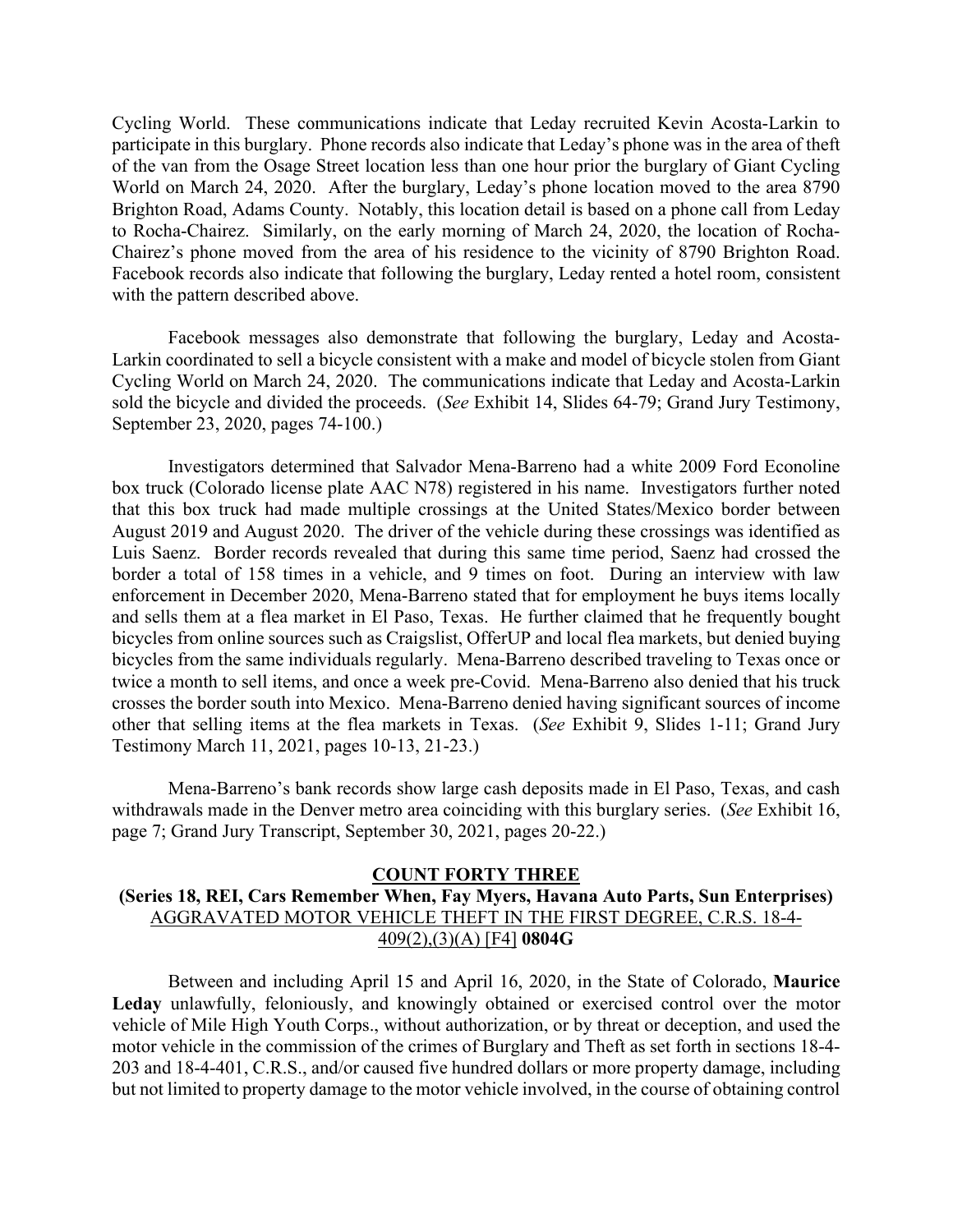Cycling World. These communications indicate that Leday recruited Kevin Acosta-Larkin to participate in this burglary. Phone records also indicate that Leday's phone was in the area of theft of the van from the Osage Street location less than one hour prior the burglary of Giant Cycling World on March 24, 2020. After the burglary, Leday's phone location moved to the area 8790 Brighton Road, Adams County. Notably, this location detail is based on a phone call from Leday to Rocha-Chairez. Similarly, on the early morning of March 24, 2020, the location of Rocha-Chairez's phone moved from the area of his residence to the vicinity of 8790 Brighton Road. Facebook records also indicate that following the burglary, Leday rented a hotel room, consistent with the pattern described above.

Facebook messages also demonstrate that following the burglary, Leday and Acosta-Larkin coordinated to sell a bicycle consistent with a make and model of bicycle stolen from Giant Cycling World on March 24, 2020. The communications indicate that Leday and Acosta-Larkin sold the bicycle and divided the proceeds. (*See* Exhibit 14, Slides 64-79; Grand Jury Testimony, September 23, 2020, pages 74-100.)

Investigators determined that Salvador Mena-Barreno had a white 2009 Ford Econoline box truck (Colorado license plate AAC N78) registered in his name. Investigators further noted that this box truck had made multiple crossings at the United States/Mexico border between August 2019 and August 2020. The driver of the vehicle during these crossings was identified as Luis Saenz. Border records revealed that during this same time period, Saenz had crossed the border a total of 158 times in a vehicle, and 9 times on foot. During an interview with law enforcement in December 2020, Mena-Barreno stated that for employment he buys items locally and sells them at a flea market in El Paso, Texas. He further claimed that he frequently bought bicycles from online sources such as Craigslist, OfferUP and local flea markets, but denied buying bicycles from the same individuals regularly. Mena-Barreno described traveling to Texas once or twice a month to sell items, and once a week pre-Covid. Mena-Barreno also denied that his truck crosses the border south into Mexico. Mena-Barreno denied having significant sources of income other that selling items at the flea markets in Texas. (*See* Exhibit 9, Slides 1-11; Grand Jury Testimony March 11, 2021, pages 10-13, 21-23.)

Mena-Barreno's bank records show large cash deposits made in El Paso, Texas, and cash withdrawals made in the Denver metro area coinciding with this burglary series. (*See* Exhibit 16, page 7; Grand Jury Transcript, September 30, 2021, pages 20-22.)

## COUNT FORTY THREE

**(Series 18, REI, Cars Remember When, Fay Myers, Havana Auto Parts, Sun Enterprises)**

AGGRAVATED MOTOR VEHICLE THEFT IN THE FIRST DEGREE, C.R.S. 18-4-409(2),(3)(A) [F4] **0804G**

Between and including April 15 and April 16, 2020, in the State of Colorado, **Maurice Leday** unlawfully, feloniously, and knowingly obtained or exercised control over the motor vehicle of Mile High Youth Corps., without authorization, or by threat or deception, and used the motor vehicle in the commission of the crimes of Burglary and Theft as set forth in sections 18-4-203 and 18-4-401, C.R.S., and/or caused five hundred dollars or more property damage, including but not limited to property damage to the motor vehicle involved, in the course of obtaining control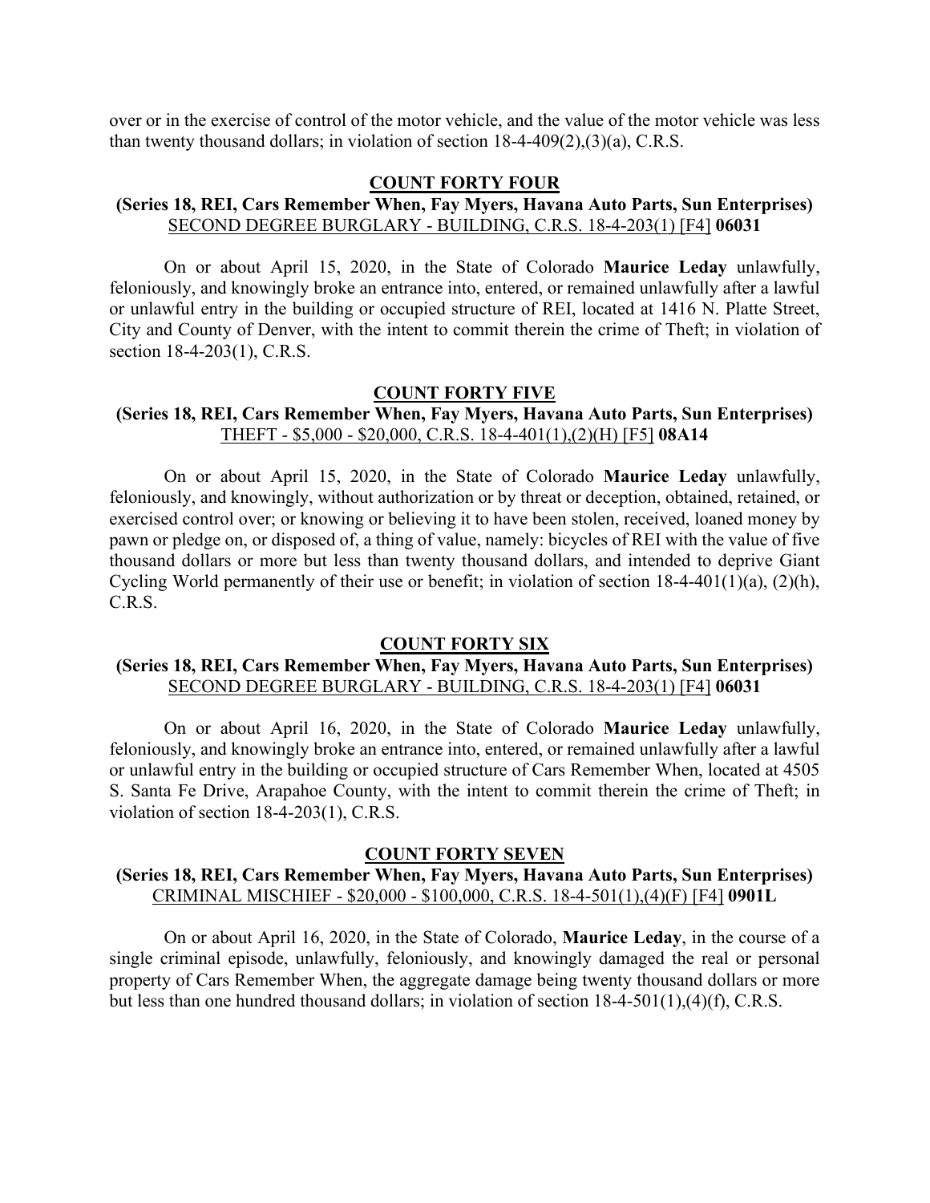over or in the exercise of control of the motor vehicle, and the value of the motor vehicle was less than twenty thousand dollars; in violation of section 18-4-409(2),(3)(a), C.R.S.

**COUNT FORTY FOUR**

**(Series 18, REI, Cars Remember When, Fay Myers, Havana Auto Parts, Sun Enterprises)**
SECOND DEGREE BURGLARY - BUILDING, C.R.S. 18-4-203(1) [F4] **06031**

On or about April 15, 2020, in the State of Colorado **Maurice Leday** unlawfully, feloniously, and knowingly broke an entrance into, entered, or remained unlawfully after a lawful or unlawful entry in the building or occupied structure of REI, located at 1416 N. Platte Street, City and County of Denver, with the intent to commit therein the crime of Theft; in violation of section 18-4-203(1), C.R.S.

**COUNT FORTY FIVE**

**(Series 18, REI, Cars Remember When, Fay Myers, Havana Auto Parts, Sun Enterprises)**
THEFT - $5,000 - $20,000, C.R.S. 18-4-401(1),(2)(H) [F5] **08A14**

On or about April 15, 2020, in the State of Colorado **Maurice Leday** unlawfully, feloniously, and knowingly, without authorization or by threat or deception, obtained, retained, or exercised control over; or knowing or believing it to have been stolen, received, loaned money by pawn or pledge on, or disposed of, a thing of value, namely: bicycles of REI with the value of five thousand dollars or more but less than twenty thousand dollars, and intended to deprive Giant Cycling World permanently of their use or benefit; in violation of section 18-4-401(1)(a), (2)(h), C.R.S.

**COUNT FORTY SIX**

**(Series 18, REI, Cars Remember When, Fay Myers, Havana Auto Parts, Sun Enterprises)**
SECOND DEGREE BURGLARY - BUILDING, C.R.S. 18-4-203(1) [F4] **06031**

On or about April 16, 2020, in the State of Colorado **Maurice Leday** unlawfully, feloniously, and knowingly broke an entrance into, entered, or remained unlawfully after a lawful or unlawful entry in the building or occupied structure of Cars Remember When, located at 4505 S. Santa Fe Drive, Arapahoe County, with the intent to commit therein the crime of Theft; in violation of section 18-4-203(1), C.R.S.

**COUNT FORTY SEVEN**

**(Series 18, REI, Cars Remember When, Fay Myers, Havana Auto Parts, Sun Enterprises)**
CRIMINAL MISCHIEF - $20,000 - $100,000, C.R.S. 18-4-501(1),(4)(F) [F4] **0901L**

On or about April 16, 2020, in the State of Colorado, **Maurice Leday**, in the course of a single criminal episode, unlawfully, feloniously, and knowingly damaged the real or personal property of Cars Remember When, the aggregate damage being twenty thousand dollars or more but less than one hundred thousand dollars; in violation of section 18-4-501(1),(4)(f), C.R.S.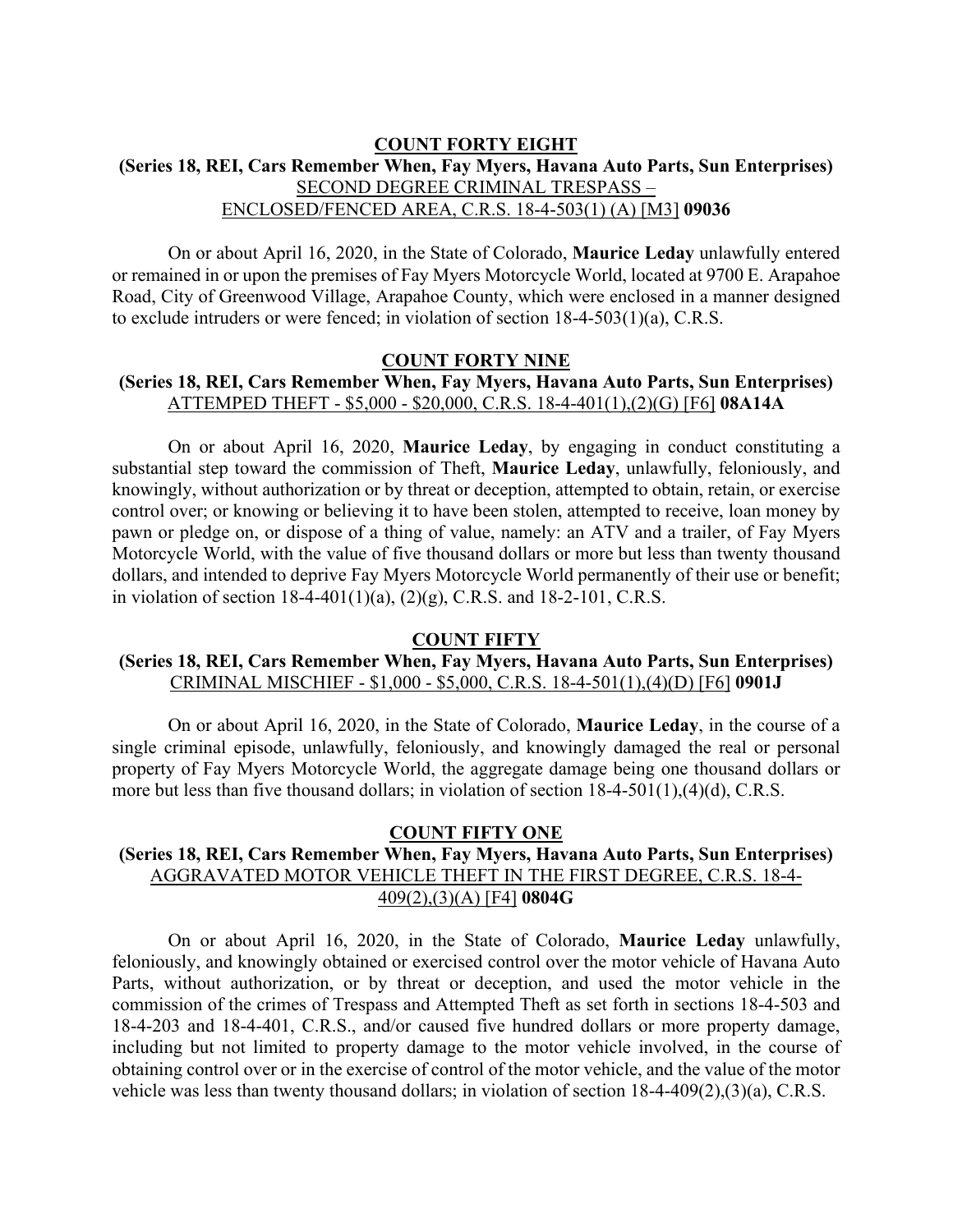## COUNT FORTY EIGHT

**(Series 18, REI, Cars Remember When, Fay Myers, Havana Auto Parts, Sun Enterprises)**

SECOND DEGREE CRIMINAL TRESPASS – ENCLOSED/FENCED AREA, C.R.S. 18-4-503(1) (A) [M3] **09036**

On or about April 16, 2020, in the State of Colorado, **Maurice Leday** unlawfully entered or remained in or upon the premises of Fay Myers Motorcycle World, located at 9700 E. Arapahoe Road, City of Greenwood Village, Arapahoe County, which were enclosed in a manner designed to exclude intruders or were fenced; in violation of section 18-4-503(1)(a), C.R.S.

## COUNT FORTY NINE

**(Series 18, REI, Cars Remember When, Fay Myers, Havana Auto Parts, Sun Enterprises)**

ATTEMPED THEFT - $5,000 - $20,000, C.R.S. 18-4-401(1),(2)(G) [F6] **08A14A**

On or about April 16, 2020, **Maurice Leday**, by engaging in conduct constituting a substantial step toward the commission of Theft, **Maurice Leday**, unlawfully, feloniously, and knowingly, without authorization or by threat or deception, attempted to obtain, retain, or exercise control over; or knowing or believing it to have been stolen, attempted to receive, loan money by pawn or pledge on, or dispose of a thing of value, namely: an ATV and a trailer, of Fay Myers Motorcycle World, with the value of five thousand dollars or more but less than twenty thousand dollars, and intended to deprive Fay Myers Motorcycle World permanently of their use or benefit; in violation of section 18-4-401(1)(a), (2)(g), C.R.S. and 18-2-101, C.R.S.

## COUNT FIFTY

**(Series 18, REI, Cars Remember When, Fay Myers, Havana Auto Parts, Sun Enterprises)**

CRIMINAL MISCHIEF - $1,000 - $5,000, C.R.S. 18-4-501(1),(4)(D) [F6] **0901J**

On or about April 16, 2020, in the State of Colorado, **Maurice Leday**, in the course of a single criminal episode, unlawfully, feloniously, and knowingly damaged the real or personal property of Fay Myers Motorcycle World, the aggregate damage being one thousand dollars or more but less than five thousand dollars; in violation of section 18-4-501(1),(4)(d), C.R.S.

## COUNT FIFTY ONE

**(Series 18, REI, Cars Remember When, Fay Myers, Havana Auto Parts, Sun Enterprises)**

AGGRAVATED MOTOR VEHICLE THEFT IN THE FIRST DEGREE, C.R.S. 18-4-409(2),(3)(A) [F4] **0804G**

On or about April 16, 2020, in the State of Colorado, **Maurice Leday** unlawfully, feloniously, and knowingly obtained or exercised control over the motor vehicle of Havana Auto Parts, without authorization, or by threat or deception, and used the motor vehicle in the commission of the crimes of Trespass and Attempted Theft as set forth in sections 18-4-503 and 18-4-203 and 18-4-401, C.R.S., and/or caused five hundred dollars or more property damage, including but not limited to property damage to the motor vehicle involved, in the course of obtaining control over or in the exercise of control of the motor vehicle, and the value of the motor vehicle was less than twenty thousand dollars; in violation of section 18-4-409(2),(3)(a), C.R.S.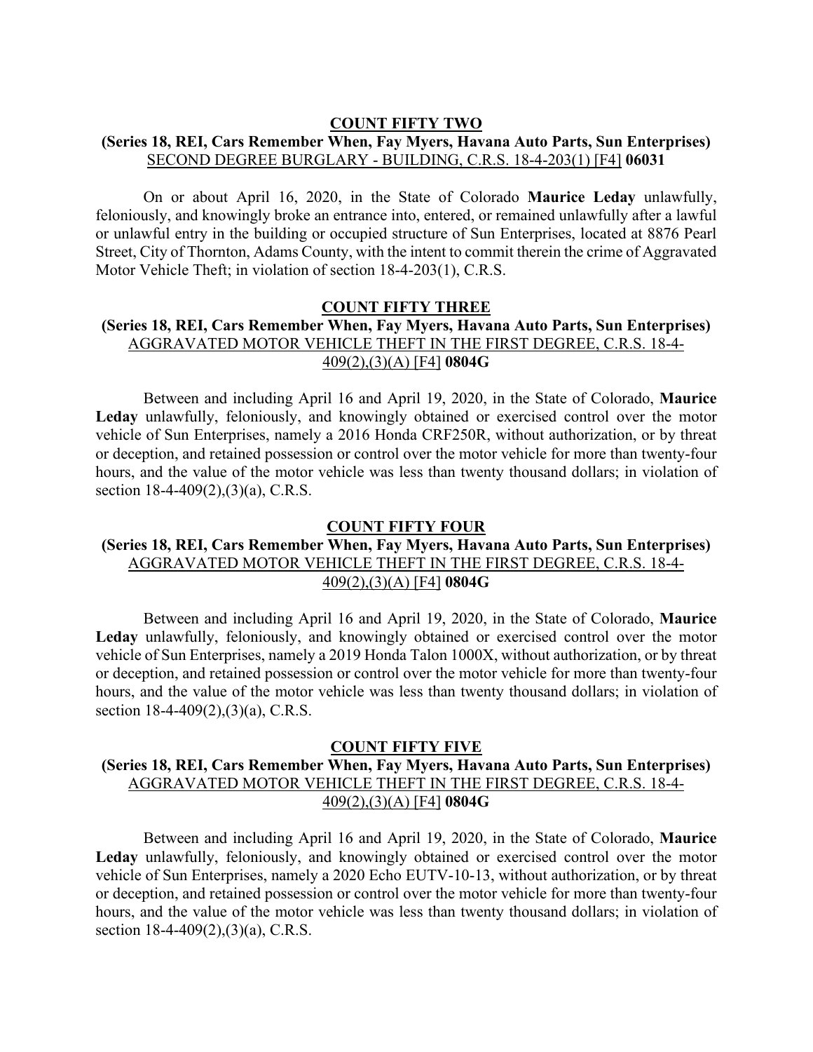**COUNT FIFTY TWO**

**(Series 18, REI, Cars Remember When, Fay Myers, Havana Auto Parts, Sun Enterprises)**
SECOND DEGREE BURGLARY - BUILDING, C.R.S. 18-4-203(1) [F4] **06031**

On or about April 16, 2020, in the State of Colorado **Maurice Leday** unlawfully, feloniously, and knowingly broke an entrance into, entered, or remained unlawfully after a lawful or unlawful entry in the building or occupied structure of Sun Enterprises, located at 8876 Pearl Street, City of Thornton, Adams County, with the intent to commit therein the crime of Aggravated Motor Vehicle Theft; in violation of section 18-4-203(1), C.R.S.

**COUNT FIFTY THREE**

**(Series 18, REI, Cars Remember When, Fay Myers, Havana Auto Parts, Sun Enterprises)**
AGGRAVATED MOTOR VEHICLE THEFT IN THE FIRST DEGREE, C.R.S. 18-4-409(2),(3)(A) [F4] **0804G**

Between and including April 16 and April 19, 2020, in the State of Colorado, **Maurice Leday** unlawfully, feloniously, and knowingly obtained or exercised control over the motor vehicle of Sun Enterprises, namely a 2016 Honda CRF250R, without authorization, or by threat or deception, and retained possession or control over the motor vehicle for more than twenty-four hours, and the value of the motor vehicle was less than twenty thousand dollars; in violation of section 18-4-409(2),(3)(a), C.R.S.

**COUNT FIFTY FOUR**

**(Series 18, REI, Cars Remember When, Fay Myers, Havana Auto Parts, Sun Enterprises)**
AGGRAVATED MOTOR VEHICLE THEFT IN THE FIRST DEGREE, C.R.S. 18-4-409(2),(3)(A) [F4] **0804G**

Between and including April 16 and April 19, 2020, in the State of Colorado, **Maurice Leday** unlawfully, feloniously, and knowingly obtained or exercised control over the motor vehicle of Sun Enterprises, namely a 2019 Honda Talon 1000X, without authorization, or by threat or deception, and retained possession or control over the motor vehicle for more than twenty-four hours, and the value of the motor vehicle was less than twenty thousand dollars; in violation of section 18-4-409(2),(3)(a), C.R.S.

**COUNT FIFTY FIVE**

**(Series 18, REI, Cars Remember When, Fay Myers, Havana Auto Parts, Sun Enterprises)**
AGGRAVATED MOTOR VEHICLE THEFT IN THE FIRST DEGREE, C.R.S. 18-4-409(2),(3)(A) [F4] **0804G**

Between and including April 16 and April 19, 2020, in the State of Colorado, **Maurice Leday** unlawfully, feloniously, and knowingly obtained or exercised control over the motor vehicle of Sun Enterprises, namely a 2020 Echo EUTV-10-13, without authorization, or by threat or deception, and retained possession or control over the motor vehicle for more than twenty-four hours, and the value of the motor vehicle was less than twenty thousand dollars; in violation of section 18-4-409(2),(3)(a), C.R.S.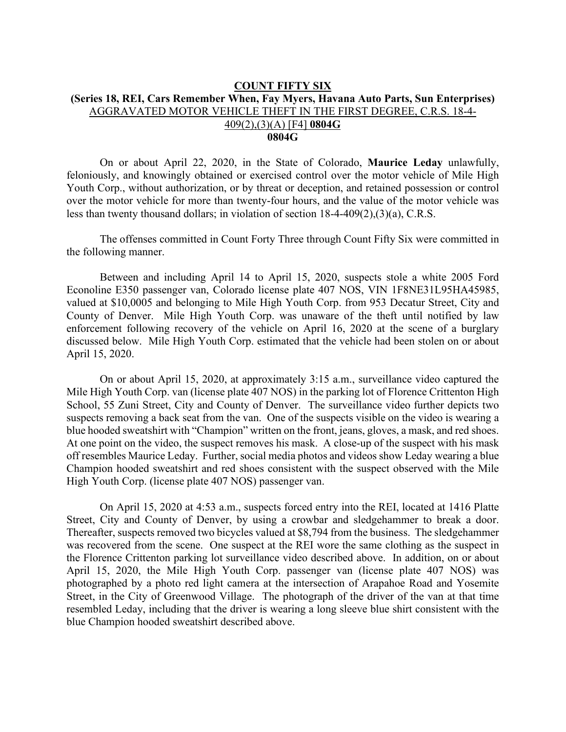**COUNT FIFTY SIX**

**(Series 18, REI, Cars Remember When, Fay Myers, Havana Auto Parts, Sun Enterprises)**

AGGRAVATED MOTOR VEHICLE THEFT IN THE FIRST DEGREE, C.R.S. 18-4-409(2),(3)(A) [F4] **0804G**

**0804G**

On or about April 22, 2020, in the State of Colorado, **Maurice Leday** unlawfully, feloniously, and knowingly obtained or exercised control over the motor vehicle of Mile High Youth Corp., without authorization, or by threat or deception, and retained possession or control over the motor vehicle for more than twenty-four hours, and the value of the motor vehicle was less than twenty thousand dollars; in violation of section 18-4-409(2),(3)(a), C.R.S.

The offenses committed in Count Forty Three through Count Fifty Six were committed in the following manner.

Between and including April 14 to April 15, 2020, suspects stole a white 2005 Ford Econoline E350 passenger van, Colorado license plate 407 NOS, VIN 1F8NE31L95HA45985, valued at $10,0005 and belonging to Mile High Youth Corp. from 953 Decatur Street, City and County of Denver. Mile High Youth Corp. was unaware of the theft until notified by law enforcement following recovery of the vehicle on April 16, 2020 at the scene of a burglary discussed below. Mile High Youth Corp. estimated that the vehicle had been stolen on or about April 15, 2020.

On or about April 15, 2020, at approximately 3:15 a.m., surveillance video captured the Mile High Youth Corp. van (license plate 407 NOS) in the parking lot of Florence Crittenton High School, 55 Zuni Street, City and County of Denver. The surveillance video further depicts two suspects removing a back seat from the van. One of the suspects visible on the video is wearing a blue hooded sweatshirt with "Champion" written on the front, jeans, gloves, a mask, and red shoes. At one point on the video, the suspect removes his mask. A close-up of the suspect with his mask off resembles Maurice Leday. Further, social media photos and videos show Leday wearing a blue Champion hooded sweatshirt and red shoes consistent with the suspect observed with the Mile High Youth Corp. (license plate 407 NOS) passenger van.

On April 15, 2020 at 4:53 a.m., suspects forced entry into the REI, located at 1416 Platte Street, City and County of Denver, by using a crowbar and sledgehammer to break a door. Thereafter, suspects removed two bicycles valued at $8,794 from the business. The sledgehammer was recovered from the scene. One suspect at the REI wore the same clothing as the suspect in the Florence Crittenton parking lot surveillance video described above. In addition, on or about April 15, 2020, the Mile High Youth Corp. passenger van (license plate 407 NOS) was photographed by a photo red light camera at the intersection of Arapahoe Road and Yosemite Street, in the City of Greenwood Village. The photograph of the driver of the van at that time resembled Leday, including that the driver is wearing a long sleeve blue shirt consistent with the blue Champion hooded sweatshirt described above.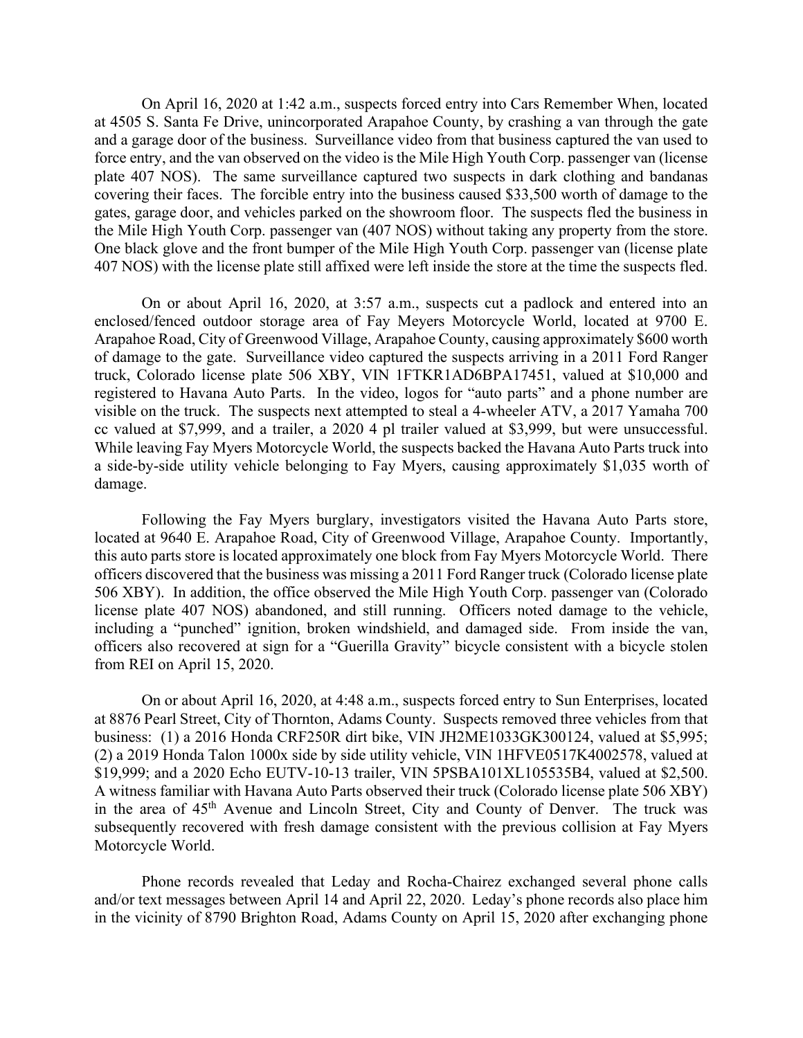On April 16, 2020 at 1:42 a.m., suspects forced entry into Cars Remember When, located at 4505 S. Santa Fe Drive, unincorporated Arapahoe County, by crashing a van through the gate and a garage door of the business. Surveillance video from that business captured the van used to force entry, and the van observed on the video is the Mile High Youth Corp. passenger van (license plate 407 NOS). The same surveillance captured two suspects in dark clothing and bandanas covering their faces. The forcible entry into the business caused $33,500 worth of damage to the gates, garage door, and vehicles parked on the showroom floor. The suspects fled the business in the Mile High Youth Corp. passenger van (407 NOS) without taking any property from the store. One black glove and the front bumper of the Mile High Youth Corp. passenger van (license plate 407 NOS) with the license plate still affixed were left inside the store at the time the suspects fled.

On or about April 16, 2020, at 3:57 a.m., suspects cut a padlock and entered into an enclosed/fenced outdoor storage area of Fay Meyers Motorcycle World, located at 9700 E. Arapahoe Road, City of Greenwood Village, Arapahoe County, causing approximately $600 worth of damage to the gate. Surveillance video captured the suspects arriving in a 2011 Ford Ranger truck, Colorado license plate 506 XBY, VIN 1FTKR1AD6BPA17451, valued at $10,000 and registered to Havana Auto Parts. In the video, logos for "auto parts" and a phone number are visible on the truck. The suspects next attempted to steal a 4-wheeler ATV, a 2017 Yamaha 700 cc valued at $7,999, and a trailer, a 2020 4 pl trailer valued at $3,999, but were unsuccessful. While leaving Fay Myers Motorcycle World, the suspects backed the Havana Auto Parts truck into a side-by-side utility vehicle belonging to Fay Myers, causing approximately $1,035 worth of damage.

Following the Fay Myers burglary, investigators visited the Havana Auto Parts store, located at 9640 E. Arapahoe Road, City of Greenwood Village, Arapahoe County. Importantly, this auto parts store is located approximately one block from Fay Myers Motorcycle World. There officers discovered that the business was missing a 2011 Ford Ranger truck (Colorado license plate 506 XBY). In addition, the office observed the Mile High Youth Corp. passenger van (Colorado license plate 407 NOS) abandoned, and still running. Officers noted damage to the vehicle, including a "punched" ignition, broken windshield, and damaged side. From inside the van, officers also recovered at sign for a "Guerilla Gravity" bicycle consistent with a bicycle stolen from REI on April 15, 2020.

On or about April 16, 2020, at 4:48 a.m., suspects forced entry to Sun Enterprises, located at 8876 Pearl Street, City of Thornton, Adams County. Suspects removed three vehicles from that business: (1) a 2016 Honda CRF250R dirt bike, VIN JH2ME1033GK300124, valued at $5,995; (2) a 2019 Honda Talon 1000x side by side utility vehicle, VIN 1HFVE0517K4002578, valued at $19,999; and a 2020 Echo EUTV-10-13 trailer, VIN 5PSBA101XL105535B4, valued at $2,500. A witness familiar with Havana Auto Parts observed their truck (Colorado license plate 506 XBY) in the area of 45th Avenue and Lincoln Street, City and County of Denver. The truck was subsequently recovered with fresh damage consistent with the previous collision at Fay Myers Motorcycle World.

Phone records revealed that Leday and Rocha-Chairez exchanged several phone calls and/or text messages between April 14 and April 22, 2020. Leday's phone records also place him in the vicinity of 8790 Brighton Road, Adams County on April 15, 2020 after exchanging phone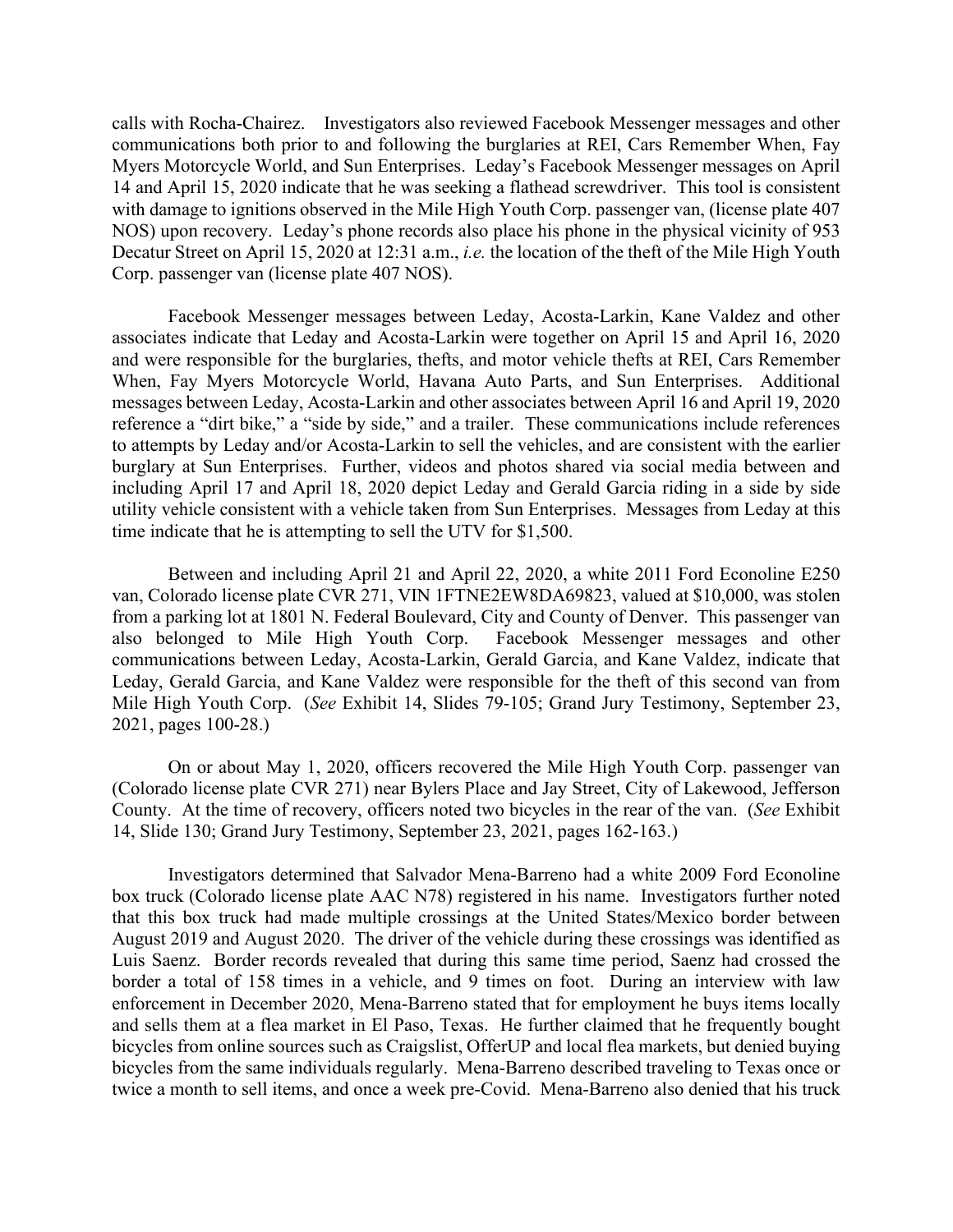calls with Rocha-Chairez. Investigators also reviewed Facebook Messenger messages and other communications both prior to and following the burglaries at REI, Cars Remember When, Fay Myers Motorcycle World, and Sun Enterprises. Leday's Facebook Messenger messages on April 14 and April 15, 2020 indicate that he was seeking a flathead screwdriver. This tool is consistent with damage to ignitions observed in the Mile High Youth Corp. passenger van, (license plate 407 NOS) upon recovery. Leday's phone records also place his phone in the physical vicinity of 953 Decatur Street on April 15, 2020 at 12:31 a.m., *i.e.* the location of the theft of the Mile High Youth Corp. passenger van (license plate 407 NOS).

Facebook Messenger messages between Leday, Acosta-Larkin, Kane Valdez and other associates indicate that Leday and Acosta-Larkin were together on April 15 and April 16, 2020 and were responsible for the burglaries, thefts, and motor vehicle thefts at REI, Cars Remember When, Fay Myers Motorcycle World, Havana Auto Parts, and Sun Enterprises. Additional messages between Leday, Acosta-Larkin and other associates between April 16 and April 19, 2020 reference a "dirt bike," a "side by side," and a trailer. These communications include references to attempts by Leday and/or Acosta-Larkin to sell the vehicles, and are consistent with the earlier burglary at Sun Enterprises. Further, videos and photos shared via social media between and including April 17 and April 18, 2020 depict Leday and Gerald Garcia riding in a side by side utility vehicle consistent with a vehicle taken from Sun Enterprises. Messages from Leday at this time indicate that he is attempting to sell the UTV for $1,500.

Between and including April 21 and April 22, 2020, a white 2011 Ford Econoline E250 van, Colorado license plate CVR 271, VIN 1FTNE2EW8DA69823, valued at $10,000, was stolen from a parking lot at 1801 N. Federal Boulevard, City and County of Denver. This passenger van also belonged to Mile High Youth Corp. Facebook Messenger messages and other communications between Leday, Acosta-Larkin, Gerald Garcia, and Kane Valdez, indicate that Leday, Gerald Garcia, and Kane Valdez were responsible for the theft of this second van from Mile High Youth Corp. (*See* Exhibit 14, Slides 79-105; Grand Jury Testimony, September 23, 2021, pages 100-28.)

On or about May 1, 2020, officers recovered the Mile High Youth Corp. passenger van (Colorado license plate CVR 271) near Bylers Place and Jay Street, City of Lakewood, Jefferson County. At the time of recovery, officers noted two bicycles in the rear of the van. (*See* Exhibit 14, Slide 130; Grand Jury Testimony, September 23, 2021, pages 162-163.)

Investigators determined that Salvador Mena-Barreno had a white 2009 Ford Econoline box truck (Colorado license plate AAC N78) registered in his name. Investigators further noted that this box truck had made multiple crossings at the United States/Mexico border between August 2019 and August 2020. The driver of the vehicle during these crossings was identified as Luis Saenz. Border records revealed that during this same time period, Saenz had crossed the border a total of 158 times in a vehicle, and 9 times on foot. During an interview with law enforcement in December 2020, Mena-Barreno stated that for employment he buys items locally and sells them at a flea market in El Paso, Texas. He further claimed that he frequently bought bicycles from online sources such as Craigslist, OfferUP and local flea markets, but denied buying bicycles from the same individuals regularly. Mena-Barreno described traveling to Texas once or twice a month to sell items, and once a week pre-Covid. Mena-Barreno also denied that his truck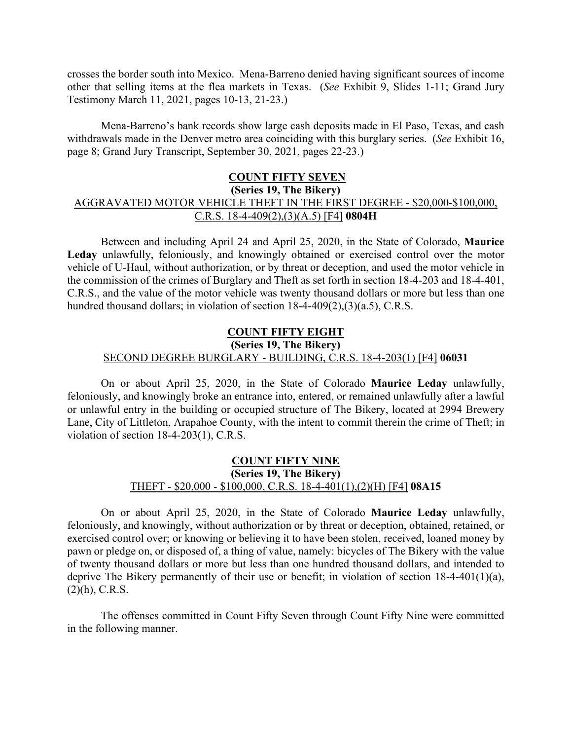crosses the border south into Mexico. Mena-Barreno denied having significant sources of income other that selling items at the flea markets in Texas. (*See* Exhibit 9, Slides 1-11; Grand Jury Testimony March 11, 2021, pages 10-13, 21-23.)

Mena-Barreno's bank records show large cash deposits made in El Paso, Texas, and cash withdrawals made in the Denver metro area coinciding with this burglary series. (*See* Exhibit 16, page 8; Grand Jury Transcript, September 30, 2021, pages 22-23.)

**COUNT FIFTY SEVEN**
**(Series 19, The Bikery)**
AGGRAVATED MOTOR VEHICLE THEFT IN THE FIRST DEGREE - $20,000-$100,000, C.R.S. 18-4-409(2),(3)(A.5) [F4] **0804H**

Between and including April 24 and April 25, 2020, in the State of Colorado, **Maurice Leday** unlawfully, feloniously, and knowingly obtained or exercised control over the motor vehicle of U-Haul, without authorization, or by threat or deception, and used the motor vehicle in the commission of the crimes of Burglary and Theft as set forth in section 18-4-203 and 18-4-401, C.R.S., and the value of the motor vehicle was twenty thousand dollars or more but less than one hundred thousand dollars; in violation of section 18-4-409(2),(3)(a.5), C.R.S.

**COUNT FIFTY EIGHT**
**(Series 19, The Bikery)**
SECOND DEGREE BURGLARY - BUILDING, C.R.S. 18-4-203(1) [F4] **06031**

On or about April 25, 2020, in the State of Colorado **Maurice Leday** unlawfully, feloniously, and knowingly broke an entrance into, entered, or remained unlawfully after a lawful or unlawful entry in the building or occupied structure of The Bikery, located at 2994 Brewery Lane, City of Littleton, Arapahoe County, with the intent to commit therein the crime of Theft; in violation of section 18-4-203(1), C.R.S.

**COUNT FIFTY NINE**
**(Series 19, The Bikery)**
THEFT - $20,000 - $100,000, C.R.S. 18-4-401(1),(2)(H) [F4] **08A15**

On or about April 25, 2020, in the State of Colorado **Maurice Leday** unlawfully, feloniously, and knowingly, without authorization or by threat or deception, obtained, retained, or exercised control over; or knowing or believing it to have been stolen, received, loaned money by pawn or pledge on, or disposed of, a thing of value, namely: bicycles of The Bikery with the value of twenty thousand dollars or more but less than one hundred thousand dollars, and intended to deprive The Bikery permanently of their use or benefit; in violation of section 18-4-401(1)(a), (2)(h), C.R.S.

The offenses committed in Count Fifty Seven through Count Fifty Nine were committed in the following manner.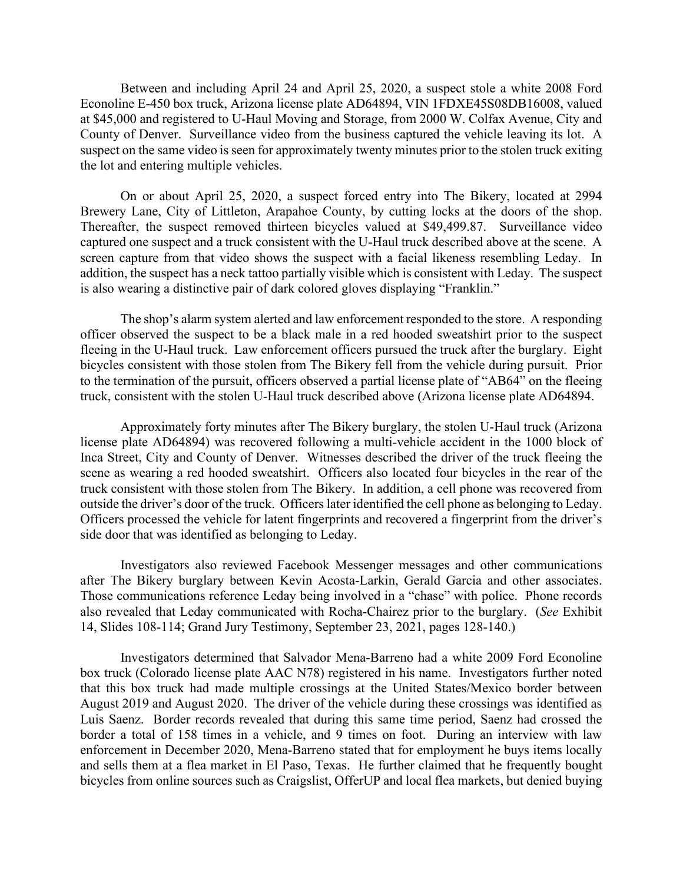Between and including April 24 and April 25, 2020, a suspect stole a white 2008 Ford Econoline E-450 box truck, Arizona license plate AD64894, VIN 1FDXE45S08DB16008, valued at $45,000 and registered to U-Haul Moving and Storage, from 2000 W. Colfax Avenue, City and County of Denver. Surveillance video from the business captured the vehicle leaving its lot. A suspect on the same video is seen for approximately twenty minutes prior to the stolen truck exiting the lot and entering multiple vehicles.

On or about April 25, 2020, a suspect forced entry into The Bikery, located at 2994 Brewery Lane, City of Littleton, Arapahoe County, by cutting locks at the doors of the shop. Thereafter, the suspect removed thirteen bicycles valued at $49,499.87. Surveillance video captured one suspect and a truck consistent with the U-Haul truck described above at the scene. A screen capture from that video shows the suspect with a facial likeness resembling Leday. In addition, the suspect has a neck tattoo partially visible which is consistent with Leday. The suspect is also wearing a distinctive pair of dark colored gloves displaying "Franklin."

The shop's alarm system alerted and law enforcement responded to the store. A responding officer observed the suspect to be a black male in a red hooded sweatshirt prior to the suspect fleeing in the U-Haul truck. Law enforcement officers pursued the truck after the burglary. Eight bicycles consistent with those stolen from The Bikery fell from the vehicle during pursuit. Prior to the termination of the pursuit, officers observed a partial license plate of "AB64" on the fleeing truck, consistent with the stolen U-Haul truck described above (Arizona license plate AD64894.

Approximately forty minutes after The Bikery burglary, the stolen U-Haul truck (Arizona license plate AD64894) was recovered following a multi-vehicle accident in the 1000 block of Inca Street, City and County of Denver. Witnesses described the driver of the truck fleeing the scene as wearing a red hooded sweatshirt. Officers also located four bicycles in the rear of the truck consistent with those stolen from The Bikery. In addition, a cell phone was recovered from outside the driver's door of the truck. Officers later identified the cell phone as belonging to Leday. Officers processed the vehicle for latent fingerprints and recovered a fingerprint from the driver's side door that was identified as belonging to Leday.

Investigators also reviewed Facebook Messenger messages and other communications after The Bikery burglary between Kevin Acosta-Larkin, Gerald Garcia and other associates. Those communications reference Leday being involved in a "chase" with police. Phone records also revealed that Leday communicated with Rocha-Chairez prior to the burglary. (*See* Exhibit 14, Slides 108-114; Grand Jury Testimony, September 23, 2021, pages 128-140.)

Investigators determined that Salvador Mena-Barreno had a white 2009 Ford Econoline box truck (Colorado license plate AAC N78) registered in his name. Investigators further noted that this box truck had made multiple crossings at the United States/Mexico border between August 2019 and August 2020. The driver of the vehicle during these crossings was identified as Luis Saenz. Border records revealed that during this same time period, Saenz had crossed the border a total of 158 times in a vehicle, and 9 times on foot. During an interview with law enforcement in December 2020, Mena-Barreno stated that for employment he buys items locally and sells them at a flea market in El Paso, Texas. He further claimed that he frequently bought bicycles from online sources such as Craigslist, OfferUP and local flea markets, but denied buying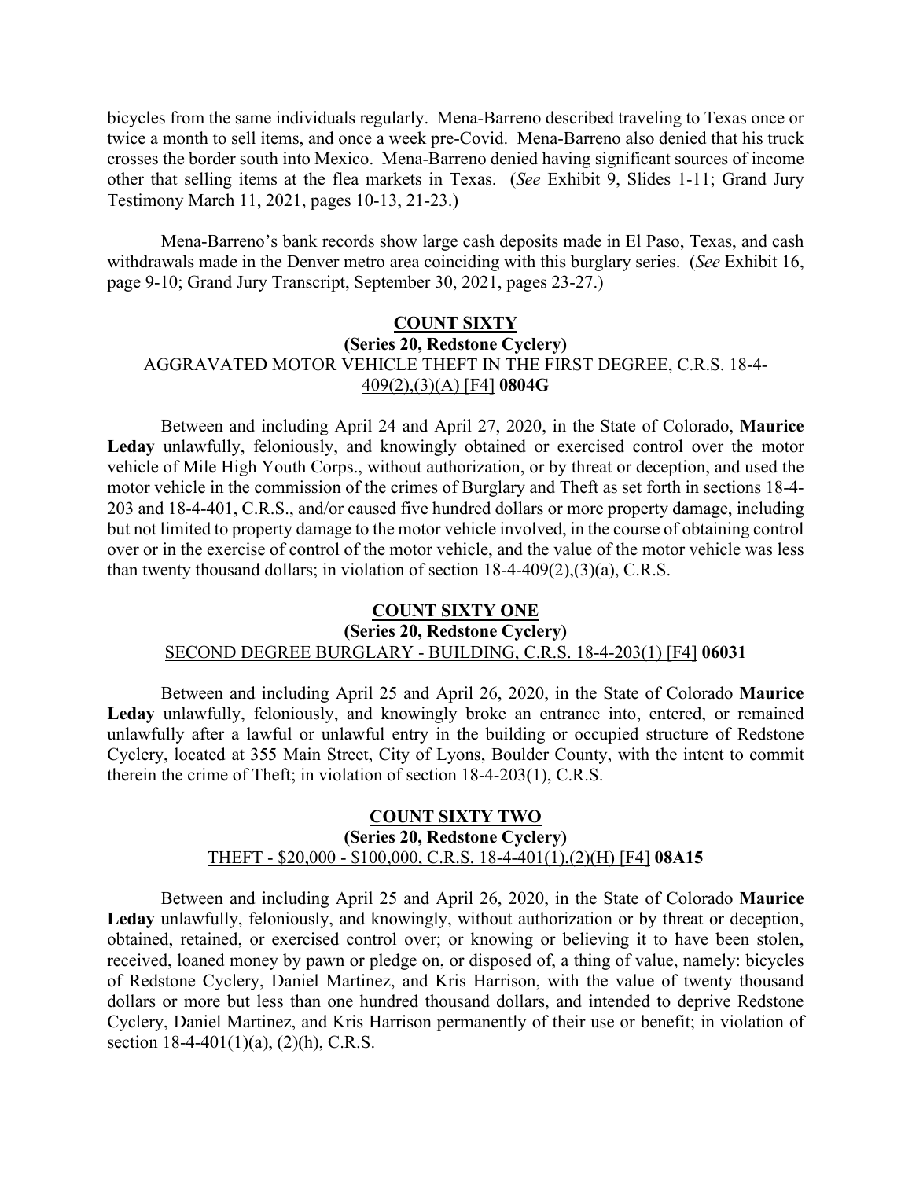bicycles from the same individuals regularly. Mena-Barreno described traveling to Texas once or twice a month to sell items, and once a week pre-Covid. Mena-Barreno also denied that his truck crosses the border south into Mexico. Mena-Barreno denied having significant sources of income other that selling items at the flea markets in Texas. (*See* Exhibit 9, Slides 1-11; Grand Jury Testimony March 11, 2021, pages 10-13, 21-23.)

Mena-Barreno's bank records show large cash deposits made in El Paso, Texas, and cash withdrawals made in the Denver metro area coinciding with this burglary series. (*See* Exhibit 16, page 9-10; Grand Jury Transcript, September 30, 2021, pages 23-27.)

**COUNT SIXTY**
**(Series 20, Redstone Cyclery)**
AGGRAVATED MOTOR VEHICLE THEFT IN THE FIRST DEGREE, C.R.S. 18-4-409(2),(3)(A) [F4] **0804G**

Between and including April 24 and April 27, 2020, in the State of Colorado, **Maurice Leday** unlawfully, feloniously, and knowingly obtained or exercised control over the motor vehicle of Mile High Youth Corps., without authorization, or by threat or deception, and used the motor vehicle in the commission of the crimes of Burglary and Theft as set forth in sections 18-4-203 and 18-4-401, C.R.S., and/or caused five hundred dollars or more property damage, including but not limited to property damage to the motor vehicle involved, in the course of obtaining control over or in the exercise of control of the motor vehicle, and the value of the motor vehicle was less than twenty thousand dollars; in violation of section 18-4-409(2),(3)(a), C.R.S.

**COUNT SIXTY ONE**
**(Series 20, Redstone Cyclery)**
SECOND DEGREE BURGLARY - BUILDING, C.R.S. 18-4-203(1) [F4] **06031**

Between and including April 25 and April 26, 2020, in the State of Colorado **Maurice Leday** unlawfully, feloniously, and knowingly broke an entrance into, entered, or remained unlawfully after a lawful or unlawful entry in the building or occupied structure of Redstone Cyclery, located at 355 Main Street, City of Lyons, Boulder County, with the intent to commit therein the crime of Theft; in violation of section 18-4-203(1), C.R.S.

**COUNT SIXTY TWO**
**(Series 20, Redstone Cyclery)**
THEFT - $20,000 - $100,000, C.R.S. 18-4-401(1),(2)(H) [F4] **08A15**

Between and including April 25 and April 26, 2020, in the State of Colorado **Maurice Leday** unlawfully, feloniously, and knowingly, without authorization or by threat or deception, obtained, retained, or exercised control over; or knowing or believing it to have been stolen, received, loaned money by pawn or pledge on, or disposed of, a thing of value, namely: bicycles of Redstone Cyclery, Daniel Martinez, and Kris Harrison, with the value of twenty thousand dollars or more but less than one hundred thousand dollars, and intended to deprive Redstone Cyclery, Daniel Martinez, and Kris Harrison permanently of their use or benefit; in violation of section 18-4-401(1)(a), (2)(h), C.R.S.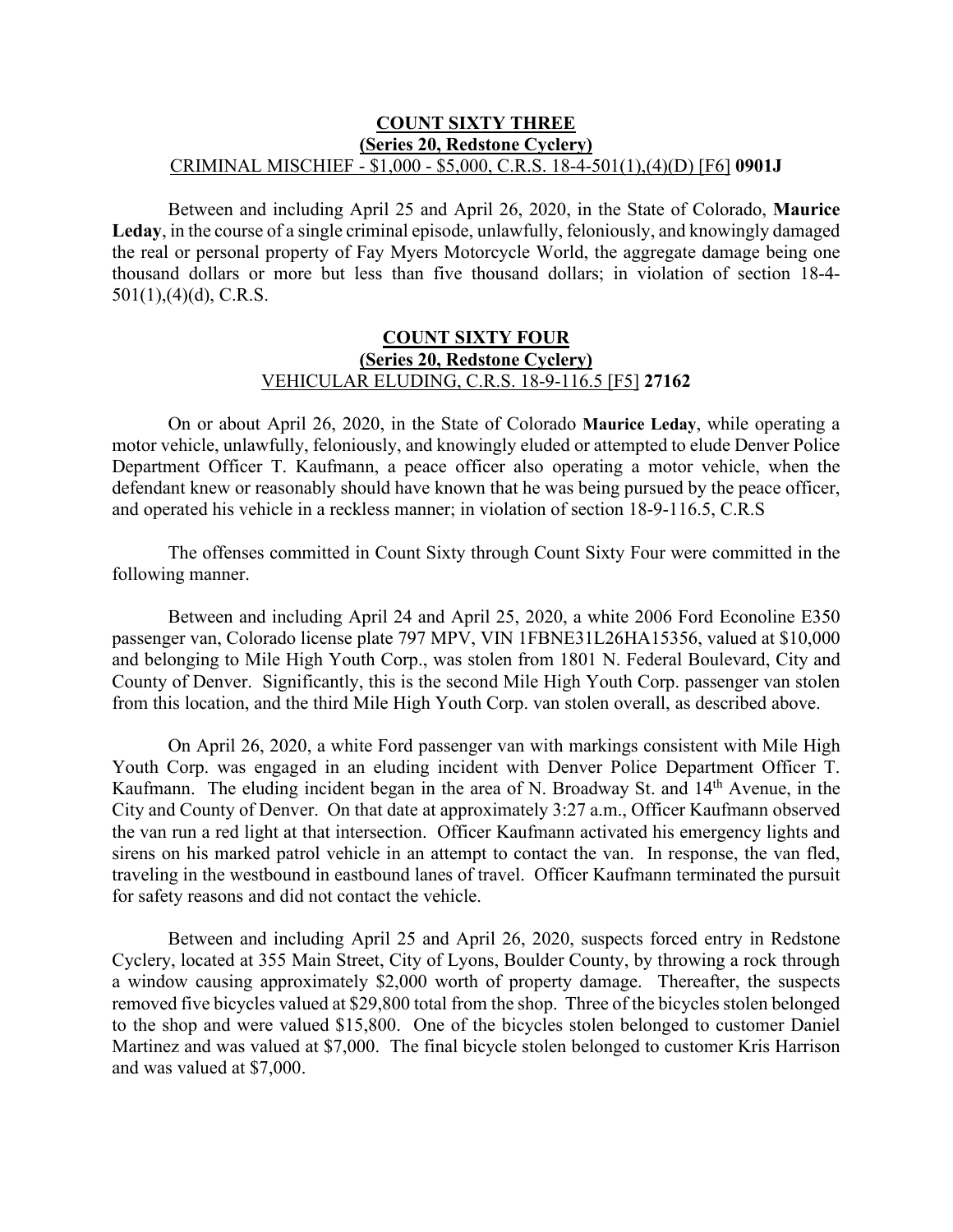**COUNT SIXTY THREE**
**(Series 20, Redstone Cyclery)**
CRIMINAL MISCHIEF - $1,000 - $5,000, C.R.S. 18-4-501(1),(4)(D) [F6] **0901J**

Between and including April 25 and April 26, 2020, in the State of Colorado, **Maurice Leday**, in the course of a single criminal episode, unlawfully, feloniously, and knowingly damaged the real or personal property of Fay Myers Motorcycle World, the aggregate damage being one thousand dollars or more but less than five thousand dollars; in violation of section 18-4-501(1),(4)(d), C.R.S.

**COUNT SIXTY FOUR**
**(Series 20, Redstone Cyclery)**
VEHICULAR ELUDING, C.R.S. 18-9-116.5 [F5] **27162**

On or about April 26, 2020, in the State of Colorado **Maurice Leday**, while operating a motor vehicle, unlawfully, feloniously, and knowingly eluded or attempted to elude Denver Police Department Officer T. Kaufmann, a peace officer also operating a motor vehicle, when the defendant knew or reasonably should have known that he was being pursued by the peace officer, and operated his vehicle in a reckless manner; in violation of section 18-9-116.5, C.R.S

The offenses committed in Count Sixty through Count Sixty Four were committed in the following manner.

Between and including April 24 and April 25, 2020, a white 2006 Ford Econoline E350 passenger van, Colorado license plate 797 MPV, VIN 1FBNE31L26HA15356, valued at $10,000 and belonging to Mile High Youth Corp., was stolen from 1801 N. Federal Boulevard, City and County of Denver. Significantly, this is the second Mile High Youth Corp. passenger van stolen from this location, and the third Mile High Youth Corp. van stolen overall, as described above.

On April 26, 2020, a white Ford passenger van with markings consistent with Mile High Youth Corp. was engaged in an eluding incident with Denver Police Department Officer T. Kaufmann. The eluding incident began in the area of N. Broadway St. and 14th Avenue, in the City and County of Denver. On that date at approximately 3:27 a.m., Officer Kaufmann observed the van run a red light at that intersection. Officer Kaufmann activated his emergency lights and sirens on his marked patrol vehicle in an attempt to contact the van. In response, the van fled, traveling in the westbound in eastbound lanes of travel. Officer Kaufmann terminated the pursuit for safety reasons and did not contact the vehicle.

Between and including April 25 and April 26, 2020, suspects forced entry in Redstone Cyclery, located at 355 Main Street, City of Lyons, Boulder County, by throwing a rock through a window causing approximately $2,000 worth of property damage. Thereafter, the suspects removed five bicycles valued at $29,800 total from the shop. Three of the bicycles stolen belonged to the shop and were valued $15,800. One of the bicycles stolen belonged to customer Daniel Martinez and was valued at $7,000. The final bicycle stolen belonged to customer Kris Harrison and was valued at $7,000.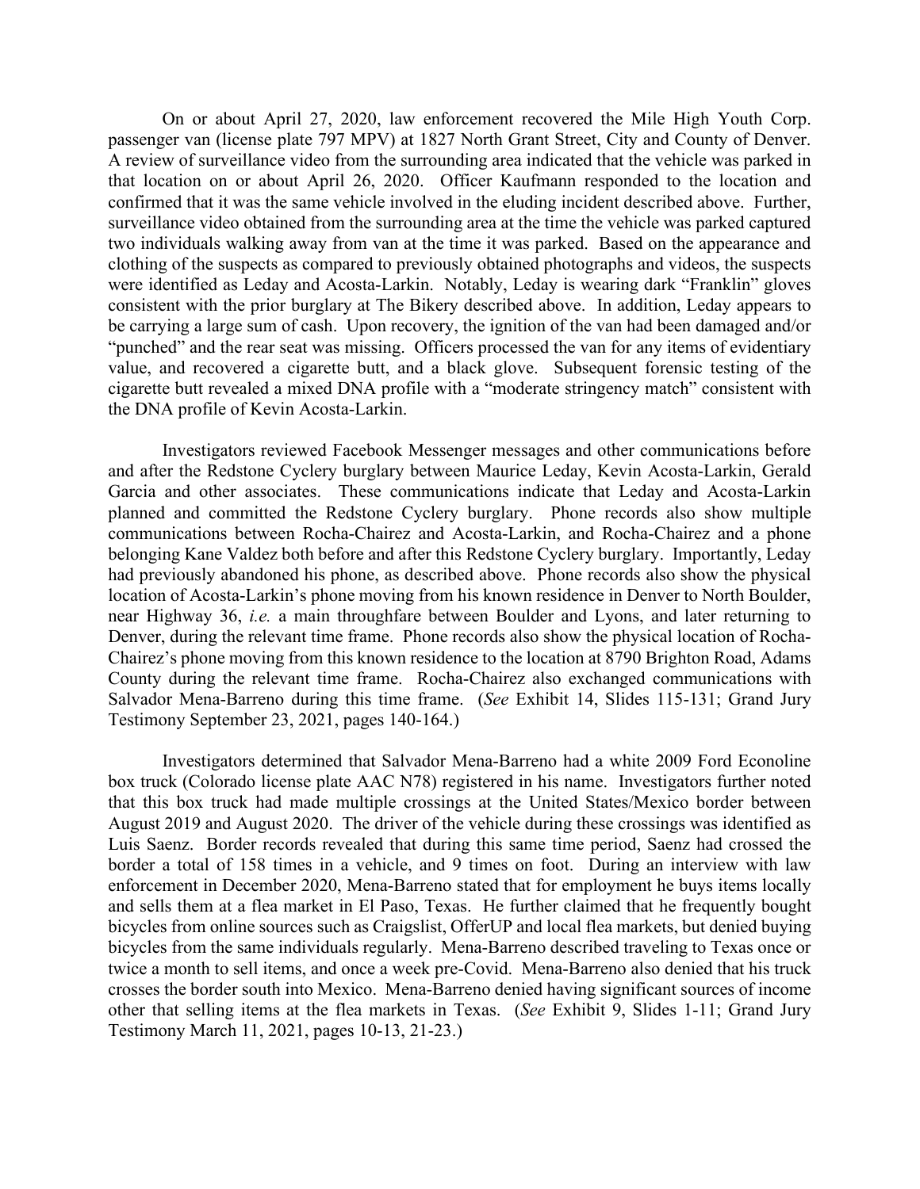On or about April 27, 2020, law enforcement recovered the Mile High Youth Corp. passenger van (license plate 797 MPV) at 1827 North Grant Street, City and County of Denver. A review of surveillance video from the surrounding area indicated that the vehicle was parked in that location on or about April 26, 2020. Officer Kaufmann responded to the location and confirmed that it was the same vehicle involved in the eluding incident described above. Further, surveillance video obtained from the surrounding area at the time the vehicle was parked captured two individuals walking away from van at the time it was parked. Based on the appearance and clothing of the suspects as compared to previously obtained photographs and videos, the suspects were identified as Leday and Acosta-Larkin. Notably, Leday is wearing dark "Franklin" gloves consistent with the prior burglary at The Bikery described above. In addition, Leday appears to be carrying a large sum of cash. Upon recovery, the ignition of the van had been damaged and/or "punched" and the rear seat was missing. Officers processed the van for any items of evidentiary value, and recovered a cigarette butt, and a black glove. Subsequent forensic testing of the cigarette butt revealed a mixed DNA profile with a "moderate stringency match" consistent with the DNA profile of Kevin Acosta-Larkin.

Investigators reviewed Facebook Messenger messages and other communications before and after the Redstone Cyclery burglary between Maurice Leday, Kevin Acosta-Larkin, Gerald Garcia and other associates. These communications indicate that Leday and Acosta-Larkin planned and committed the Redstone Cyclery burglary. Phone records also show multiple communications between Rocha-Chairez and Acosta-Larkin, and Rocha-Chairez and a phone belonging Kane Valdez both before and after this Redstone Cyclery burglary. Importantly, Leday had previously abandoned his phone, as described above. Phone records also show the physical location of Acosta-Larkin's phone moving from his known residence in Denver to North Boulder, near Highway 36, *i.e.* a main throughfare between Boulder and Lyons, and later returning to Denver, during the relevant time frame. Phone records also show the physical location of Rocha-Chairez's phone moving from this known residence to the location at 8790 Brighton Road, Adams County during the relevant time frame. Rocha-Chairez also exchanged communications with Salvador Mena-Barreno during this time frame. (*See* Exhibit 14, Slides 115-131; Grand Jury Testimony September 23, 2021, pages 140-164.)

Investigators determined that Salvador Mena-Barreno had a white 2009 Ford Econoline box truck (Colorado license plate AAC N78) registered in his name. Investigators further noted that this box truck had made multiple crossings at the United States/Mexico border between August 2019 and August 2020. The driver of the vehicle during these crossings was identified as Luis Saenz. Border records revealed that during this same time period, Saenz had crossed the border a total of 158 times in a vehicle, and 9 times on foot. During an interview with law enforcement in December 2020, Mena-Barreno stated that for employment he buys items locally and sells them at a flea market in El Paso, Texas. He further claimed that he frequently bought bicycles from online sources such as Craigslist, OfferUP and local flea markets, but denied buying bicycles from the same individuals regularly. Mena-Barreno described traveling to Texas once or twice a month to sell items, and once a week pre-Covid. Mena-Barreno also denied that his truck crosses the border south into Mexico. Mena-Barreno denied having significant sources of income other that selling items at the flea markets in Texas. (*See* Exhibit 9, Slides 1-11; Grand Jury Testimony March 11, 2021, pages 10-13, 21-23.)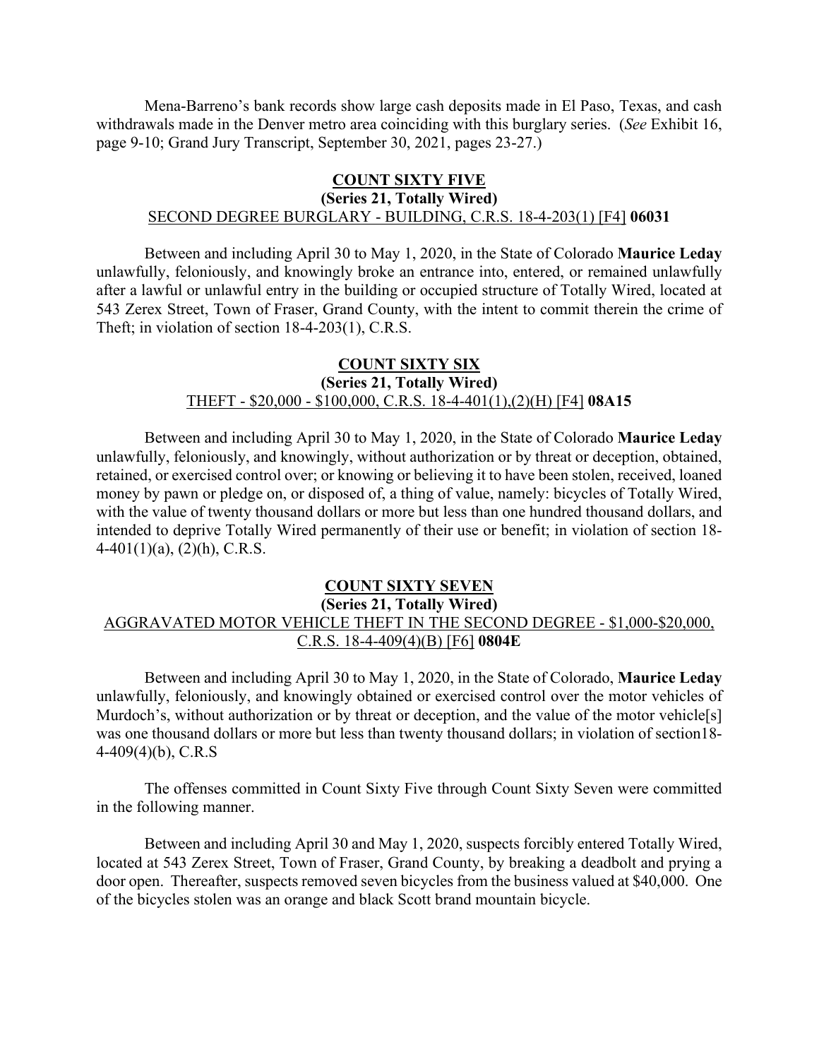Mena-Barreno's bank records show large cash deposits made in El Paso, Texas, and cash withdrawals made in the Denver metro area coinciding with this burglary series. (*See* Exhibit 16, page 9-10; Grand Jury Transcript, September 30, 2021, pages 23-27.)

**COUNT SIXTY FIVE**
**(Series 21, Totally Wired)**
SECOND DEGREE BURGLARY - BUILDING, C.R.S. 18-4-203(1) [F4] **06031**

Between and including April 30 to May 1, 2020, in the State of Colorado **Maurice Leday** unlawfully, feloniously, and knowingly broke an entrance into, entered, or remained unlawfully after a lawful or unlawful entry in the building or occupied structure of Totally Wired, located at 543 Zerex Street, Town of Fraser, Grand County, with the intent to commit therein the crime of Theft; in violation of section 18-4-203(1), C.R.S.

**COUNT SIXTY SIX**
**(Series 21, Totally Wired)**
THEFT - $20,000 - $100,000, C.R.S. 18-4-401(1),(2)(H) [F4] **08A15**

Between and including April 30 to May 1, 2020, in the State of Colorado **Maurice Leday** unlawfully, feloniously, and knowingly, without authorization or by threat or deception, obtained, retained, or exercised control over; or knowing or believing it to have been stolen, received, loaned money by pawn or pledge on, or disposed of, a thing of value, namely: bicycles of Totally Wired, with the value of twenty thousand dollars or more but less than one hundred thousand dollars, and intended to deprive Totally Wired permanently of their use or benefit; in violation of section 18-4-401(1)(a), (2)(h), C.R.S.

**COUNT SIXTY SEVEN**
**(Series 21, Totally Wired)**
AGGRAVATED MOTOR VEHICLE THEFT IN THE SECOND DEGREE - $1,000-$20,000, C.R.S. 18-4-409(4)(B) [F6] **0804E**

Between and including April 30 to May 1, 2020, in the State of Colorado, **Maurice Leday** unlawfully, feloniously, and knowingly obtained or exercised control over the motor vehicles of Murdoch's, without authorization or by threat or deception, and the value of the motor vehicle[s] was one thousand dollars or more but less than twenty thousand dollars; in violation of section18-4-409(4)(b), C.R.S

The offenses committed in Count Sixty Five through Count Sixty Seven were committed in the following manner.

Between and including April 30 and May 1, 2020, suspects forcibly entered Totally Wired, located at 543 Zerex Street, Town of Fraser, Grand County, by breaking a deadbolt and prying a door open. Thereafter, suspects removed seven bicycles from the business valued at $40,000. One of the bicycles stolen was an orange and black Scott brand mountain bicycle.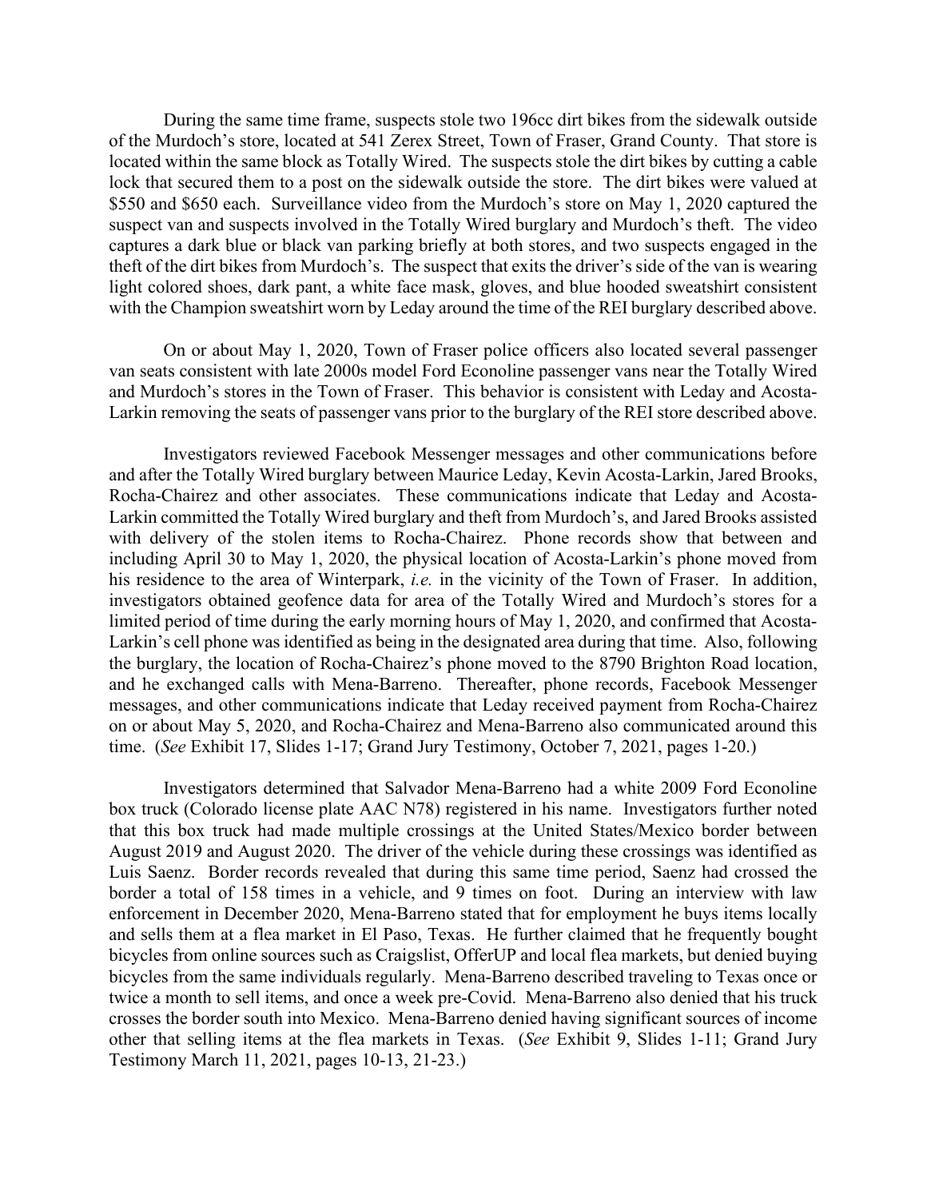During the same time frame, suspects stole two 196cc dirt bikes from the sidewalk outside of the Murdoch's store, located at 541 Zerex Street, Town of Fraser, Grand County. That store is located within the same block as Totally Wired. The suspects stole the dirt bikes by cutting a cable lock that secured them to a post on the sidewalk outside the store. The dirt bikes were valued at $550 and $650 each. Surveillance video from the Murdoch's store on May 1, 2020 captured the suspect van and suspects involved in the Totally Wired burglary and Murdoch's theft. The video captures a dark blue or black van parking briefly at both stores, and two suspects engaged in the theft of the dirt bikes from Murdoch's. The suspect that exits the driver's side of the van is wearing light colored shoes, dark pant, a white face mask, gloves, and blue hooded sweatshirt consistent with the Champion sweatshirt worn by Leday around the time of the REI burglary described above.

On or about May 1, 2020, Town of Fraser police officers also located several passenger van seats consistent with late 2000s model Ford Econoline passenger vans near the Totally Wired and Murdoch's stores in the Town of Fraser. This behavior is consistent with Leday and Acosta-Larkin removing the seats of passenger vans prior to the burglary of the REI store described above.

Investigators reviewed Facebook Messenger messages and other communications before and after the Totally Wired burglary between Maurice Leday, Kevin Acosta-Larkin, Jared Brooks, Rocha-Chairez and other associates. These communications indicate that Leday and Acosta-Larkin committed the Totally Wired burglary and theft from Murdoch's, and Jared Brooks assisted with delivery of the stolen items to Rocha-Chairez. Phone records show that between and including April 30 to May 1, 2020, the physical location of Acosta-Larkin's phone moved from his residence to the area of Winterpark, *i.e.* in the vicinity of the Town of Fraser. In addition, investigators obtained geofence data for area of the Totally Wired and Murdoch's stores for a limited period of time during the early morning hours of May 1, 2020, and confirmed that Acosta-Larkin's cell phone was identified as being in the designated area during that time. Also, following the burglary, the location of Rocha-Chairez's phone moved to the 8790 Brighton Road location, and he exchanged calls with Mena-Barreno. Thereafter, phone records, Facebook Messenger messages, and other communications indicate that Leday received payment from Rocha-Chairez on or about May 5, 2020, and Rocha-Chairez and Mena-Barreno also communicated around this time. (*See* Exhibit 17, Slides 1-17; Grand Jury Testimony, October 7, 2021, pages 1-20.)

Investigators determined that Salvador Mena-Barreno had a white 2009 Ford Econoline box truck (Colorado license plate AAC N78) registered in his name. Investigators further noted that this box truck had made multiple crossings at the United States/Mexico border between August 2019 and August 2020. The driver of the vehicle during these crossings was identified as Luis Saenz. Border records revealed that during this same time period, Saenz had crossed the border a total of 158 times in a vehicle, and 9 times on foot. During an interview with law enforcement in December 2020, Mena-Barreno stated that for employment he buys items locally and sells them at a flea market in El Paso, Texas. He further claimed that he frequently bought bicycles from online sources such as Craigslist, OfferUP and local flea markets, but denied buying bicycles from the same individuals regularly. Mena-Barreno described traveling to Texas once or twice a month to sell items, and once a week pre-Covid. Mena-Barreno also denied that his truck crosses the border south into Mexico. Mena-Barreno denied having significant sources of income other that selling items at the flea markets in Texas. (*See* Exhibit 9, Slides 1-11; Grand Jury Testimony March 11, 2021, pages 10-13, 21-23.)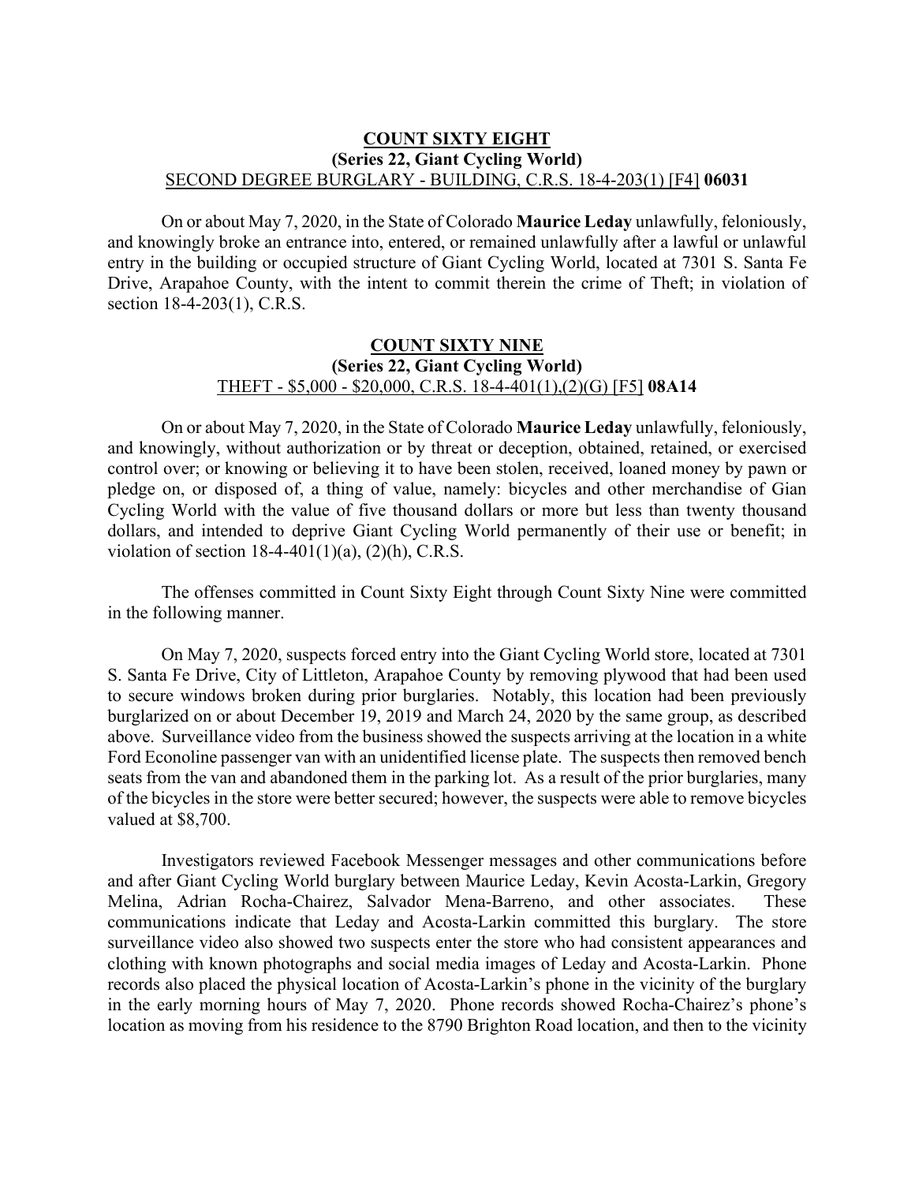**COUNT SIXTY EIGHT**
**(Series 22, Giant Cycling World)**
SECOND DEGREE BURGLARY - BUILDING, C.R.S. 18-4-203(1) [F4] **06031**

On or about May 7, 2020, in the State of Colorado **Maurice Leday** unlawfully, feloniously, and knowingly broke an entrance into, entered, or remained unlawfully after a lawful or unlawful entry in the building or occupied structure of Giant Cycling World, located at 7301 S. Santa Fe Drive, Arapahoe County, with the intent to commit therein the crime of Theft; in violation of section 18-4-203(1), C.R.S.

**COUNT SIXTY NINE**
**(Series 22, Giant Cycling World)**
THEFT - $5,000 - $20,000, C.R.S. 18-4-401(1),(2)(G) [F5] **08A14**

On or about May 7, 2020, in the State of Colorado **Maurice Leday** unlawfully, feloniously, and knowingly, without authorization or by threat or deception, obtained, retained, or exercised control over; or knowing or believing it to have been stolen, received, loaned money by pawn or pledge on, or disposed of, a thing of value, namely: bicycles and other merchandise of Gian Cycling World with the value of five thousand dollars or more but less than twenty thousand dollars, and intended to deprive Giant Cycling World permanently of their use or benefit; in violation of section 18-4-401(1)(a), (2)(h), C.R.S.

The offenses committed in Count Sixty Eight through Count Sixty Nine were committed in the following manner.

On May 7, 2020, suspects forced entry into the Giant Cycling World store, located at 7301 S. Santa Fe Drive, City of Littleton, Arapahoe County by removing plywood that had been used to secure windows broken during prior burglaries. Notably, this location had been previously burglarized on or about December 19, 2019 and March 24, 2020 by the same group, as described above. Surveillance video from the business showed the suspects arriving at the location in a white Ford Econoline passenger van with an unidentified license plate. The suspects then removed bench seats from the van and abandoned them in the parking lot. As a result of the prior burglaries, many of the bicycles in the store were better secured; however, the suspects were able to remove bicycles valued at $8,700.

Investigators reviewed Facebook Messenger messages and other communications before and after Giant Cycling World burglary between Maurice Leday, Kevin Acosta-Larkin, Gregory Melina, Adrian Rocha-Chairez, Salvador Mena-Barreno, and other associates. These communications indicate that Leday and Acosta-Larkin committed this burglary. The store surveillance video also showed two suspects enter the store who had consistent appearances and clothing with known photographs and social media images of Leday and Acosta-Larkin. Phone records also placed the physical location of Acosta-Larkin's phone in the vicinity of the burglary in the early morning hours of May 7, 2020. Phone records showed Rocha-Chairez's phone's location as moving from his residence to the 8790 Brighton Road location, and then to the vicinity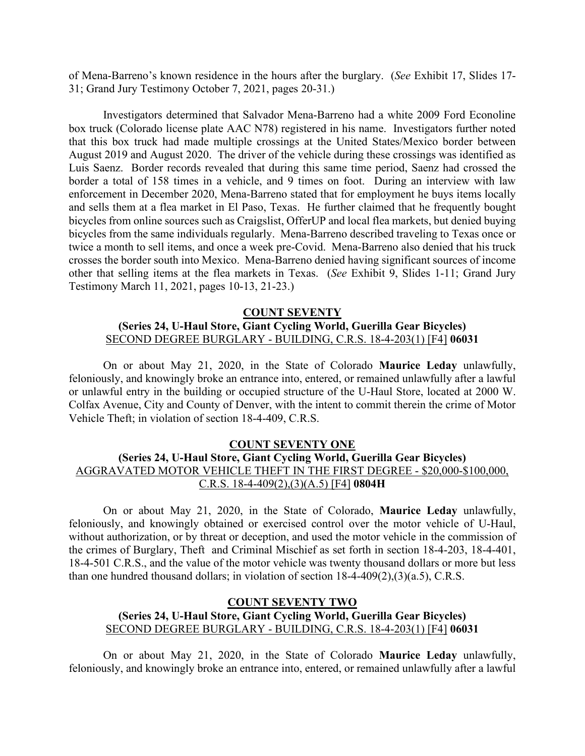of Mena-Barreno's known residence in the hours after the burglary. (*See* Exhibit 17, Slides 17-31; Grand Jury Testimony October 7, 2021, pages 20-31.)

Investigators determined that Salvador Mena-Barreno had a white 2009 Ford Econoline box truck (Colorado license plate AAC N78) registered in his name. Investigators further noted that this box truck had made multiple crossings at the United States/Mexico border between August 2019 and August 2020. The driver of the vehicle during these crossings was identified as Luis Saenz. Border records revealed that during this same time period, Saenz had crossed the border a total of 158 times in a vehicle, and 9 times on foot. During an interview with law enforcement in December 2020, Mena-Barreno stated that for employment he buys items locally and sells them at a flea market in El Paso, Texas. He further claimed that he frequently bought bicycles from online sources such as Craigslist, OfferUP and local flea markets, but denied buying bicycles from the same individuals regularly. Mena-Barreno described traveling to Texas once or twice a month to sell items, and once a week pre-Covid. Mena-Barreno also denied that his truck crosses the border south into Mexico. Mena-Barreno denied having significant sources of income other that selling items at the flea markets in Texas. (*See* Exhibit 9, Slides 1-11; Grand Jury Testimony March 11, 2021, pages 10-13, 21-23.)

**COUNT SEVENTY**

**(Series 24, U-Haul Store, Giant Cycling World, Guerilla Gear Bicycles)**

SECOND DEGREE BURGLARY - BUILDING, C.R.S. 18-4-203(1) [F4] **06031**

On or about May 21, 2020, in the State of Colorado **Maurice Leday** unlawfully, feloniously, and knowingly broke an entrance into, entered, or remained unlawfully after a lawful or unlawful entry in the building or occupied structure of the U-Haul Store, located at 2000 W. Colfax Avenue, City and County of Denver, with the intent to commit therein the crime of Motor Vehicle Theft; in violation of section 18-4-409, C.R.S.

**COUNT SEVENTY ONE**

**(Series 24, U-Haul Store, Giant Cycling World, Guerilla Gear Bicycles)**

AGGRAVATED MOTOR VEHICLE THEFT IN THE FIRST DEGREE - $20,000-$100,000, C.R.S. 18-4-409(2),(3)(A.5) [F4] **0804H**

On or about May 21, 2020, in the State of Colorado, **Maurice Leday** unlawfully, feloniously, and knowingly obtained or exercised control over the motor vehicle of U-Haul, without authorization, or by threat or deception, and used the motor vehicle in the commission of the crimes of Burglary, Theft and Criminal Mischief as set forth in section 18-4-203, 18-4-401, 18-4-501 C.R.S., and the value of the motor vehicle was twenty thousand dollars or more but less than one hundred thousand dollars; in violation of section 18-4-409(2),(3)(a.5), C.R.S.

**COUNT SEVENTY TWO**

**(Series 24, U-Haul Store, Giant Cycling World, Guerilla Gear Bicycles)**

SECOND DEGREE BURGLARY - BUILDING, C.R.S. 18-4-203(1) [F4] **06031**

On or about May 21, 2020, in the State of Colorado **Maurice Leday** unlawfully, feloniously, and knowingly broke an entrance into, entered, or remained unlawfully after a lawful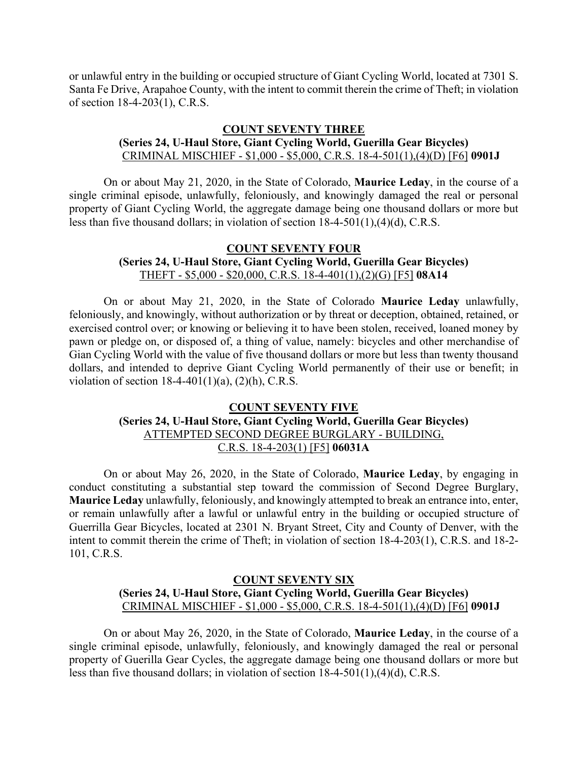or unlawful entry in the building or occupied structure of Giant Cycling World, located at 7301 S. Santa Fe Drive, Arapahoe County, with the intent to commit therein the crime of Theft; in violation of section 18-4-203(1), C.R.S.

**COUNT SEVENTY THREE**
**(Series 24, U-Haul Store, Giant Cycling World, Guerilla Gear Bicycles)**
CRIMINAL MISCHIEF - $1,000 - $5,000, C.R.S. 18-4-501(1),(4)(D) [F6] **0901J**

On or about May 21, 2020, in the State of Colorado, **Maurice Leday**, in the course of a single criminal episode, unlawfully, feloniously, and knowingly damaged the real or personal property of Giant Cycling World, the aggregate damage being one thousand dollars or more but less than five thousand dollars; in violation of section 18-4-501(1),(4)(d), C.R.S.

**COUNT SEVENTY FOUR**
**(Series 24, U-Haul Store, Giant Cycling World, Guerilla Gear Bicycles)**
THEFT - $5,000 - $20,000, C.R.S. 18-4-401(1),(2)(G) [F5] **08A14**

On or about May 21, 2020, in the State of Colorado **Maurice Leday** unlawfully, feloniously, and knowingly, without authorization or by threat or deception, obtained, retained, or exercised control over; or knowing or believing it to have been stolen, received, loaned money by pawn or pledge on, or disposed of, a thing of value, namely: bicycles and other merchandise of Gian Cycling World with the value of five thousand dollars or more but less than twenty thousand dollars, and intended to deprive Giant Cycling World permanently of their use or benefit; in violation of section 18-4-401(1)(a), (2)(h), C.R.S.

**COUNT SEVENTY FIVE**
**(Series 24, U-Haul Store, Giant Cycling World, Guerilla Gear Bicycles)**
ATTEMPTED SECOND DEGREE BURGLARY - BUILDING, C.R.S. 18-4-203(1) [F5] **06031A**

On or about May 26, 2020, in the State of Colorado, **Maurice Leday**, by engaging in conduct constituting a substantial step toward the commission of Second Degree Burglary, **Maurice Leday** unlawfully, feloniously, and knowingly attempted to break an entrance into, enter, or remain unlawfully after a lawful or unlawful entry in the building or occupied structure of Guerrilla Gear Bicycles, located at 2301 N. Bryant Street, City and County of Denver, with the intent to commit therein the crime of Theft; in violation of section 18-4-203(1), C.R.S. and 18-2-101, C.R.S.

**COUNT SEVENTY SIX**
**(Series 24, U-Haul Store, Giant Cycling World, Guerilla Gear Bicycles)**
CRIMINAL MISCHIEF - $1,000 - $5,000, C.R.S. 18-4-501(1),(4)(D) [F6] **0901J**

On or about May 26, 2020, in the State of Colorado, **Maurice Leday**, in the course of a single criminal episode, unlawfully, feloniously, and knowingly damaged the real or personal property of Guerilla Gear Cycles, the aggregate damage being one thousand dollars or more but less than five thousand dollars; in violation of section 18-4-501(1),(4)(d), C.R.S.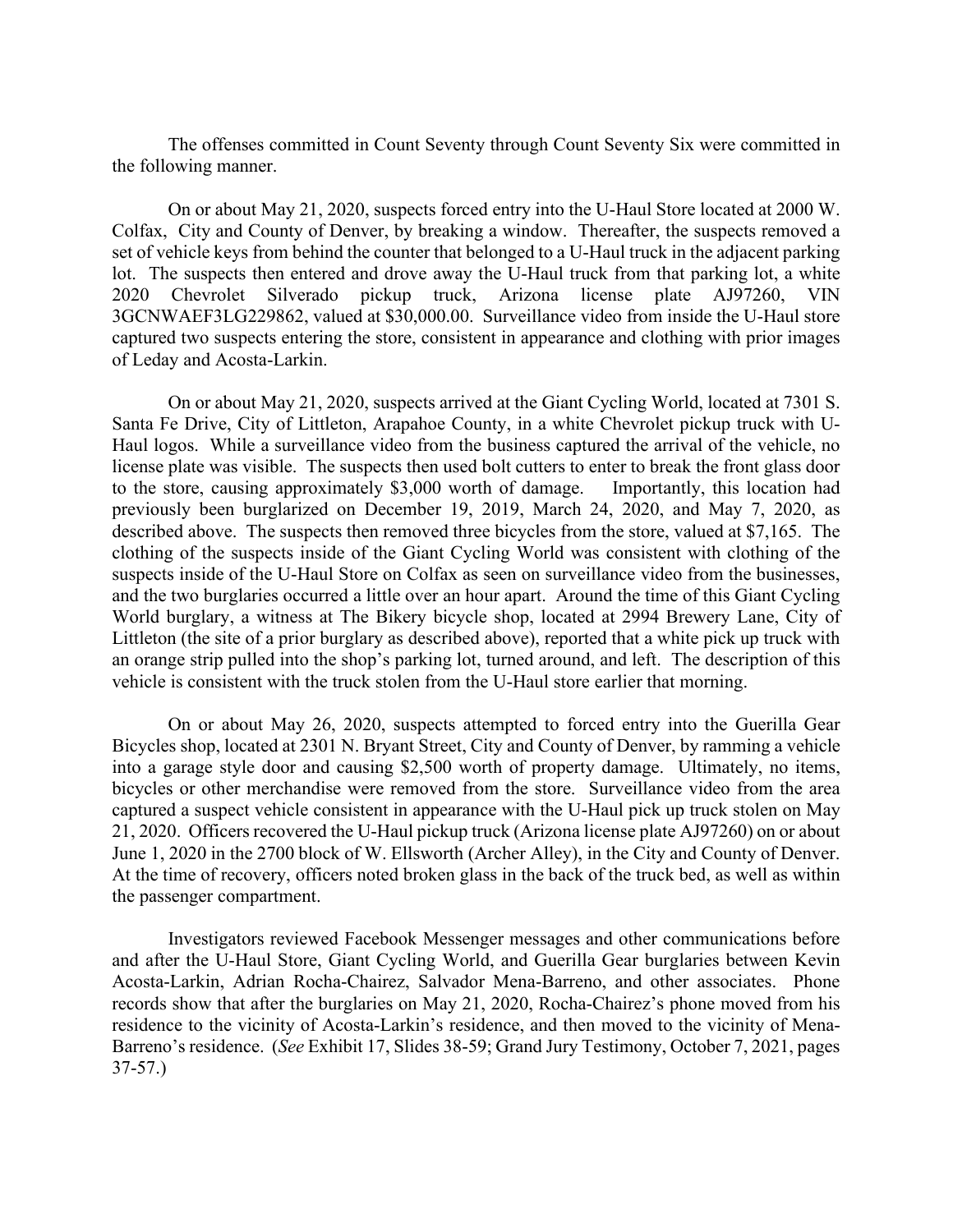The offenses committed in Count Seventy through Count Seventy Six were committed in the following manner.

On or about May 21, 2020, suspects forced entry into the U-Haul Store located at 2000 W. Colfax, City and County of Denver, by breaking a window. Thereafter, the suspects removed a set of vehicle keys from behind the counter that belonged to a U-Haul truck in the adjacent parking lot. The suspects then entered and drove away the U-Haul truck from that parking lot, a white 2020 Chevrolet Silverado pickup truck, Arizona license plate AJ97260, VIN 3GCNWAEF3LG229862, valued at $30,000.00. Surveillance video from inside the U-Haul store captured two suspects entering the store, consistent in appearance and clothing with prior images of Leday and Acosta-Larkin.

On or about May 21, 2020, suspects arrived at the Giant Cycling World, located at 7301 S. Santa Fe Drive, City of Littleton, Arapahoe County, in a white Chevrolet pickup truck with U-Haul logos. While a surveillance video from the business captured the arrival of the vehicle, no license plate was visible. The suspects then used bolt cutters to enter to break the front glass door to the store, causing approximately $3,000 worth of damage. Importantly, this location had previously been burglarized on December 19, 2019, March 24, 2020, and May 7, 2020, as described above. The suspects then removed three bicycles from the store, valued at $7,165. The clothing of the suspects inside of the Giant Cycling World was consistent with clothing of the suspects inside of the U-Haul Store on Colfax as seen on surveillance video from the businesses, and the two burglaries occurred a little over an hour apart. Around the time of this Giant Cycling World burglary, a witness at The Bikery bicycle shop, located at 2994 Brewery Lane, City of Littleton (the site of a prior burglary as described above), reported that a white pick up truck with an orange strip pulled into the shop's parking lot, turned around, and left. The description of this vehicle is consistent with the truck stolen from the U-Haul store earlier that morning.

On or about May 26, 2020, suspects attempted to forced entry into the Guerilla Gear Bicycles shop, located at 2301 N. Bryant Street, City and County of Denver, by ramming a vehicle into a garage style door and causing $2,500 worth of property damage. Ultimately, no items, bicycles or other merchandise were removed from the store. Surveillance video from the area captured a suspect vehicle consistent in appearance with the U-Haul pick up truck stolen on May 21, 2020. Officers recovered the U-Haul pickup truck (Arizona license plate AJ97260) on or about June 1, 2020 in the 2700 block of W. Ellsworth (Archer Alley), in the City and County of Denver. At the time of recovery, officers noted broken glass in the back of the truck bed, as well as within the passenger compartment.

Investigators reviewed Facebook Messenger messages and other communications before and after the U-Haul Store, Giant Cycling World, and Guerilla Gear burglaries between Kevin Acosta-Larkin, Adrian Rocha-Chairez, Salvador Mena-Barreno, and other associates. Phone records show that after the burglaries on May 21, 2020, Rocha-Chairez's phone moved from his residence to the vicinity of Acosta-Larkin's residence, and then moved to the vicinity of Mena-Barreno's residence. (*See* Exhibit 17, Slides 38-59; Grand Jury Testimony, October 7, 2021, pages 37-57.)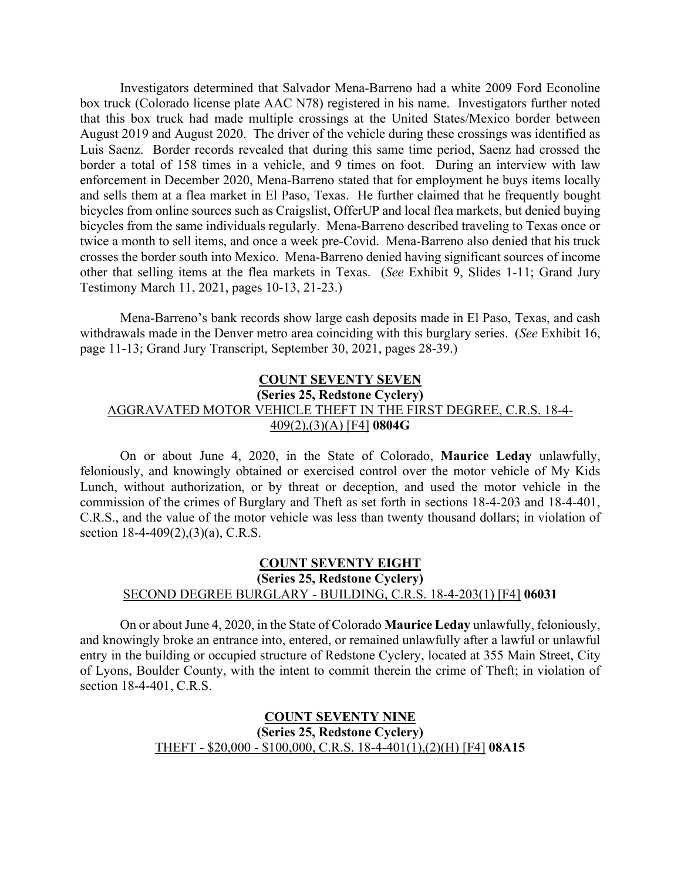Investigators determined that Salvador Mena-Barreno had a white 2009 Ford Econoline box truck (Colorado license plate AAC N78) registered in his name. Investigators further noted that this box truck had made multiple crossings at the United States/Mexico border between August 2019 and August 2020. The driver of the vehicle during these crossings was identified as Luis Saenz. Border records revealed that during this same time period, Saenz had crossed the border a total of 158 times in a vehicle, and 9 times on foot. During an interview with law enforcement in December 2020, Mena-Barreno stated that for employment he buys items locally and sells them at a flea market in El Paso, Texas. He further claimed that he frequently bought bicycles from online sources such as Craigslist, OfferUP and local flea markets, but denied buying bicycles from the same individuals regularly. Mena-Barreno described traveling to Texas once or twice a month to sell items, and once a week pre-Covid. Mena-Barreno also denied that his truck crosses the border south into Mexico. Mena-Barreno denied having significant sources of income other that selling items at the flea markets in Texas. (*See* Exhibit 9, Slides 1-11; Grand Jury Testimony March 11, 2021, pages 10-13, 21-23.)

Mena-Barreno's bank records show large cash deposits made in El Paso, Texas, and cash withdrawals made in the Denver metro area coinciding with this burglary series. (*See* Exhibit 16, page 11-13; Grand Jury Transcript, September 30, 2021, pages 28-39.)

**COUNT SEVENTY SEVEN**
**(Series 25, Redstone Cyclery)**
AGGRAVATED MOTOR VEHICLE THEFT IN THE FIRST DEGREE, C.R.S. 18-4-409(2),(3)(A) [F4] **0804G**

On or about June 4, 2020, in the State of Colorado, **Maurice Leday** unlawfully, feloniously, and knowingly obtained or exercised control over the motor vehicle of My Kids Lunch, without authorization, or by threat or deception, and used the motor vehicle in the commission of the crimes of Burglary and Theft as set forth in sections 18-4-203 and 18-4-401, C.R.S., and the value of the motor vehicle was less than twenty thousand dollars; in violation of section 18-4-409(2),(3)(a), C.R.S.

**COUNT SEVENTY EIGHT**
**(Series 25, Redstone Cyclery)**
SECOND DEGREE BURGLARY - BUILDING, C.R.S. 18-4-203(1) [F4] **06031**

On or about June 4, 2020, in the State of Colorado **Maurice Leday** unlawfully, feloniously, and knowingly broke an entrance into, entered, or remained unlawfully after a lawful or unlawful entry in the building or occupied structure of Redstone Cyclery, located at 355 Main Street, City of Lyons, Boulder County, with the intent to commit therein the crime of Theft; in violation of section 18-4-401, C.R.S.

**COUNT SEVENTY NINE**
**(Series 25, Redstone Cyclery)**
THEFT - $20,000 - $100,000, C.R.S. 18-4-401(1),(2)(H) [F4] **08A15**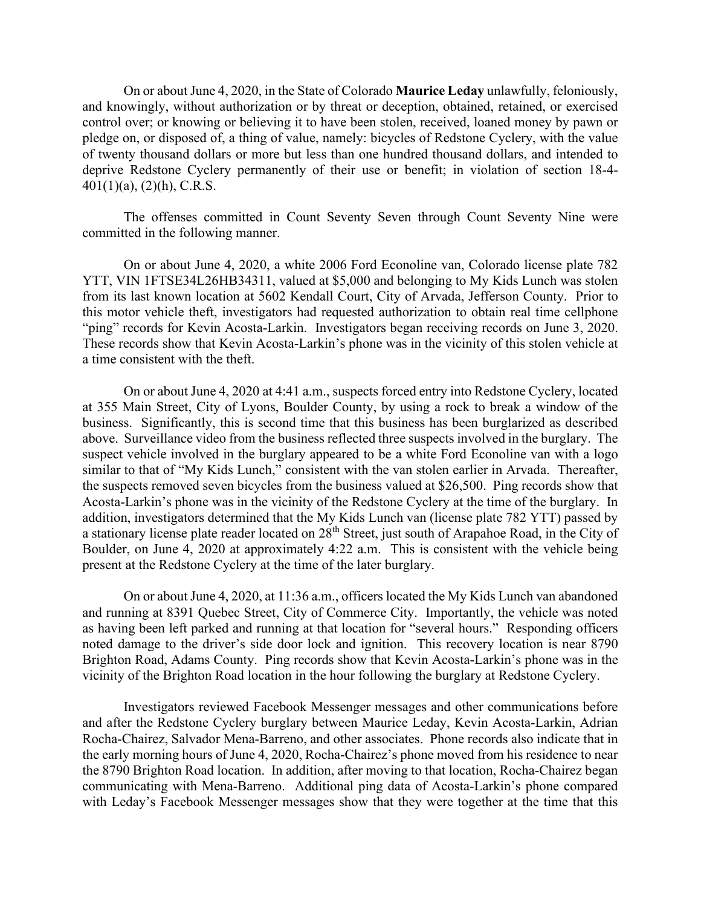On or about June 4, 2020, in the State of Colorado **Maurice Leday** unlawfully, feloniously, and knowingly, without authorization or by threat or deception, obtained, retained, or exercised control over; or knowing or believing it to have been stolen, received, loaned money by pawn or pledge on, or disposed of, a thing of value, namely: bicycles of Redstone Cyclery, with the value of twenty thousand dollars or more but less than one hundred thousand dollars, and intended to deprive Redstone Cyclery permanently of their use or benefit; in violation of section 18-4-401(1)(a), (2)(h), C.R.S.

The offenses committed in Count Seventy Seven through Count Seventy Nine were committed in the following manner.

On or about June 4, 2020, a white 2006 Ford Econoline van, Colorado license plate 782 YTT, VIN 1FTSE34L26HB34311, valued at $5,000 and belonging to My Kids Lunch was stolen from its last known location at 5602 Kendall Court, City of Arvada, Jefferson County. Prior to this motor vehicle theft, investigators had requested authorization to obtain real time cellphone "ping" records for Kevin Acosta-Larkin. Investigators began receiving records on June 3, 2020. These records show that Kevin Acosta-Larkin's phone was in the vicinity of this stolen vehicle at a time consistent with the theft.

On or about June 4, 2020 at 4:41 a.m., suspects forced entry into Redstone Cyclery, located at 355 Main Street, City of Lyons, Boulder County, by using a rock to break a window of the business. Significantly, this is second time that this business has been burglarized as described above. Surveillance video from the business reflected three suspects involved in the burglary. The suspect vehicle involved in the burglary appeared to be a white Ford Econoline van with a logo similar to that of "My Kids Lunch," consistent with the van stolen earlier in Arvada. Thereafter, the suspects removed seven bicycles from the business valued at $26,500. Ping records show that Acosta-Larkin's phone was in the vicinity of the Redstone Cyclery at the time of the burglary. In addition, investigators determined that the My Kids Lunch van (license plate 782 YTT) passed by a stationary license plate reader located on 28th Street, just south of Arapahoe Road, in the City of Boulder, on June 4, 2020 at approximately 4:22 a.m. This is consistent with the vehicle being present at the Redstone Cyclery at the time of the later burglary.

On or about June 4, 2020, at 11:36 a.m., officers located the My Kids Lunch van abandoned and running at 8391 Quebec Street, City of Commerce City. Importantly, the vehicle was noted as having been left parked and running at that location for "several hours." Responding officers noted damage to the driver's side door lock and ignition. This recovery location is near 8790 Brighton Road, Adams County. Ping records show that Kevin Acosta-Larkin's phone was in the vicinity of the Brighton Road location in the hour following the burglary at Redstone Cyclery.

Investigators reviewed Facebook Messenger messages and other communications before and after the Redstone Cyclery burglary between Maurice Leday, Kevin Acosta-Larkin, Adrian Rocha-Chairez, Salvador Mena-Barreno, and other associates. Phone records also indicate that in the early morning hours of June 4, 2020, Rocha-Chairez's phone moved from his residence to near the 8790 Brighton Road location. In addition, after moving to that location, Rocha-Chairez began communicating with Mena-Barreno. Additional ping data of Acosta-Larkin's phone compared with Leday's Facebook Messenger messages show that they were together at the time that this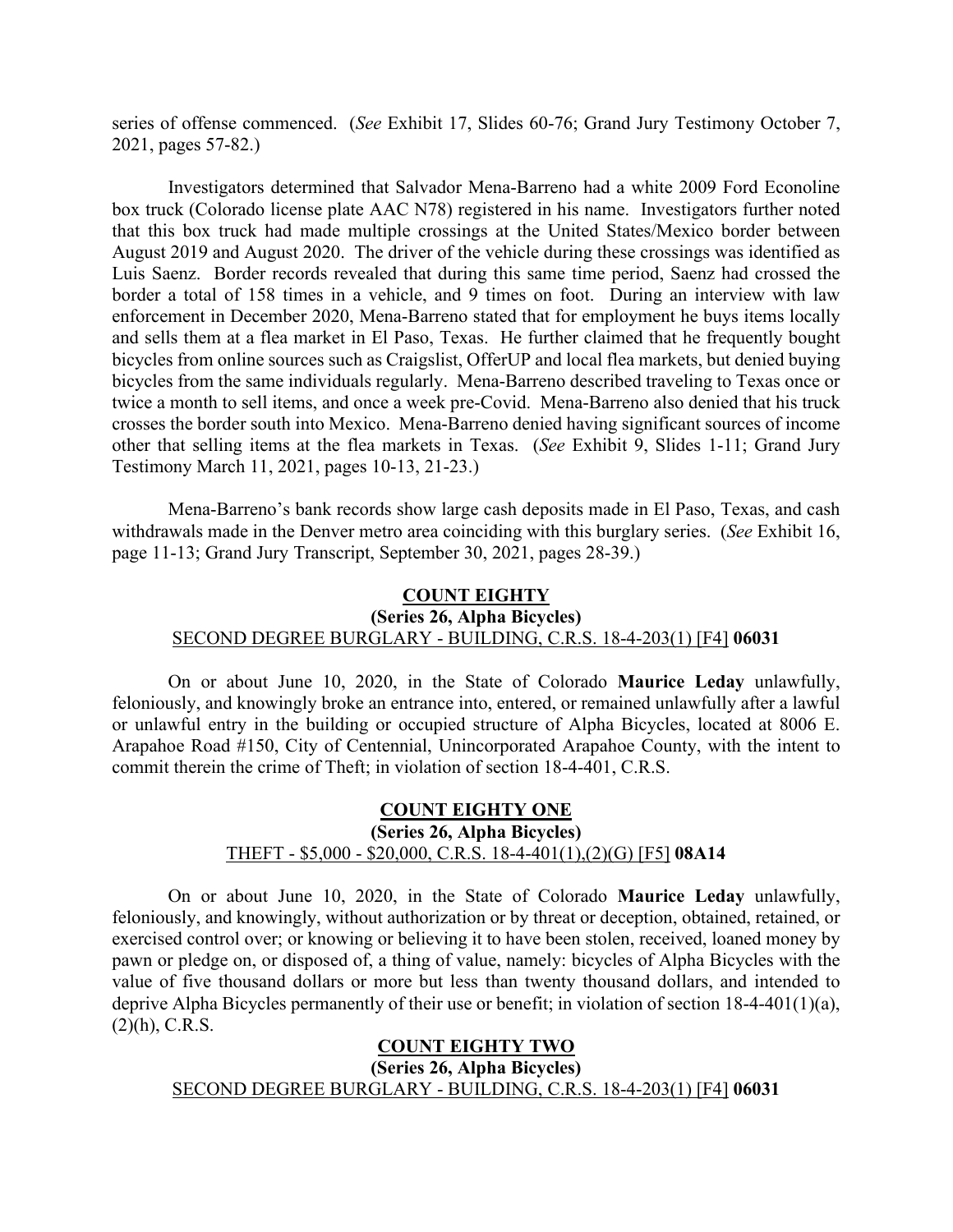series of offense commenced. (*See* Exhibit 17, Slides 60-76; Grand Jury Testimony October 7, 2021, pages 57-82.)

Investigators determined that Salvador Mena-Barreno had a white 2009 Ford Econoline box truck (Colorado license plate AAC N78) registered in his name. Investigators further noted that this box truck had made multiple crossings at the United States/Mexico border between August 2019 and August 2020. The driver of the vehicle during these crossings was identified as Luis Saenz. Border records revealed that during this same time period, Saenz had crossed the border a total of 158 times in a vehicle, and 9 times on foot. During an interview with law enforcement in December 2020, Mena-Barreno stated that for employment he buys items locally and sells them at a flea market in El Paso, Texas. He further claimed that he frequently bought bicycles from online sources such as Craigslist, OfferUP and local flea markets, but denied buying bicycles from the same individuals regularly. Mena-Barreno described traveling to Texas once or twice a month to sell items, and once a week pre-Covid. Mena-Barreno also denied that his truck crosses the border south into Mexico. Mena-Barreno denied having significant sources of income other that selling items at the flea markets in Texas. (*See* Exhibit 9, Slides 1-11; Grand Jury Testimony March 11, 2021, pages 10-13, 21-23.)

Mena-Barreno's bank records show large cash deposits made in El Paso, Texas, and cash withdrawals made in the Denver metro area coinciding with this burglary series. (*See* Exhibit 16, page 11-13; Grand Jury Transcript, September 30, 2021, pages 28-39.)

**COUNT EIGHTY**
**(Series 26, Alpha Bicycles)**
SECOND DEGREE BURGLARY - BUILDING, C.R.S. 18-4-203(1) [F4] **06031**

On or about June 10, 2020, in the State of Colorado **Maurice Leday** unlawfully, feloniously, and knowingly broke an entrance into, entered, or remained unlawfully after a lawful or unlawful entry in the building or occupied structure of Alpha Bicycles, located at 8006 E. Arapahoe Road #150, City of Centennial, Unincorporated Arapahoe County, with the intent to commit therein the crime of Theft; in violation of section 18-4-401, C.R.S.

**COUNT EIGHTY ONE**
**(Series 26, Alpha Bicycles)**
THEFT - \$5,000 - \$20,000, C.R.S. 18-4-401(1),(2)(G) [F5] **08A14**

On or about June 10, 2020, in the State of Colorado **Maurice Leday** unlawfully, feloniously, and knowingly, without authorization or by threat or deception, obtained, retained, or exercised control over; or knowing or believing it to have been stolen, received, loaned money by pawn or pledge on, or disposed of, a thing of value, namely: bicycles of Alpha Bicycles with the value of five thousand dollars or more but less than twenty thousand dollars, and intended to deprive Alpha Bicycles permanently of their use or benefit; in violation of section 18-4-401(1)(a), (2)(h), C.R.S.

**COUNT EIGHTY TWO**
**(Series 26, Alpha Bicycles)**
SECOND DEGREE BURGLARY - BUILDING, C.R.S. 18-4-203(1) [F4] **06031**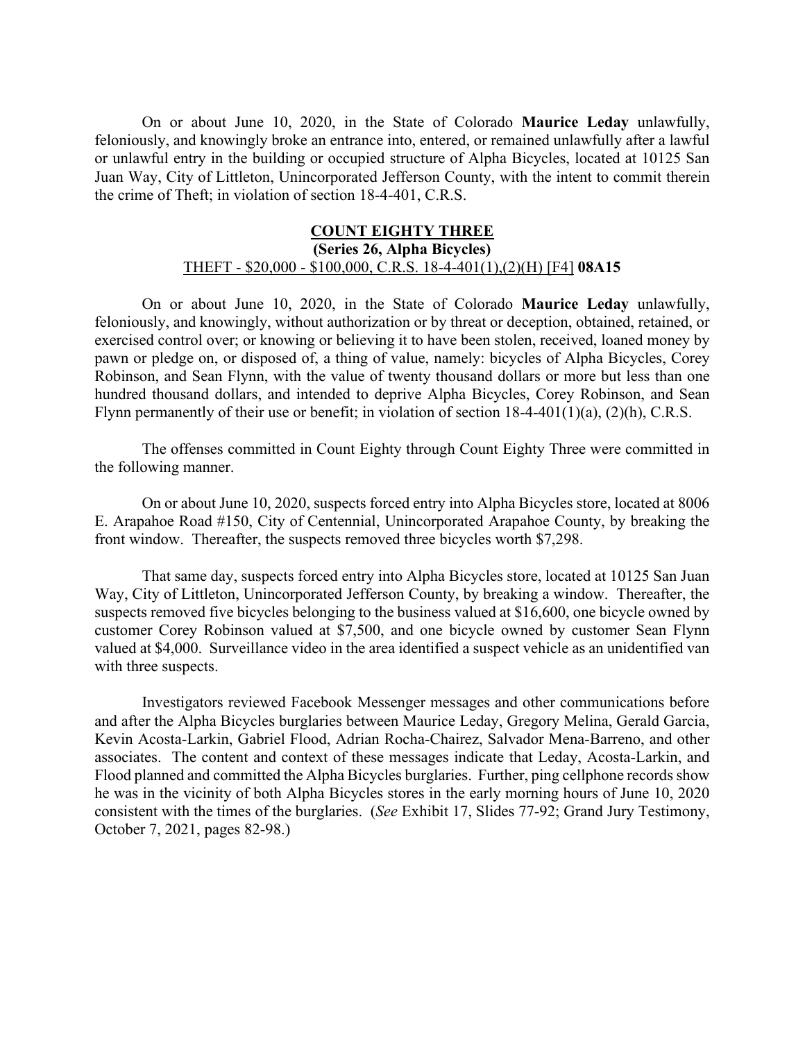On or about June 10, 2020, in the State of Colorado **Maurice Leday** unlawfully, feloniously, and knowingly broke an entrance into, entered, or remained unlawfully after a lawful or unlawful entry in the building or occupied structure of Alpha Bicycles, located at 10125 San Juan Way, City of Littleton, Unincorporated Jefferson County, with the intent to commit therein the crime of Theft; in violation of section 18-4-401, C.R.S.

**COUNT EIGHTY THREE**

**(Series 26, Alpha Bicycles)**

THEFT - $20,000 - $100,000, C.R.S. 18-4-401(1),(2)(H) [F4] **08A15**

On or about June 10, 2020, in the State of Colorado **Maurice Leday** unlawfully, feloniously, and knowingly, without authorization or by threat or deception, obtained, retained, or exercised control over; or knowing or believing it to have been stolen, received, loaned money by pawn or pledge on, or disposed of, a thing of value, namely: bicycles of Alpha Bicycles, Corey Robinson, and Sean Flynn, with the value of twenty thousand dollars or more but less than one hundred thousand dollars, and intended to deprive Alpha Bicycles, Corey Robinson, and Sean Flynn permanently of their use or benefit; in violation of section 18-4-401(1)(a), (2)(h), C.R.S.

The offenses committed in Count Eighty through Count Eighty Three were committed in the following manner.

On or about June 10, 2020, suspects forced entry into Alpha Bicycles store, located at 8006 E. Arapahoe Road #150, City of Centennial, Unincorporated Arapahoe County, by breaking the front window. Thereafter, the suspects removed three bicycles worth $7,298.

That same day, suspects forced entry into Alpha Bicycles store, located at 10125 San Juan Way, City of Littleton, Unincorporated Jefferson County, by breaking a window. Thereafter, the suspects removed five bicycles belonging to the business valued at $16,600, one bicycle owned by customer Corey Robinson valued at $7,500, and one bicycle owned by customer Sean Flynn valued at $4,000. Surveillance video in the area identified a suspect vehicle as an unidentified van with three suspects.

Investigators reviewed Facebook Messenger messages and other communications before and after the Alpha Bicycles burglaries between Maurice Leday, Gregory Melina, Gerald Garcia, Kevin Acosta-Larkin, Gabriel Flood, Adrian Rocha-Chairez, Salvador Mena-Barreno, and other associates. The content and context of these messages indicate that Leday, Acosta-Larkin, and Flood planned and committed the Alpha Bicycles burglaries. Further, ping cellphone records show he was in the vicinity of both Alpha Bicycles stores in the early morning hours of June 10, 2020 consistent with the times of the burglaries. (*See* Exhibit 17, Slides 77-92; Grand Jury Testimony, October 7, 2021, pages 82-98.)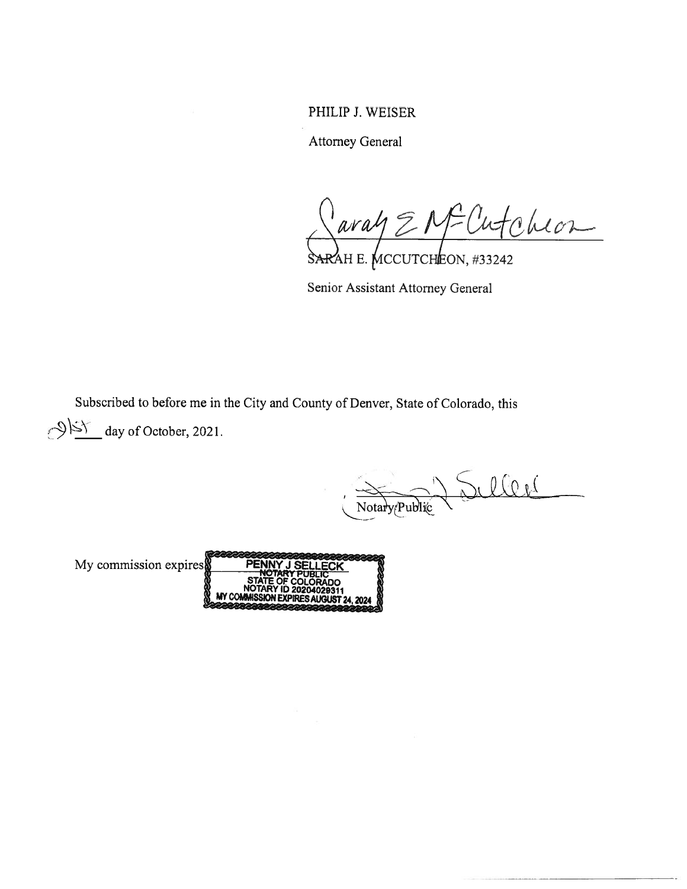PHILIP J. WEISER

Attorney General

Sarah E McCutcheon

SARAH E. MCCUTCHEON, #33242

Senior Assistant Attorney General

Subscribed to before me in the City and County of Denver, State of Colorado, this 21st day of October, 2021.

Notary Public

My commission expires

PENNY J SELLECK
NOTARY PUBLIC
STATE OF COLORADO
NOTARY ID 20204029311
MY COMMISSION EXPIRES AUGUST 24, 2024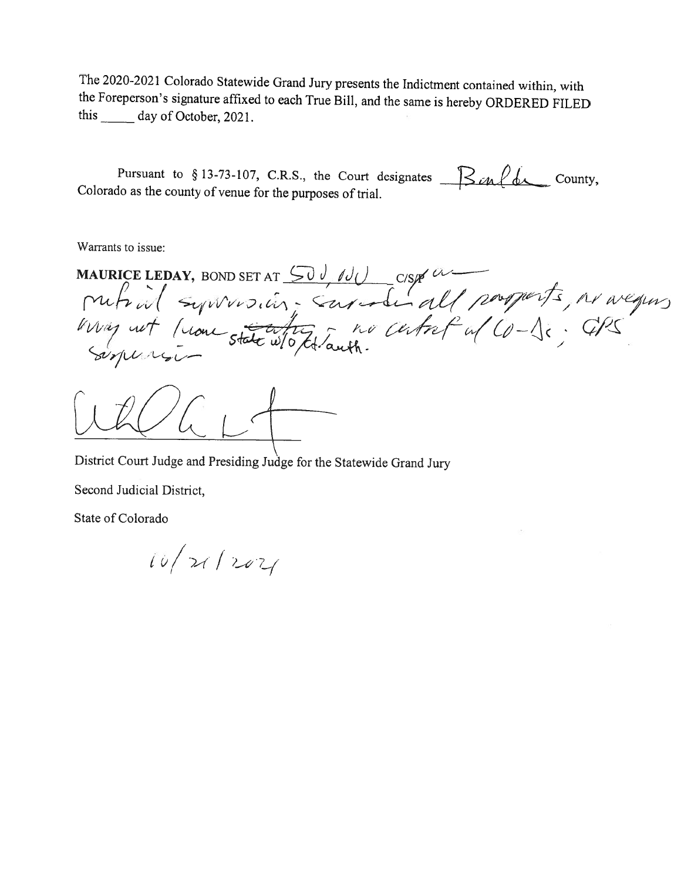The 2020-2021 Colorado Statewide Grand Jury presents the Indictment contained within, with the Foreperson's signature affixed to each True Bill, and the same is hereby ORDERED FILED this _____ day of October, 2021.

Pursuant to § 13-73-107, C.R.S., the Court designates Boulder County, Colorado as the county of venue for the purposes of trial.

Warrants to issue:

**MAURICE LEDAY**, BOND SET AT 50,000 C/S/P w/ pretrial supervision - surrender all passports, no weapons, may not leave state w/o Ct. auth. - no contact w/ Co-Ds; GPS supervision

District Court Judge and Presiding Judge for the Statewide Grand Jury

Second Judicial District,

State of Colorado

10/21/2021